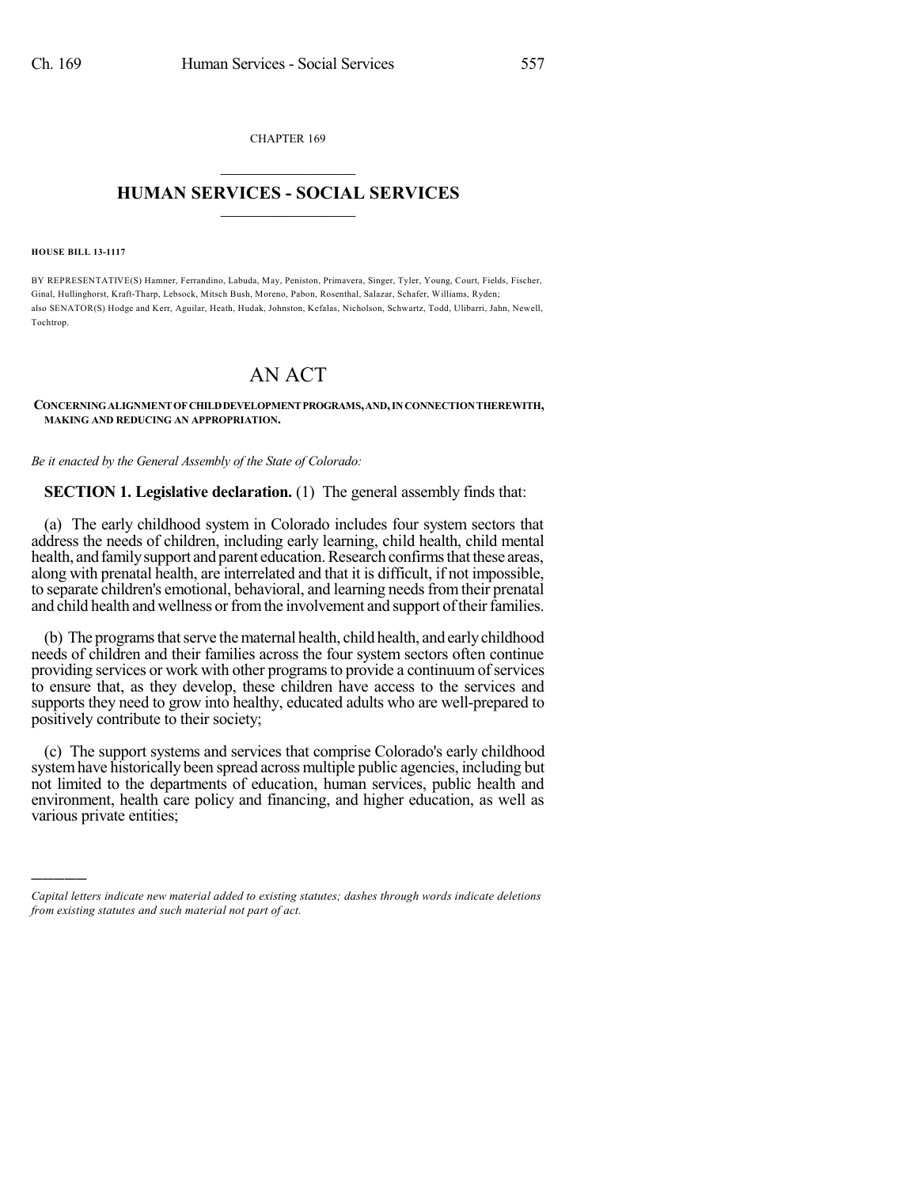CHAPTER 169

# HUMAN SERVICES - SOCIAL SERVICES

**HOUSE BILL 13-1117**

BY REPRESENTATIVE(S) Hamner, Ferrandino, Labuda, May, Peniston, Primavera, Singer, Tyler, Young, Court, Fields, Fischer, Ginal, Hullinghorst, Kraft-Tharp, Lebsock, Mitsch Bush, Moreno, Pabon, Rosenthal, Salazar, Schafer, Williams, Ryden; also SENATOR(S) Hodge and Kerr, Aguilar, Heath, Hudak, Johnston, Kefalas, Nicholson, Schwartz, Todd, Ulibarri, Jahn, Newell, Tochtrop.

# AN ACT

**CONCERNING ALIGNMENT OF CHILD DEVELOPMENT PROGRAMS, AND, IN CONNECTION THEREWITH, MAKING AND REDUCING AN APPROPRIATION.**

*Be it enacted by the General Assembly of the State of Colorado:*

**SECTION 1. Legislative declaration.** (1) The general assembly finds that:

(a) The early childhood system in Colorado includes four system sectors that address the needs of children, including early learning, child health, child mental health, and family support and parent education. Research confirms that these areas, along with prenatal health, are interrelated and that it is difficult, if not impossible, to separate children's emotional, behavioral, and learning needs from their prenatal and child health and wellness or from the involvement and support of their families.

(b) The programs that serve the maternal health, child health, and early childhood needs of children and their families across the four system sectors often continue providing services or work with other programs to provide a continuum of services to ensure that, as they develop, these children have access to the services and supports they need to grow into healthy, educated adults who are well-prepared to positively contribute to their society;

(c) The support systems and services that comprise Colorado's early childhood system have historically been spread across multiple public agencies, including but not limited to the departments of education, human services, public health and environment, health care policy and financing, and higher education, as well as various private entities;

*Capital letters indicate new material added to existing statutes; dashes through words indicate deletions from existing statutes and such material not part of act.*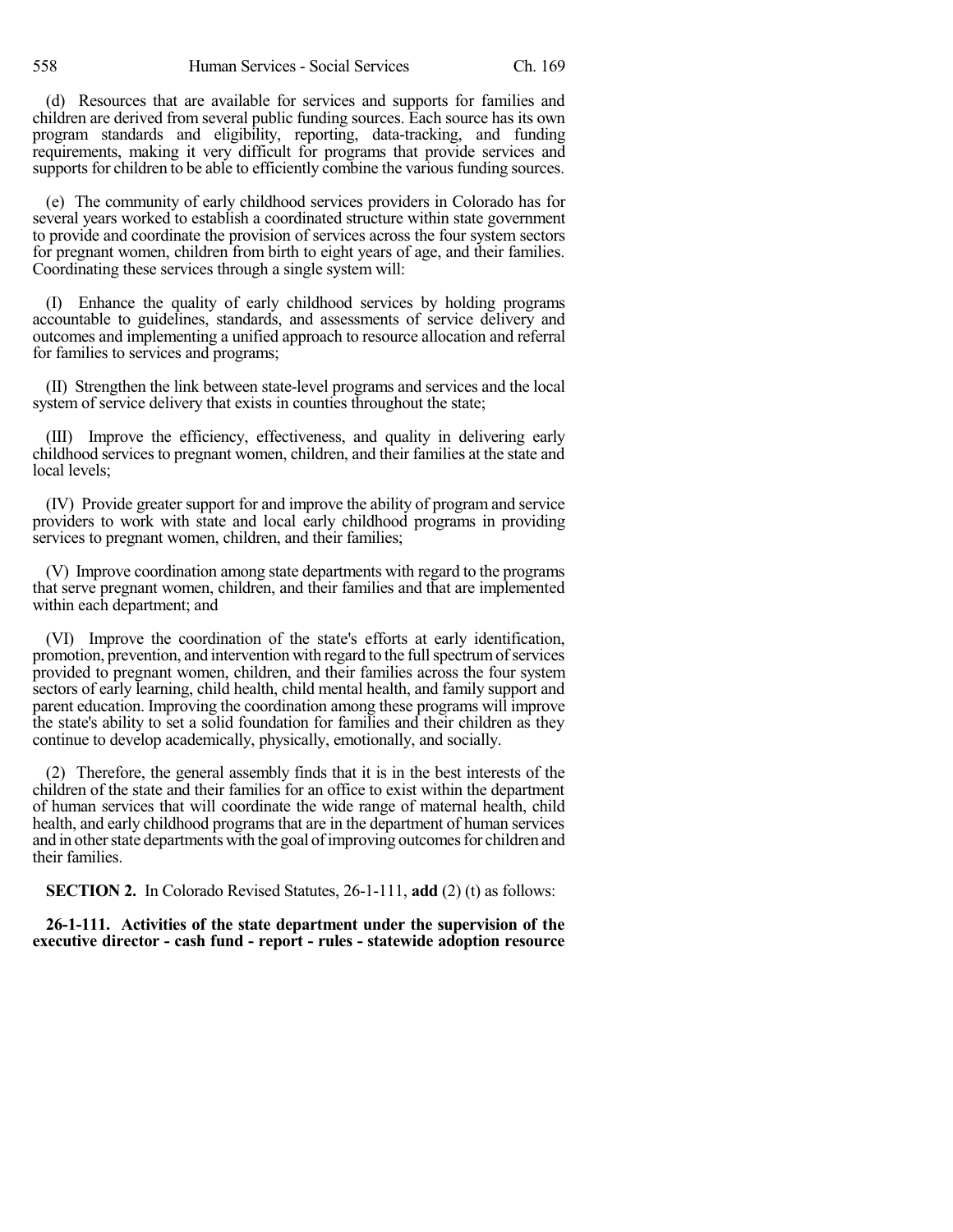(d) Resources that are available for services and supports for families and children are derived from several public funding sources. Each source has its own program standards and eligibility, reporting, data-tracking, and funding requirements, making it very difficult for programs that provide services and supports for children to be able to efficiently combine the various funding sources.

(e) The community of early childhood services providers in Colorado has for several years worked to establish a coordinated structure within state government to provide and coordinate the provision of services across the four system sectors for pregnant women, children from birth to eight years of age, and their families. Coordinating these services through a single system will:

(I) Enhance the quality of early childhood services by holding programs accountable to guidelines, standards, and assessments of service delivery and outcomes and implementing a unified approach to resource allocation and referral for families to services and programs;

(II) Strengthen the link between state-level programs and services and the local system of service delivery that exists in counties throughout the state;

(III) Improve the efficiency, effectiveness, and quality in delivering early childhood services to pregnant women, children, and their families at the state and local levels;

(IV) Provide greater support for and improve the ability of program and service providers to work with state and local early childhood programs in providing services to pregnant women, children, and their families;

(V) Improve coordination among state departments with regard to the programs that serve pregnant women, children, and their families and that are implemented within each department; and

(VI) Improve the coordination of the state's efforts at early identification, promotion, prevention, and intervention with regard to the full spectrum of services provided to pregnant women, children, and their families across the four system sectors of early learning, child health, child mental health, and family support and parent education. Improving the coordination among these programs will improve the state's ability to set a solid foundation for families and their children as they continue to develop academically, physically, emotionally, and socially.

(2) Therefore, the general assembly finds that it is in the best interests of the children of the state and their families for an office to exist within the department of human services that will coordinate the wide range of maternal health, child health, and early childhood programs that are in the department of human services and in other state departments with the goal of improving outcomes for children and their families.

**SECTION 2.** In Colorado Revised Statutes, 26-1-111, **add** (2) (t) as follows:

**26-1-111. Activities of the state department under the supervision of the executive director - cash fund - report - rules - statewide adoption resource**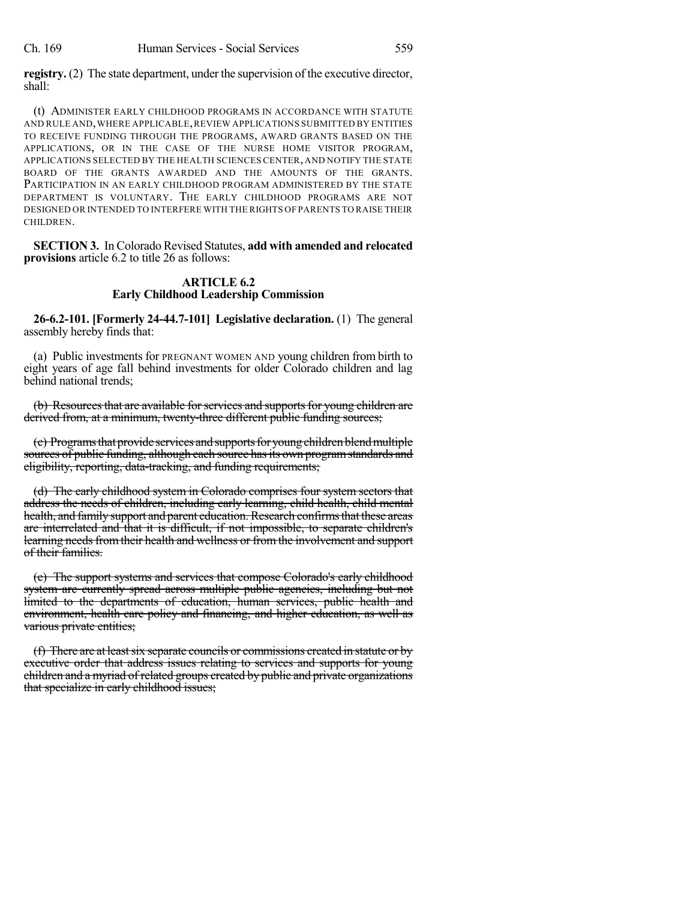**registry.** (2) The state department, under the supervision of the executive director, shall:

(t) ADMINISTER EARLY CHILDHOOD PROGRAMS IN ACCORDANCE WITH STATUTE AND RULE AND, WHERE APPLICABLE, REVIEW APPLICATIONS SUBMITTED BY ENTITIES TO RECEIVE FUNDING THROUGH THE PROGRAMS, AWARD GRANTS BASED ON THE APPLICATIONS, OR IN THE CASE OF THE NURSE HOME VISITOR PROGRAM, APPLICATIONS SELECTED BY THE HEALTH SCIENCES CENTER, AND NOTIFY THE STATE BOARD OF THE GRANTS AWARDED AND THE AMOUNTS OF THE GRANTS. PARTICIPATION IN AN EARLY CHILDHOOD PROGRAM ADMINISTERED BY THE STATE DEPARTMENT IS VOLUNTARY. THE EARLY CHILDHOOD PROGRAMS ARE NOT DESIGNED OR INTENDED TO INTERFERE WITH THE RIGHTS OF PARENTS TO RAISE THEIR CHILDREN.

**SECTION 3.** In Colorado Revised Statutes, **add with amended and relocated provisions** article 6.2 to title 26 as follows:

## ARTICLE 6.2
## Early Childhood Leadership Commission

**26-6.2-101. [Formerly 24-44.7-101] Legislative declaration.** (1) The general assembly hereby finds that:

(a) Public investments for PREGNANT WOMEN AND young children from birth to eight years of age fall behind investments for older Colorado children and lag behind national trends;

~~(b) Resources that are available for services and supports for young children are derived from, at a minimum, twenty-three different public funding sources;~~

~~(c) Programs that provide services and supports for young children blend multiple sources of public funding, although each source has its own program standards and eligibility, reporting, data-tracking, and funding requirements;~~

~~(d) The early childhood system in Colorado comprises four system sectors that address the needs of children, including early learning, child health, child mental health, and family support and parent education. Research confirms that these areas are interrelated and that it is difficult, if not impossible, to separate children's learning needs from their health and wellness or from the involvement and support of their families.~~

~~(e) The support systems and services that compose Colorado's early childhood system are currently spread across multiple public agencies, including but not limited to the departments of education, human services, public health and environment, health care policy and financing, and higher education, as well as various private entities;~~

~~(f) There are at least six separate councils or commissions created in statute or by executive order that address issues relating to services and supports for young children and a myriad of related groups created by public and private organizations that specialize in early childhood issues;~~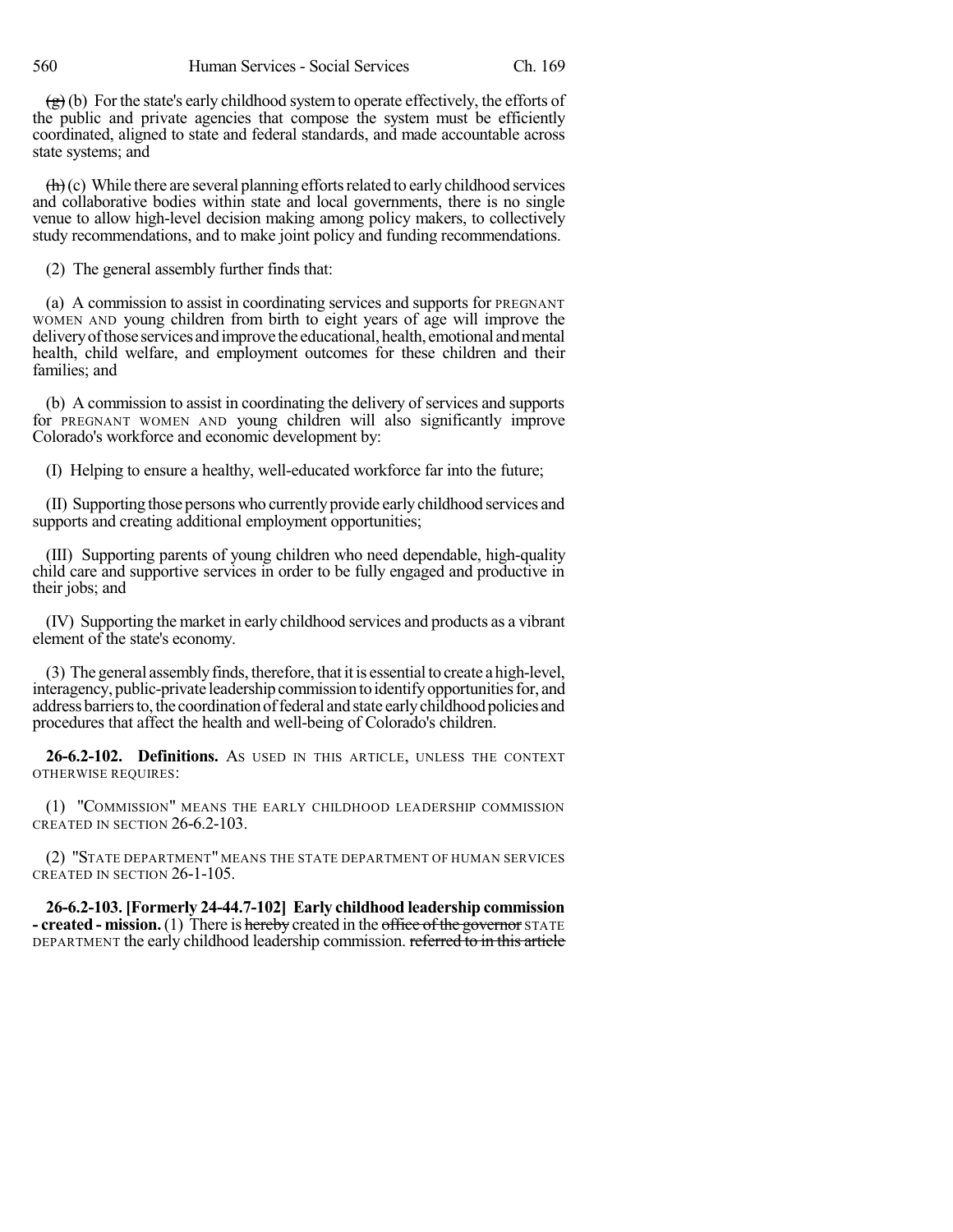~~(g)~~ (b) For the state's early childhood system to operate effectively, the efforts of the public and private agencies that compose the system must be efficiently coordinated, aligned to state and federal standards, and made accountable across state systems; and

~~(h)~~ (c) While there are several planning efforts related to early childhood services and collaborative bodies within state and local governments, there is no single venue to allow high-level decision making among policy makers, to collectively study recommendations, and to make joint policy and funding recommendations.

(2) The general assembly further finds that:

(a) A commission to assist in coordinating services and supports for PREGNANT WOMEN AND young children from birth to eight years of age will improve the delivery of those services and improve the educational, health, emotional and mental health, child welfare, and employment outcomes for these children and their families; and

(b) A commission to assist in coordinating the delivery of services and supports for PREGNANT WOMEN AND young children will also significantly improve Colorado's workforce and economic development by:

(I) Helping to ensure a healthy, well-educated workforce far into the future;

(II) Supporting those persons who currently provide early childhood services and supports and creating additional employment opportunities;

(III) Supporting parents of young children who need dependable, high-quality child care and supportive services in order to be fully engaged and productive in their jobs; and

(IV) Supporting the market in early childhood services and products as a vibrant element of the state's economy.

(3) The general assembly finds, therefore, that it is essential to create a high-level, interagency, public-private leadership commission to identify opportunities for, and address barriers to, the coordination of federal and state early childhood policies and procedures that affect the health and well-being of Colorado's children.

**26-6.2-102. Definitions.** AS USED IN THIS ARTICLE, UNLESS THE CONTEXT OTHERWISE REQUIRES:

(1) "COMMISSION" MEANS THE EARLY CHILDHOOD LEADERSHIP COMMISSION CREATED IN SECTION 26-6.2-103.

(2) "STATE DEPARTMENT" MEANS THE STATE DEPARTMENT OF HUMAN SERVICES CREATED IN SECTION 26-1-105.

**26-6.2-103. [Formerly 24-44.7-102] Early childhood leadership commission - created - mission.** (1) There is ~~hereby~~ created in the ~~office of the governor~~ STATE DEPARTMENT the early childhood leadership commission. ~~referred to in this article~~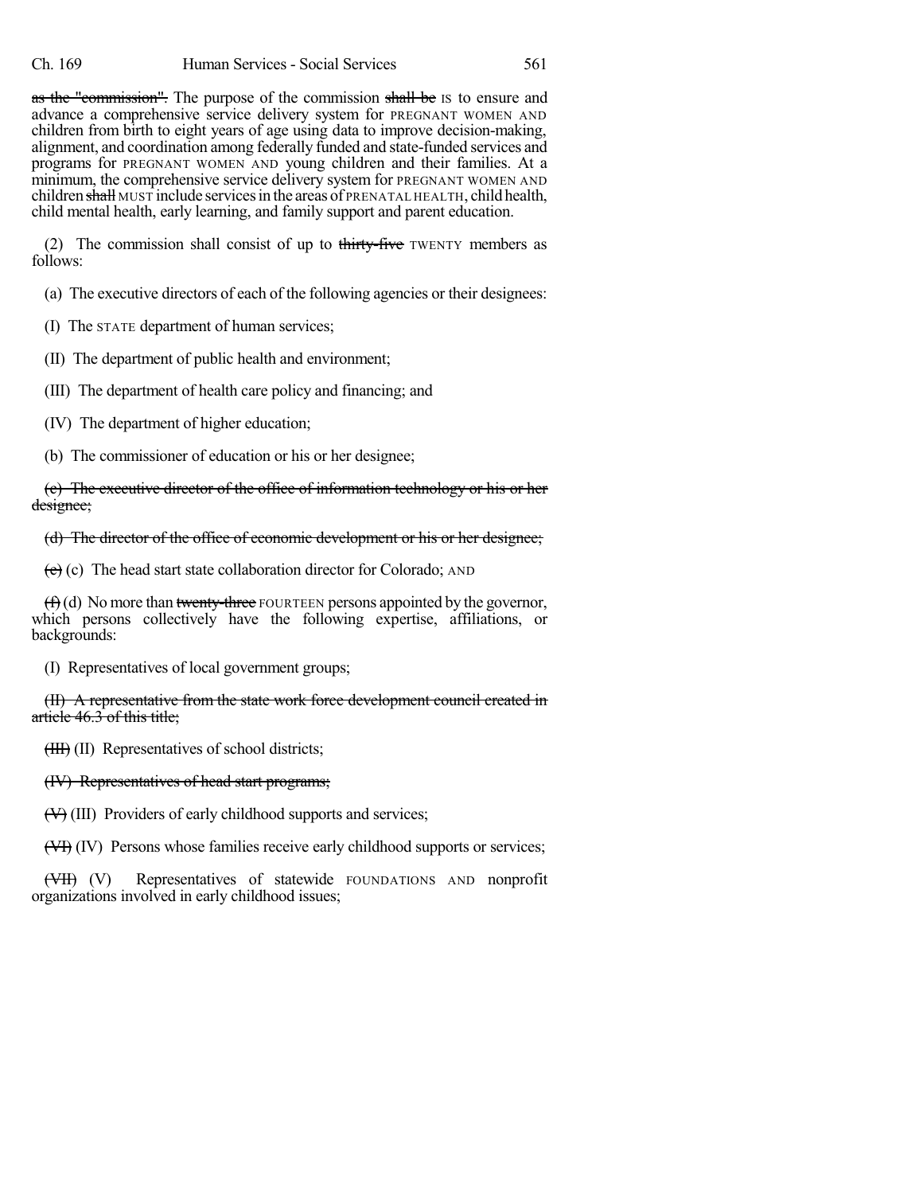as the "commission". The purpose of the commission shall be IS to ensure and advance a comprehensive service delivery system for PREGNANT WOMEN AND children from birth to eight years of age using data to improve decision-making, alignment, and coordination among federally funded and state-funded services and programs for PREGNANT WOMEN AND young children and their families. At a minimum, the comprehensive service delivery system for PREGNANT WOMEN AND children shall MUST include services in the areas of PRENATAL HEALTH, child health, child mental health, early learning, and family support and parent education.

(2) The commission shall consist of up to thirty-five TWENTY members as follows:

(a) The executive directors of each of the following agencies or their designees:

(I) The STATE department of human services;

(II) The department of public health and environment;

(III) The department of health care policy and financing; and

(IV) The department of higher education;

(b) The commissioner of education or his or her designee;

(c) The executive director of the office of information technology or his or her designee;

(d) The director of the office of economic development or his or her designee;

(e) (c) The head start state collaboration director for Colorado; AND

(f) (d) No more than twenty-three FOURTEEN persons appointed by the governor, which persons collectively have the following expertise, affiliations, or backgrounds:

(I) Representatives of local government groups;

(II) A representative from the state work force development council created in article 46.3 of this title;

(III) (II) Representatives of school districts;

(IV) Representatives of head start programs;

(V) (III) Providers of early childhood supports and services;

(VI) (IV) Persons whose families receive early childhood supports or services;

(VII) (V) Representatives of statewide FOUNDATIONS AND nonprofit organizations involved in early childhood issues;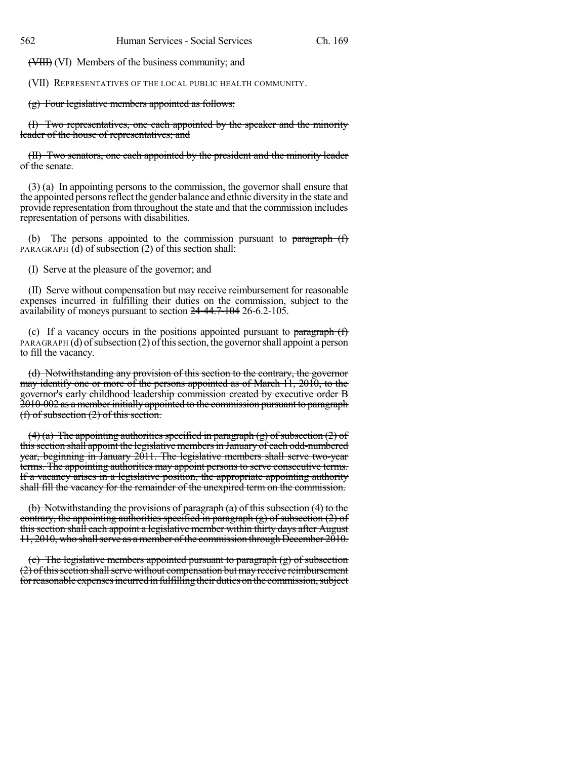~~(VIII)~~ (VI) Members of the business community; and

(VII) REPRESENTATIVES OF THE LOCAL PUBLIC HEALTH COMMUNITY.

~~(g) Four legislative members appointed as follows:~~

~~(I) Two representatives, one each appointed by the speaker and the minority leader of the house of representatives; and~~

~~(II) Two senators, one each appointed by the president and the minority leader of the senate.~~

(3) (a) In appointing persons to the commission, the governor shall ensure that the appointed persons reflect the gender balance and ethnic diversity in the state and provide representation from throughout the state and that the commission includes representation of persons with disabilities.

(b) The persons appointed to the commission pursuant to ~~paragraph (f)~~ PARAGRAPH (d) of subsection (2) of this section shall:

(I) Serve at the pleasure of the governor; and

(II) Serve without compensation but may receive reimbursement for reasonable expenses incurred in fulfilling their duties on the commission, subject to the availability of moneys pursuant to section ~~24-44.7-104~~ 26-6.2-105.

(c) If a vacancy occurs in the positions appointed pursuant to ~~paragraph (f)~~ PARAGRAPH (d) of subsection (2) of this section, the governor shall appoint a person to fill the vacancy.

~~(d) Notwithstanding any provision of this section to the contrary, the governor may identify one or more of the persons appointed as of March 11, 2010, to the governor's early childhood leadership commission created by executive order B 2010-002 as a member initially appointed to the commission pursuant to paragraph (f) of subsection (2) of this section.~~

~~(4) (a) The appointing authorities specified in paragraph (g) of subsection (2) of this section shall appoint the legislative members in January of each odd-numbered year, beginning in January 2011. The legislative members shall serve two-year terms. The appointing authorities may appoint persons to serve consecutive terms. If a vacancy arises in a legislative position, the appropriate appointing authority shall fill the vacancy for the remainder of the unexpired term on the commission.~~

~~(b) Notwithstanding the provisions of paragraph (a) of this subsection (4) to the contrary, the appointing authorities specified in paragraph (g) of subsection (2) of this section shall each appoint a legislative member within thirty days after August 11, 2010, who shall serve as a member of the commission through December 2010.~~

~~(c) The legislative members appointed pursuant to paragraph (g) of subsection (2) of this section shall serve without compensation but may receive reimbursement for reasonable expenses incurred in fulfilling their duties on the commission, subject~~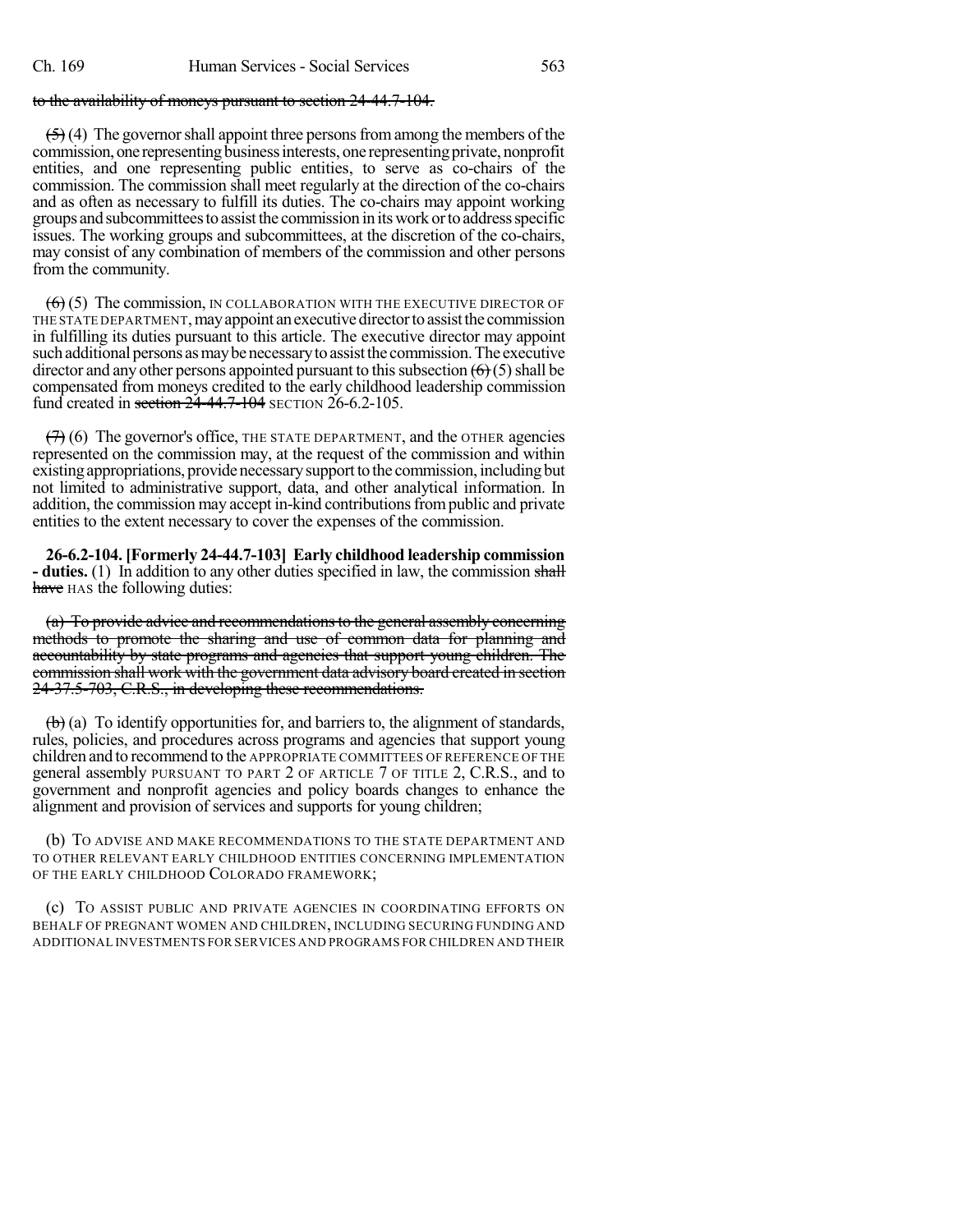to the availability of moneys pursuant to section 24-44.7-104.

~~(5)~~ (4) The governor shall appoint three persons from among the members of the commission, one representing business interests, one representing private, nonprofit entities, and one representing public entities, to serve as co-chairs of the commission. The commission shall meet regularly at the direction of the co-chairs and as often as necessary to fulfill its duties. The co-chairs may appoint working groups and subcommittees to assist the commission in its work or to address specific issues. The working groups and subcommittees, at the discretion of the co-chairs, may consist of any combination of members of the commission and other persons from the community.

~~(6)~~ (5) The commission, IN COLLABORATION WITH THE EXECUTIVE DIRECTOR OF THE STATE DEPARTMENT, may appoint an executive director to assist the commission in fulfilling its duties pursuant to this article. The executive director may appoint such additional persons as may be necessary to assist the commission. The executive director and any other persons appointed pursuant to this subsection ~~(6)~~ (5) shall be compensated from moneys credited to the early childhood leadership commission fund created in ~~section 24-44.7-104~~ SECTION 26-6.2-105.

~~(7)~~ (6) The governor's office, THE STATE DEPARTMENT, and the OTHER agencies represented on the commission may, at the request of the commission and within existing appropriations, provide necessary support to the commission, including but not limited to administrative support, data, and other analytical information. In addition, the commission may accept in-kind contributions from public and private entities to the extent necessary to cover the expenses of the commission.

**26-6.2-104. [Formerly 24-44.7-103] Early childhood leadership commission - duties.** (1) In addition to any other duties specified in law, the commission ~~shall have~~ HAS the following duties:

~~(a) To provide advice and recommendations to the general assembly concerning methods to promote the sharing and use of common data for planning and accountability by state programs and agencies that support young children. The commission shall work with the government data advisory board created in section 24-37.5-703, C.R.S., in developing these recommendations.~~

~~(b)~~ (a) To identify opportunities for, and barriers to, the alignment of standards, rules, policies, and procedures across programs and agencies that support young children and to recommend to the APPROPRIATE COMMITTEES OF REFERENCE OF THE general assembly PURSUANT TO PART 2 OF ARTICLE 7 OF TITLE 2, C.R.S., and to government and nonprofit agencies and policy boards changes to enhance the alignment and provision of services and supports for young children;

(b) TO ADVISE AND MAKE RECOMMENDATIONS TO THE STATE DEPARTMENT AND TO OTHER RELEVANT EARLY CHILDHOOD ENTITIES CONCERNING IMPLEMENTATION OF THE EARLY CHILDHOOD COLORADO FRAMEWORK;

(c) TO ASSIST PUBLIC AND PRIVATE AGENCIES IN COORDINATING EFFORTS ON BEHALF OF PREGNANT WOMEN AND CHILDREN, INCLUDING SECURING FUNDING AND ADDITIONAL INVESTMENTS FOR SERVICES AND PROGRAMS FOR CHILDREN AND THEIR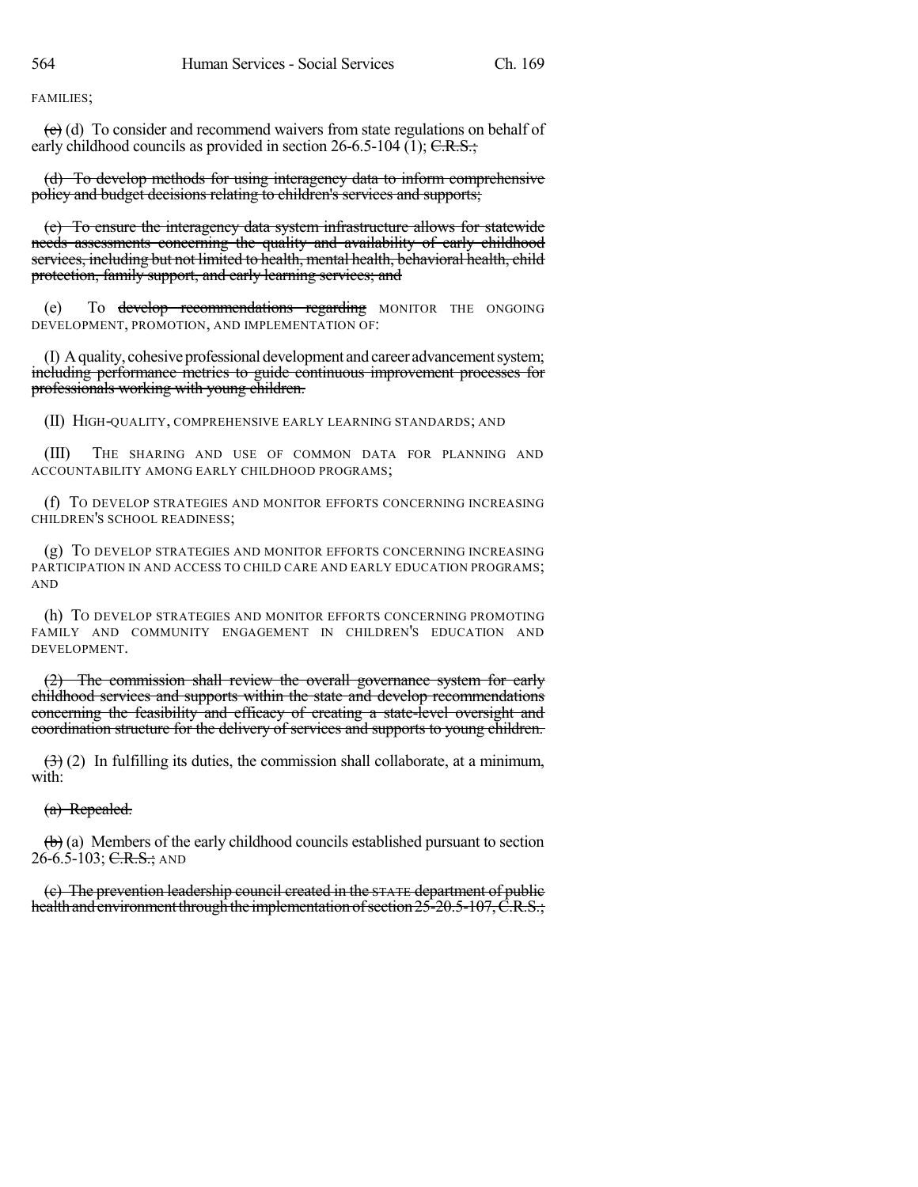FAMILIES;

~~(c)~~ (d) To consider and recommend waivers from state regulations on behalf of early childhood councils as provided in section 26-6.5-104 (1); ~~C.R.S.;~~

~~(d) To develop methods for using interagency data to inform comprehensive policy and budget decisions relating to children's services and supports;~~

~~(e) To ensure the interagency data system infrastructure allows for statewide needs assessments concerning the quality and availability of early childhood services, including but not limited to health, mental health, behavioral health, child protection, family support, and early learning services; and~~

(e) To ~~develop recommendations regarding~~ MONITOR THE ONGOING DEVELOPMENT, PROMOTION, AND IMPLEMENTATION OF:

(I) A quality, cohesive professional development and career advancement system; ~~including performance metrics to guide continuous improvement processes for professionals working with young children.~~

(II) HIGH-QUALITY, COMPREHENSIVE EARLY LEARNING STANDARDS; AND

(III) THE SHARING AND USE OF COMMON DATA FOR PLANNING AND ACCOUNTABILITY AMONG EARLY CHILDHOOD PROGRAMS;

(f) TO DEVELOP STRATEGIES AND MONITOR EFFORTS CONCERNING INCREASING CHILDREN'S SCHOOL READINESS;

(g) TO DEVELOP STRATEGIES AND MONITOR EFFORTS CONCERNING INCREASING PARTICIPATION IN AND ACCESS TO CHILD CARE AND EARLY EDUCATION PROGRAMS; AND

(h) TO DEVELOP STRATEGIES AND MONITOR EFFORTS CONCERNING PROMOTING FAMILY AND COMMUNITY ENGAGEMENT IN CHILDREN'S EDUCATION AND DEVELOPMENT.

~~(2) The commission shall review the overall governance system for early childhood services and supports within the state and develop recommendations concerning the feasibility and efficacy of creating a state-level oversight and coordination structure for the delivery of services and supports to young children.~~

~~(3)~~ (2) In fulfilling its duties, the commission shall collaborate, at a minimum, with:

~~(a) Repealed.~~

~~(b)~~ (a) Members of the early childhood councils established pursuant to section 26-6.5-103; ~~C.R.S.;~~ AND

~~(c) The prevention leadership council created in the~~ STATE ~~department of public health and environment through the implementation of section 25-20.5-107, C.R.S.;~~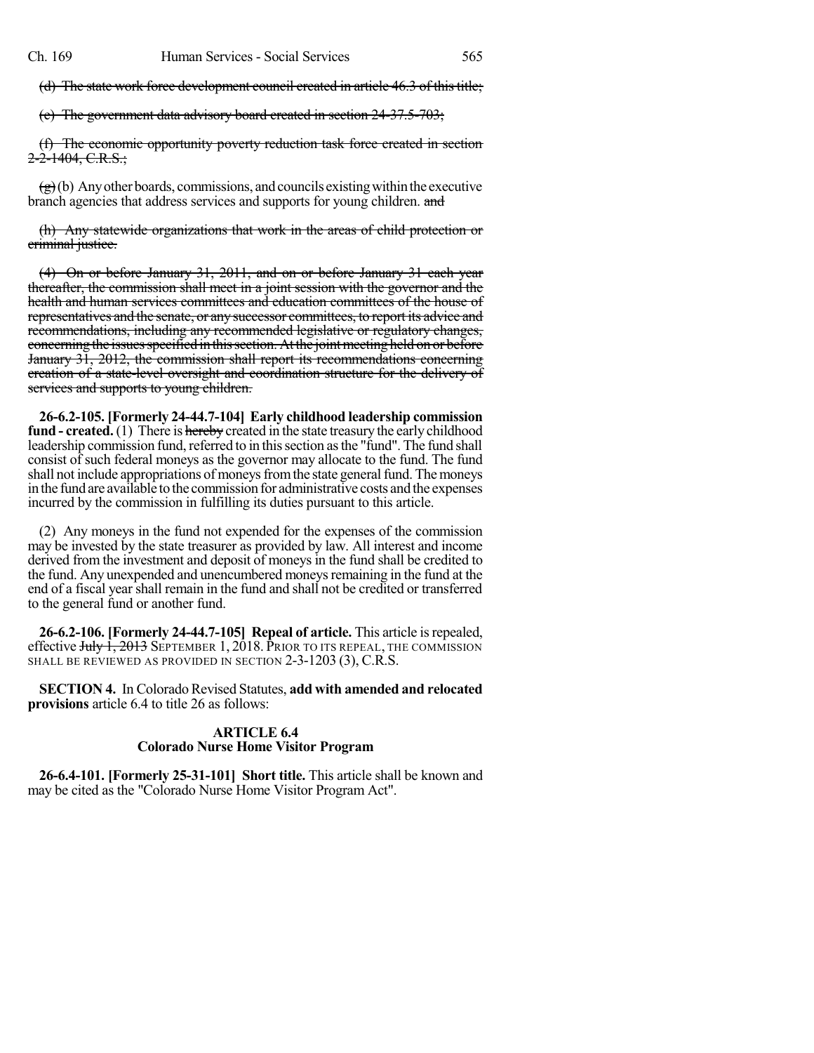(d) The state work force development council created in article 46.3 of this title;

(e) The government data advisory board created in section 24-37.5-703;

(f) The economic opportunity poverty reduction task force created in section 2-2-1404, C.R.S.;

(g) (b) Any other boards, commissions, and councils existing within the executive branch agencies that address services and supports for young children. and

(h) Any statewide organizations that work in the areas of child protection or criminal justice.

(4) On or before January 31, 2011, and on or before January 31 each year thereafter, the commission shall meet in a joint session with the governor and the health and human services committees and education committees of the house of representatives and the senate, or any successor committees, to report its advice and recommendations, including any recommended legislative or regulatory changes, concerning the issues specified in this section. At the joint meeting held on or before January 31, 2012, the commission shall report its recommendations concerning creation of a state-level oversight and coordination structure for the delivery of services and supports to young children.

**26-6.2-105. [Formerly 24-44.7-104] Early childhood leadership commission fund - created.** (1) There is hereby created in the state treasury the early childhood leadership commission fund, referred to in this section as the "fund". The fund shall consist of such federal moneys as the governor may allocate to the fund. The fund shall not include appropriations of moneys from the state general fund. The moneys in the fund are available to the commission for administrative costs and the expenses incurred by the commission in fulfilling its duties pursuant to this article.

(2) Any moneys in the fund not expended for the expenses of the commission may be invested by the state treasurer as provided by law. All interest and income derived from the investment and deposit of moneys in the fund shall be credited to the fund. Any unexpended and unencumbered moneys remaining in the fund at the end of a fiscal year shall remain in the fund and shall not be credited or transferred to the general fund or another fund.

**26-6.2-106. [Formerly 24-44.7-105] Repeal of article.** This article is repealed, effective July 1, 2013 SEPTEMBER 1, 2018. PRIOR TO ITS REPEAL, THE COMMISSION SHALL BE REVIEWED AS PROVIDED IN SECTION 2-3-1203 (3), C.R.S.

**SECTION 4.** In Colorado Revised Statutes, **add with amended and relocated provisions** article 6.4 to title 26 as follows:

## ARTICLE 6.4
## Colorado Nurse Home Visitor Program

**26-6.4-101. [Formerly 25-31-101] Short title.** This article shall be known and may be cited as the "Colorado Nurse Home Visitor Program Act".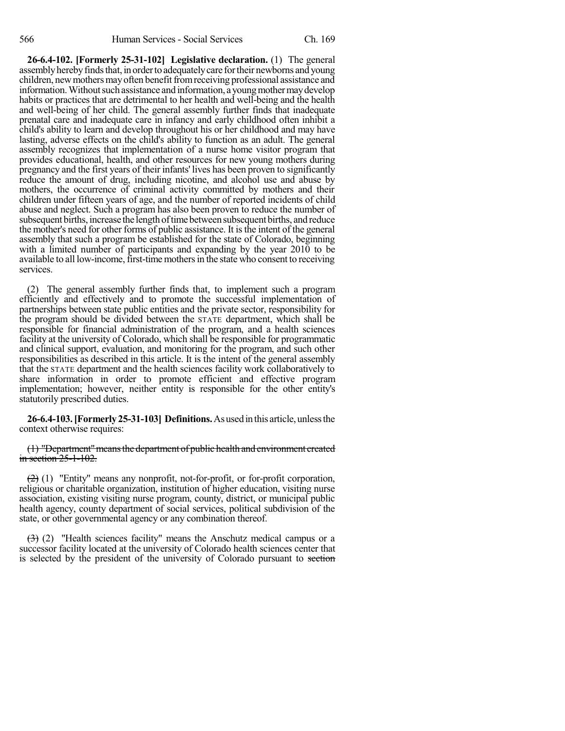**26-6.4-102. [Formerly 25-31-102] Legislative declaration.** (1) The general assembly hereby finds that, in order to adequately care for their newborns and young children, new mothers may often benefit from receiving professional assistance and information. Without such assistance and information, a young mother may develop habits or practices that are detrimental to her health and well-being and the health and well-being of her child. The general assembly further finds that inadequate prenatal care and inadequate care in infancy and early childhood often inhibit a child's ability to learn and develop throughout his or her childhood and may have lasting, adverse effects on the child's ability to function as an adult. The general assembly recognizes that implementation of a nurse home visitor program that provides educational, health, and other resources for new young mothers during pregnancy and the first years of their infants' lives has been proven to significantly reduce the amount of drug, including nicotine, and alcohol use and abuse by mothers, the occurrence of criminal activity committed by mothers and their children under fifteen years of age, and the number of reported incidents of child abuse and neglect. Such a program has also been proven to reduce the number of subsequent births, increase the length of time between subsequent births, and reduce the mother's need for other forms of public assistance. It is the intent of the general assembly that such a program be established for the state of Colorado, beginning with a limited number of participants and expanding by the year 2010 to be available to all low-income, first-time mothers in the state who consent to receiving services.

(2) The general assembly further finds that, to implement such a program efficiently and effectively and to promote the successful implementation of partnerships between state public entities and the private sector, responsibility for the program should be divided between the STATE department, which shall be responsible for financial administration of the program, and a health sciences facility at the university of Colorado, which shall be responsible for programmatic and clinical support, evaluation, and monitoring for the program, and such other responsibilities as described in this article. It is the intent of the general assembly that the STATE department and the health sciences facility work collaboratively to share information in order to promote efficient and effective program implementation; however, neither entity is responsible for the other entity's statutorily prescribed duties.

**26-6.4-103. [Formerly 25-31-103] Definitions.** As used in this article, unless the context otherwise requires:

~~(1) "Department" means the department of public health and environment created in section 25-1-102.~~

~~(2)~~ (1) "Entity" means any nonprofit, not-for-profit, or for-profit corporation, religious or charitable organization, institution of higher education, visiting nurse association, existing visiting nurse program, county, district, or municipal public health agency, county department of social services, political subdivision of the state, or other governmental agency or any combination thereof.

~~(3)~~ (2) "Health sciences facility" means the Anschutz medical campus or a successor facility located at the university of Colorado health sciences center that is selected by the president of the university of Colorado pursuant to ~~section~~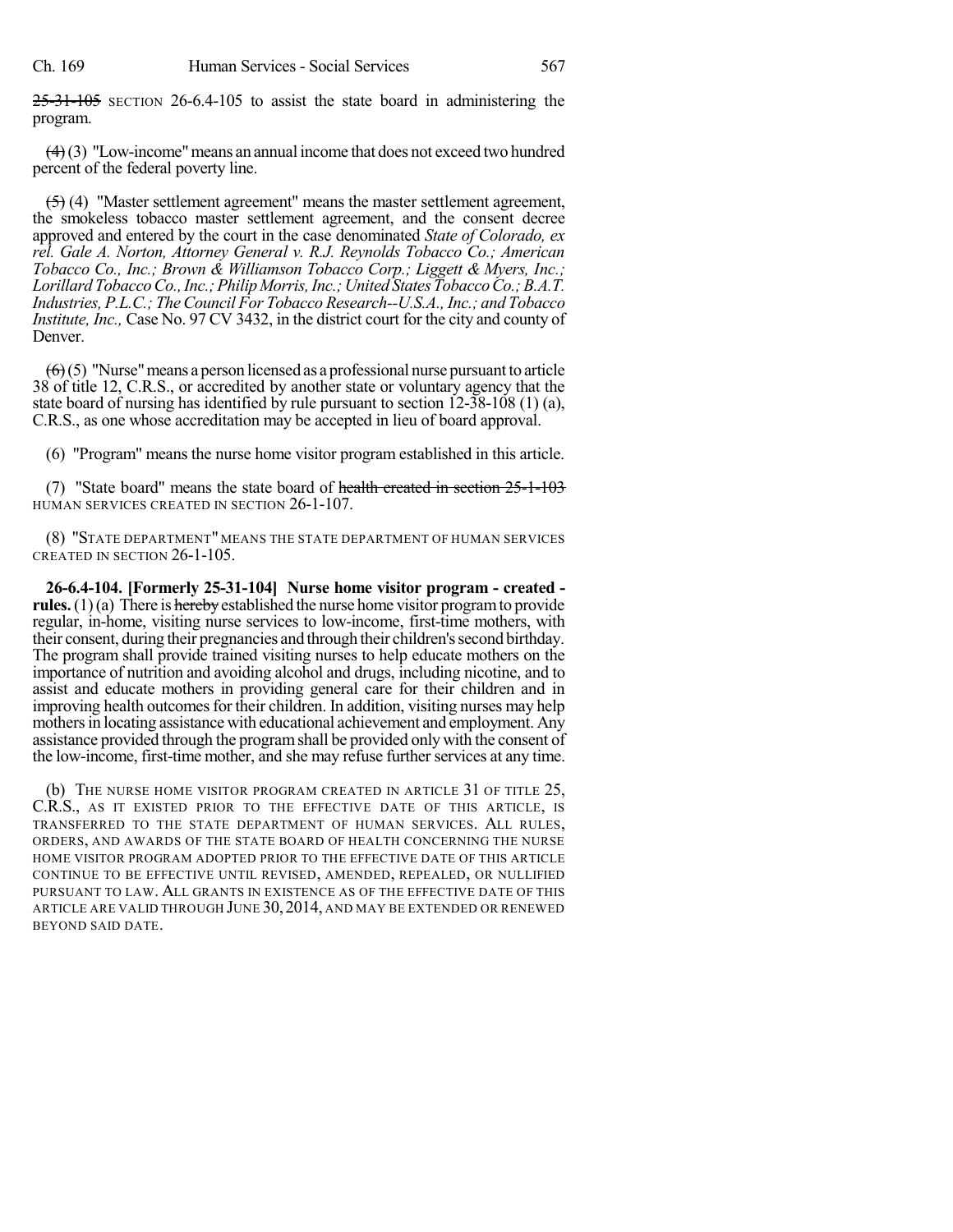~~25-31-105~~ SECTION 26-6.4-105 to assist the state board in administering the program.

~~(4)~~ (3) "Low-income" means an annual income that does not exceed two hundred percent of the federal poverty line.

~~(5)~~ (4) "Master settlement agreement" means the master settlement agreement, the smokeless tobacco master settlement agreement, and the consent decree approved and entered by the court in the case denominated *State of Colorado, ex rel. Gale A. Norton, Attorney General v. R.J. Reynolds Tobacco Co.; American Tobacco Co., Inc.; Brown & Williamson Tobacco Corp.; Liggett & Myers, Inc.; Lorillard Tobacco Co., Inc.; Philip Morris, Inc.; United States Tobacco Co.; B.A.T. Industries, P.L.C.; The Council For Tobacco Research--U.S.A., Inc.; and Tobacco Institute, Inc.,* Case No. 97 CV 3432, in the district court for the city and county of Denver.

~~(6)~~ (5) "Nurse" means a person licensed as a professional nurse pursuant to article 38 of title 12, C.R.S., or accredited by another state or voluntary agency that the state board of nursing has identified by rule pursuant to section 12-38-108 (1) (a), C.R.S., as one whose accreditation may be accepted in lieu of board approval.

(6) "Program" means the nurse home visitor program established in this article.

(7) "State board" means the state board of ~~health created in section 25-1-103~~ HUMAN SERVICES CREATED IN SECTION 26-1-107.

(8) "STATE DEPARTMENT" MEANS THE STATE DEPARTMENT OF HUMAN SERVICES CREATED IN SECTION 26-1-105.

**26-6.4-104. [Formerly 25-31-104] Nurse home visitor program - created - rules.** (1) (a) There is ~~hereby~~ established the nurse home visitor program to provide regular, in-home, visiting nurse services to low-income, first-time mothers, with their consent, during their pregnancies and through their children's second birthday. The program shall provide trained visiting nurses to help educate mothers on the importance of nutrition and avoiding alcohol and drugs, including nicotine, and to assist and educate mothers in providing general care for their children and in improving health outcomes for their children. In addition, visiting nurses may help mothers in locating assistance with educational achievement and employment. Any assistance provided through the program shall be provided only with the consent of the low-income, first-time mother, and she may refuse further services at any time.

(b) THE NURSE HOME VISITOR PROGRAM CREATED IN ARTICLE 31 OF TITLE 25, C.R.S., AS IT EXISTED PRIOR TO THE EFFECTIVE DATE OF THIS ARTICLE, IS TRANSFERRED TO THE STATE DEPARTMENT OF HUMAN SERVICES. ALL RULES, ORDERS, AND AWARDS OF THE STATE BOARD OF HEALTH CONCERNING THE NURSE HOME VISITOR PROGRAM ADOPTED PRIOR TO THE EFFECTIVE DATE OF THIS ARTICLE CONTINUE TO BE EFFECTIVE UNTIL REVISED, AMENDED, REPEALED, OR NULLIFIED PURSUANT TO LAW. ALL GRANTS IN EXISTENCE AS OF THE EFFECTIVE DATE OF THIS ARTICLE ARE VALID THROUGH JUNE 30, 2014, AND MAY BE EXTENDED OR RENEWED BEYOND SAID DATE.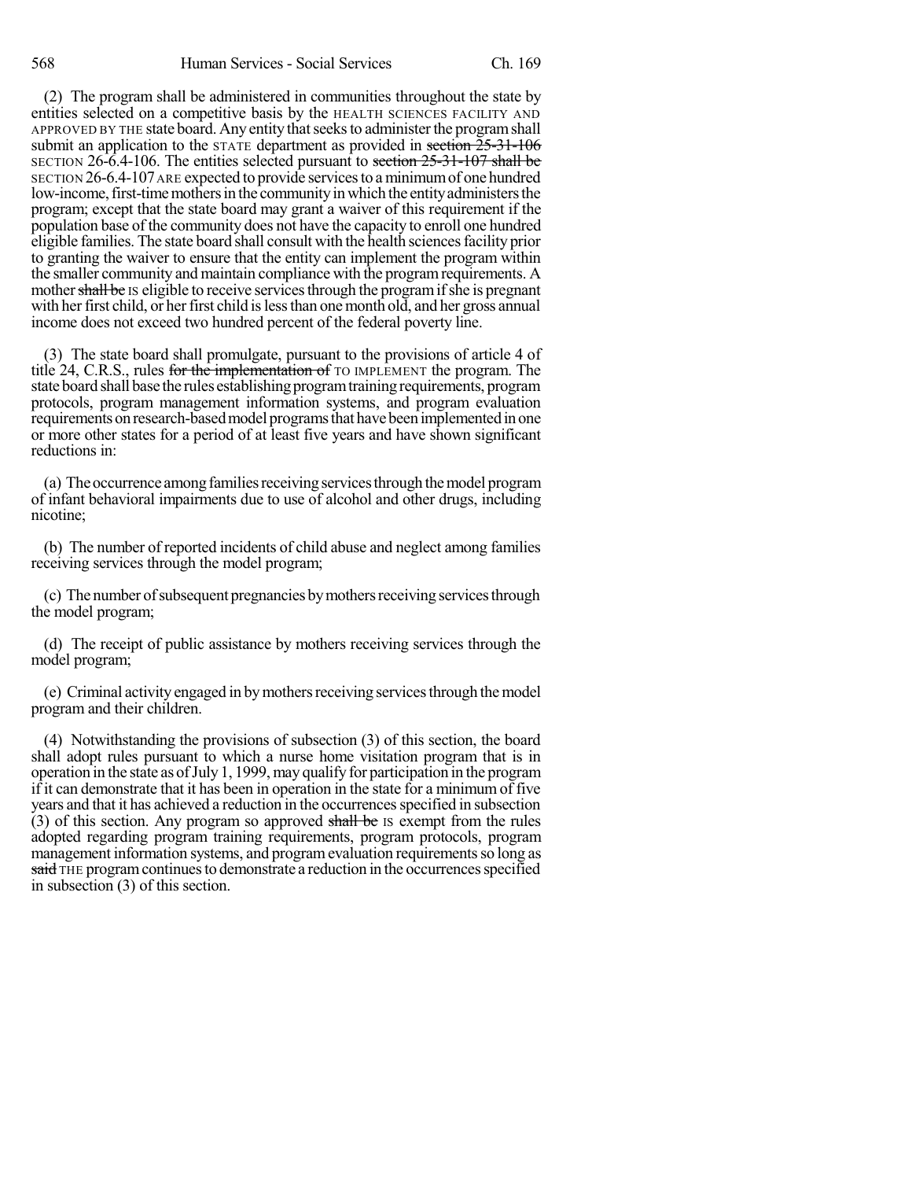(2) The program shall be administered in communities throughout the state by entities selected on a competitive basis by the HEALTH SCIENCES FACILITY AND APPROVED BY THE state board. Any entity that seeks to administer the program shall submit an application to the STATE department as provided in ~~section 25-31-106~~ SECTION 26-6.4-106. The entities selected pursuant to ~~section 25-31-107 shall be~~ SECTION 26-6.4-107 ARE expected to provide services to a minimum of one hundred low-income, first-time mothers in the community in which the entity administers the program; except that the state board may grant a waiver of this requirement if the population base of the community does not have the capacity to enroll one hundred eligible families. The state board shall consult with the health sciences facility prior to granting the waiver to ensure that the entity can implement the program within the smaller community and maintain compliance with the program requirements. A mother ~~shall be~~ IS eligible to receive services through the program if she is pregnant with her first child, or her first child is less than one month old, and her gross annual income does not exceed two hundred percent of the federal poverty line.

(3) The state board shall promulgate, pursuant to the provisions of article 4 of title 24, C.R.S., rules ~~for the implementation of~~ TO IMPLEMENT the program. The state board shall base the rules establishing program training requirements, program protocols, program management information systems, and program evaluation requirements on research-based model programs that have been implemented in one or more other states for a period of at least five years and have shown significant reductions in:

(a) The occurrence among families receiving services through the model program of infant behavioral impairments due to use of alcohol and other drugs, including nicotine;

(b) The number of reported incidents of child abuse and neglect among families receiving services through the model program;

(c) The number of subsequent pregnancies by mothers receiving services through the model program;

(d) The receipt of public assistance by mothers receiving services through the model program;

(e) Criminal activity engaged in by mothers receiving services through the model program and their children.

(4) Notwithstanding the provisions of subsection (3) of this section, the board shall adopt rules pursuant to which a nurse home visitation program that is in operation in the state as of July 1, 1999, may qualify for participation in the program if it can demonstrate that it has been in operation in the state for a minimum of five years and that it has achieved a reduction in the occurrences specified in subsection (3) of this section. Any program so approved ~~shall be~~ IS exempt from the rules adopted regarding program training requirements, program protocols, program management information systems, and program evaluation requirements so long as ~~said~~ THE program continues to demonstrate a reduction in the occurrences specified in subsection (3) of this section.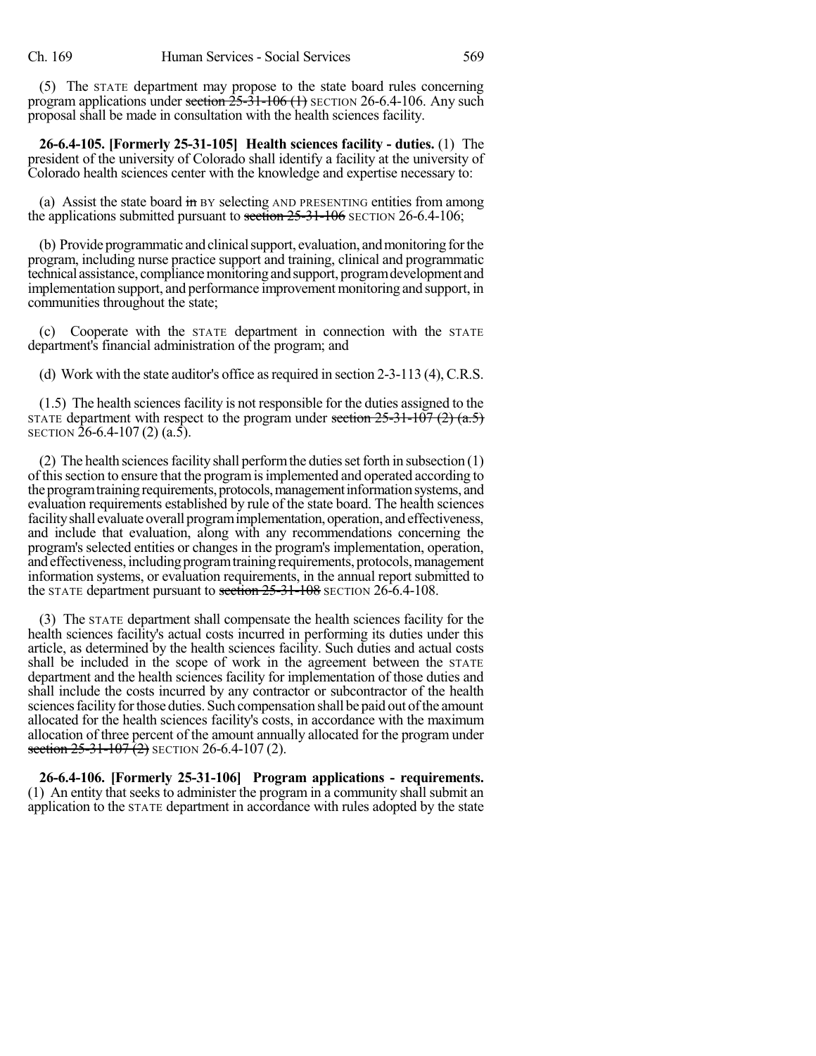(5) The STATE department may propose to the state board rules concerning program applications under section 25-31-106 (1) SECTION 26-6.4-106. Any such proposal shall be made in consultation with the health sciences facility.

**26-6.4-105. [Formerly 25-31-105] Health sciences facility - duties.** (1) The president of the university of Colorado shall identify a facility at the university of Colorado health sciences center with the knowledge and expertise necessary to:

(a) Assist the state board in BY selecting AND PRESENTING entities from among the applications submitted pursuant to section 25-31-106 SECTION 26-6.4-106;

(b) Provide programmatic and clinical support, evaluation, and monitoring for the program, including nurse practice support and training, clinical and programmatic technical assistance, compliance monitoring and support, program development and implementation support, and performance improvement monitoring and support, in communities throughout the state;

(c) Cooperate with the STATE department in connection with the STATE department's financial administration of the program; and

(d) Work with the state auditor's office as required in section 2-3-113 (4), C.R.S.

(1.5) The health sciences facility is not responsible for the duties assigned to the STATE department with respect to the program under section 25-31-107 (2) (a.5) SECTION 26-6.4-107 (2) (a.5).

(2) The health sciences facility shall perform the duties set forth in subsection (1) of this section to ensure that the program is implemented and operated according to the program training requirements, protocols, management information systems, and evaluation requirements established by rule of the state board. The health sciences facility shall evaluate overall program implementation, operation, and effectiveness, and include that evaluation, along with any recommendations concerning the program's selected entities or changes in the program's implementation, operation, and effectiveness, including program training requirements, protocols, management information systems, or evaluation requirements, in the annual report submitted to the STATE department pursuant to section 25-31-108 SECTION 26-6.4-108.

(3) The STATE department shall compensate the health sciences facility for the health sciences facility's actual costs incurred in performing its duties under this article, as determined by the health sciences facility. Such duties and actual costs shall be included in the scope of work in the agreement between the STATE department and the health sciences facility for implementation of those duties and shall include the costs incurred by any contractor or subcontractor of the health sciences facility for those duties. Such compensation shall be paid out of the amount allocated for the health sciences facility's costs, in accordance with the maximum allocation of three percent of the amount annually allocated for the program under section 25-31-107 (2) SECTION 26-6.4-107 (2).

**26-6.4-106. [Formerly 25-31-106] Program applications - requirements.** (1) An entity that seeks to administer the program in a community shall submit an application to the STATE department in accordance with rules adopted by the state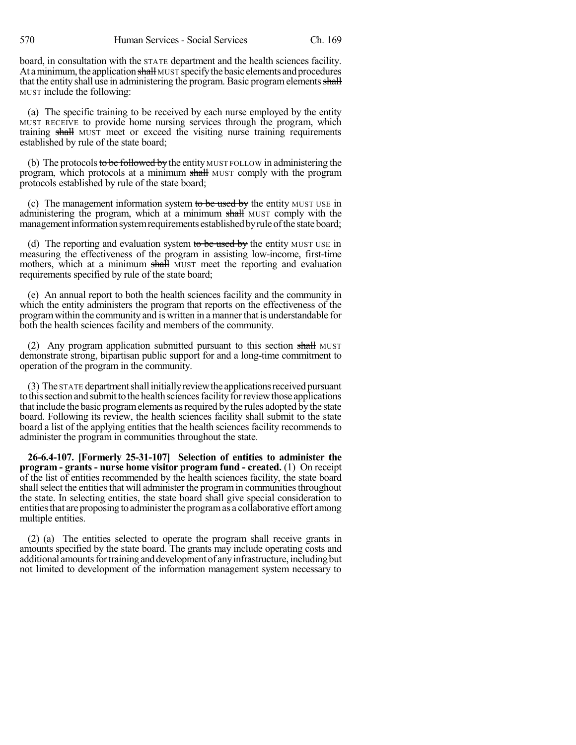board, in consultation with the STATE department and the health sciences facility. At a minimum, the application ~~shall~~ MUST specify the basic elements and procedures that the entity shall use in administering the program. Basic program elements ~~shall~~ MUST include the following:

(a) The specific training ~~to be received by~~ each nurse employed by the entity MUST RECEIVE to provide home nursing services through the program, which training ~~shall~~ MUST meet or exceed the visiting nurse training requirements established by rule of the state board;

(b) The protocols ~~to be followed by~~ the entity MUST FOLLOW in administering the program, which protocols at a minimum ~~shall~~ MUST comply with the program protocols established by rule of the state board;

(c) The management information system ~~to be used by~~ the entity MUST USE in administering the program, which at a minimum ~~shall~~ MUST comply with the management information system requirements established by rule of the state board;

(d) The reporting and evaluation system ~~to be used by~~ the entity MUST USE in measuring the effectiveness of the program in assisting low-income, first-time mothers, which at a minimum ~~shall~~ MUST meet the reporting and evaluation requirements specified by rule of the state board;

(e) An annual report to both the health sciences facility and the community in which the entity administers the program that reports on the effectiveness of the program within the community and is written in a manner that is understandable for both the health sciences facility and members of the community.

(2) Any program application submitted pursuant to this section ~~shall~~ MUST demonstrate strong, bipartisan public support for and a long-time commitment to operation of the program in the community.

(3) The STATE department shall initially review the applications received pursuant to this section and submit to the health sciences facility for review those applications that include the basic program elements as required by the rules adopted by the state board. Following its review, the health sciences facility shall submit to the state board a list of the applying entities that the health sciences facility recommends to administer the program in communities throughout the state.

**26-6.4-107. [Formerly 25-31-107] Selection of entities to administer the program - grants - nurse home visitor program fund - created.** (1) On receipt of the list of entities recommended by the health sciences facility, the state board shall select the entities that will administer the program in communities throughout the state. In selecting entities, the state board shall give special consideration to entities that are proposing to administer the program as a collaborative effort among multiple entities.

(2) (a) The entities selected to operate the program shall receive grants in amounts specified by the state board. The grants may include operating costs and additional amounts for training and development of any infrastructure, including but not limited to development of the information management system necessary to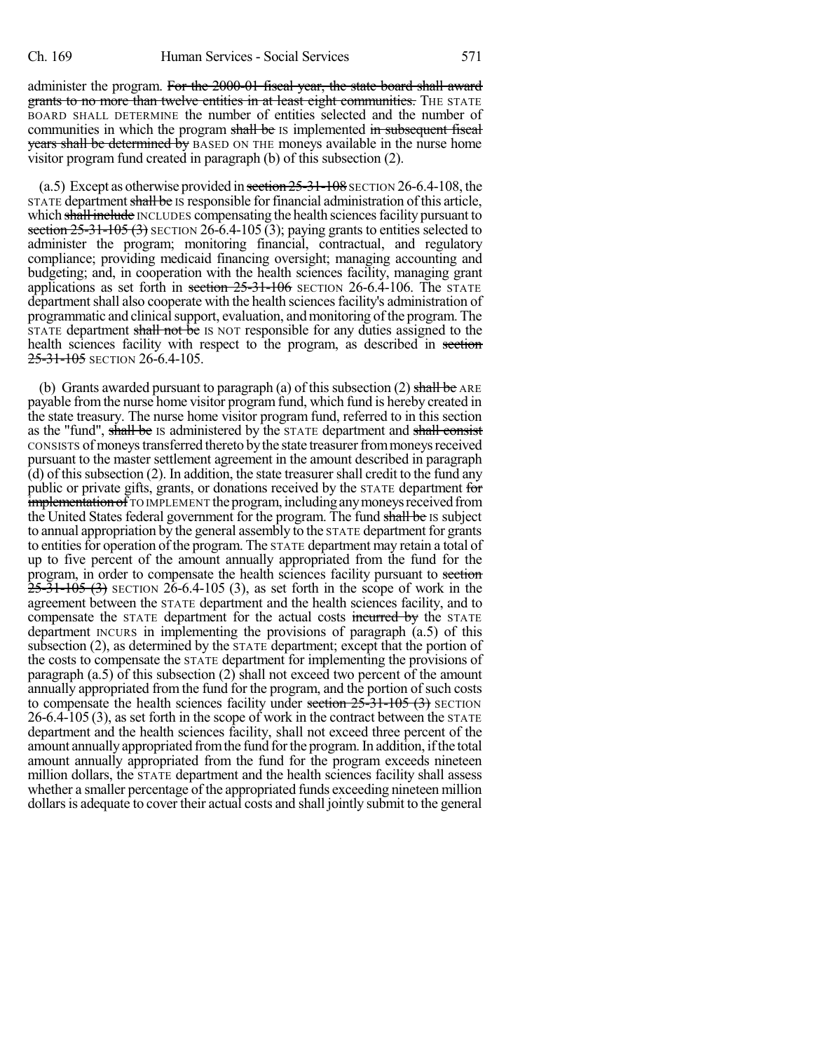administer the program. ~~For the 2000-01 fiscal year, the state board shall award grants to no more than twelve entities in at least eight communities.~~ THE STATE BOARD SHALL DETERMINE the number of entities selected and the number of communities in which the program ~~shall be~~ IS implemented ~~in subsequent fiscal years shall be determined by~~ BASED ON THE moneys available in the nurse home visitor program fund created in paragraph (b) of this subsection (2).

(a.5) Except as otherwise provided in ~~section 25-31-108~~ SECTION 26-6.4-108, the STATE department ~~shall be~~ IS responsible for financial administration of this article, which ~~shall include~~ INCLUDES compensating the health sciences facility pursuant to ~~section 25-31-105 (3)~~ SECTION 26-6.4-105 (3); paying grants to entities selected to administer the program; monitoring financial, contractual, and regulatory compliance; providing medicaid financing oversight; managing accounting and budgeting; and, in cooperation with the health sciences facility, managing grant applications as set forth in ~~section 25-31-106~~ SECTION 26-6.4-106. The STATE department shall also cooperate with the health sciences facility's administration of programmatic and clinical support, evaluation, and monitoring of the program. The STATE department ~~shall not be~~ IS NOT responsible for any duties assigned to the health sciences facility with respect to the program, as described in ~~section 25-31-105~~ SECTION 26-6.4-105.

(b) Grants awarded pursuant to paragraph (a) of this subsection (2) ~~shall be~~ ARE payable from the nurse home visitor program fund, which fund is hereby created in the state treasury. The nurse home visitor program fund, referred to in this section as the "fund", ~~shall be~~ IS administered by the STATE department and ~~shall consist~~ CONSISTS of moneys transferred thereto by the state treasurer from moneys received pursuant to the master settlement agreement in the amount described in paragraph (d) of this subsection (2). In addition, the state treasurer shall credit to the fund any public or private gifts, grants, or donations received by the STATE department ~~for implementation of~~ TO IMPLEMENT the program, including any moneys received from the United States federal government for the program. The fund ~~shall be~~ IS subject to annual appropriation by the general assembly to the STATE department for grants to entities for operation of the program. The STATE department may retain a total of up to five percent of the amount annually appropriated from the fund for the program, in order to compensate the health sciences facility pursuant to ~~section 25-31-105 (3)~~ SECTION 26-6.4-105 (3), as set forth in the scope of work in the agreement between the STATE department and the health sciences facility, and to compensate the STATE department for the actual costs ~~incurred by~~ the STATE department INCURS in implementing the provisions of paragraph (a.5) of this subsection (2), as determined by the STATE department; except that the portion of the costs to compensate the STATE department for implementing the provisions of paragraph (a.5) of this subsection (2) shall not exceed two percent of the amount annually appropriated from the fund for the program, and the portion of such costs to compensate the health sciences facility under ~~section 25-31-105 (3)~~ SECTION 26-6.4-105 (3), as set forth in the scope of work in the contract between the STATE department and the health sciences facility, shall not exceed three percent of the amount annually appropriated from the fund for the program. In addition, if the total amount annually appropriated from the fund for the program exceeds nineteen million dollars, the STATE department and the health sciences facility shall assess whether a smaller percentage of the appropriated funds exceeding nineteen million dollars is adequate to cover their actual costs and shall jointly submit to the general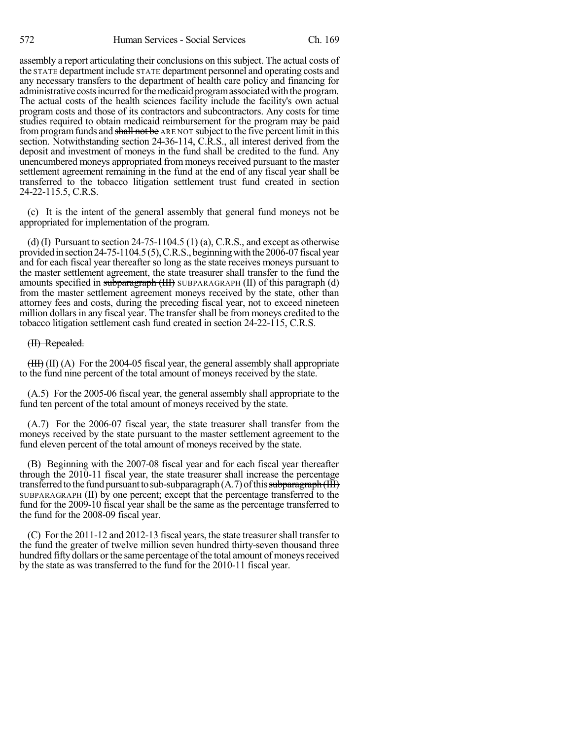assembly a report articulating their conclusions on this subject. The actual costs of the STATE department include STATE department personnel and operating costs and any necessary transfers to the department of health care policy and financing for administrative costs incurred for the medicaid program associated with the program. The actual costs of the health sciences facility include the facility's own actual program costs and those of its contractors and subcontractors. Any costs for time studies required to obtain medicaid reimbursement for the program may be paid from program funds and ~~shall not be~~ ARE NOT subject to the five percent limit in this section. Notwithstanding section 24-36-114, C.R.S., all interest derived from the deposit and investment of moneys in the fund shall be credited to the fund. Any unencumbered moneys appropriated from moneys received pursuant to the master settlement agreement remaining in the fund at the end of any fiscal year shall be transferred to the tobacco litigation settlement trust fund created in section 24-22-115.5, C.R.S.

(c) It is the intent of the general assembly that general fund moneys not be appropriated for implementation of the program.

(d) (I) Pursuant to section 24-75-1104.5 (1) (a), C.R.S., and except as otherwise provided in section 24-75-1104.5 (5), C.R.S., beginning with the 2006-07 fiscal year and for each fiscal year thereafter so long as the state receives moneys pursuant to the master settlement agreement, the state treasurer shall transfer to the fund the amounts specified in ~~subparagraph (III)~~ SUBPARAGRAPH (II) of this paragraph (d) from the master settlement agreement moneys received by the state, other than attorney fees and costs, during the preceding fiscal year, not to exceed nineteen million dollars in any fiscal year. The transfer shall be from moneys credited to the tobacco litigation settlement cash fund created in section 24-22-115, C.R.S.

~~(II) Repealed.~~

~~(III)~~ (II) (A) For the 2004-05 fiscal year, the general assembly shall appropriate to the fund nine percent of the total amount of moneys received by the state.

(A.5) For the 2005-06 fiscal year, the general assembly shall appropriate to the fund ten percent of the total amount of moneys received by the state.

(A.7) For the 2006-07 fiscal year, the state treasurer shall transfer from the moneys received by the state pursuant to the master settlement agreement to the fund eleven percent of the total amount of moneys received by the state.

(B) Beginning with the 2007-08 fiscal year and for each fiscal year thereafter through the 2010-11 fiscal year, the state treasurer shall increase the percentage transferred to the fund pursuant to sub-subparagraph (A.7) of this ~~subparagraph (III)~~ SUBPARAGRAPH (II) by one percent; except that the percentage transferred to the fund for the 2009-10 fiscal year shall be the same as the percentage transferred to the fund for the 2008-09 fiscal year.

(C) For the 2011-12 and 2012-13 fiscal years, the state treasurer shall transfer to the fund the greater of twelve million seven hundred thirty-seven thousand three hundred fifty dollars or the same percentage of the total amount of moneys received by the state as was transferred to the fund for the 2010-11 fiscal year.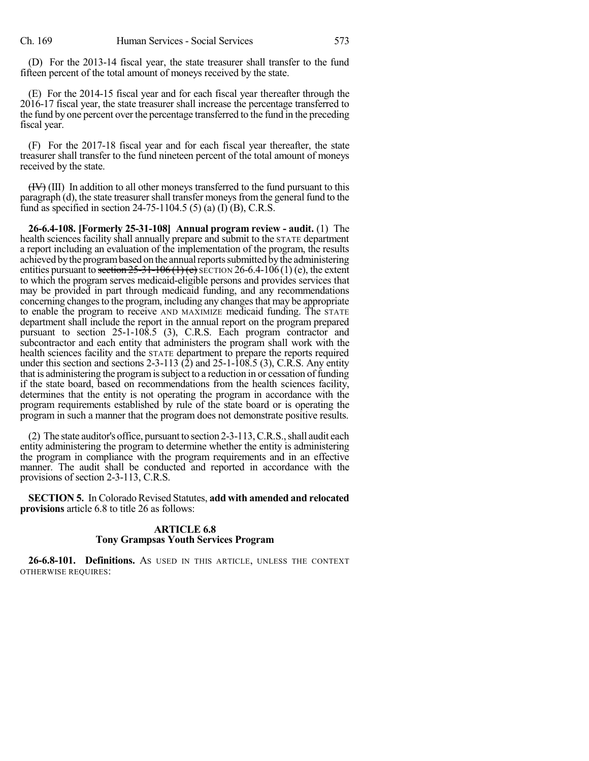(D) For the 2013-14 fiscal year, the state treasurer shall transfer to the fund fifteen percent of the total amount of moneys received by the state.

(E) For the 2014-15 fiscal year and for each fiscal year thereafter through the 2016-17 fiscal year, the state treasurer shall increase the percentage transferred to the fund by one percent over the percentage transferred to the fund in the preceding fiscal year.

(F) For the 2017-18 fiscal year and for each fiscal year thereafter, the state treasurer shall transfer to the fund nineteen percent of the total amount of moneys received by the state.

~~(IV)~~ (III) In addition to all other moneys transferred to the fund pursuant to this paragraph (d), the state treasurer shall transfer moneys from the general fund to the fund as specified in section 24-75-1104.5 (5) (a) (I) (B), C.R.S.

**26-6.4-108. [Formerly 25-31-108] Annual program review - audit.** (1) The health sciences facility shall annually prepare and submit to the STATE department a report including an evaluation of the implementation of the program, the results achieved by the program based on the annual reports submitted by the administering entities pursuant to ~~section 25-31-106 (1) (e)~~ SECTION 26-6.4-106 (1) (e), the extent to which the program serves medicaid-eligible persons and provides services that may be provided in part through medicaid funding, and any recommendations concerning changes to the program, including any changes that may be appropriate to enable the program to receive AND MAXIMIZE medicaid funding. The STATE department shall include the report in the annual report on the program prepared pursuant to section 25-1-108.5 (3), C.R.S. Each program contractor and subcontractor and each entity that administers the program shall work with the health sciences facility and the STATE department to prepare the reports required under this section and sections 2-3-113 (2) and 25-1-108.5 (3), C.R.S. Any entity that is administering the program is subject to a reduction in or cessation of funding if the state board, based on recommendations from the health sciences facility, determines that the entity is not operating the program in accordance with the program requirements established by rule of the state board or is operating the program in such a manner that the program does not demonstrate positive results.

(2) The state auditor's office, pursuant to section 2-3-113, C.R.S., shall audit each entity administering the program to determine whether the entity is administering the program in compliance with the program requirements and in an effective manner. The audit shall be conducted and reported in accordance with the provisions of section 2-3-113, C.R.S.

**SECTION 5.** In Colorado Revised Statutes, **add with amended and relocated provisions** article 6.8 to title 26 as follows:

## ARTICLE 6.8
## Tony Grampsas Youth Services Program

**26-6.8-101. Definitions.** AS USED IN THIS ARTICLE, UNLESS THE CONTEXT OTHERWISE REQUIRES: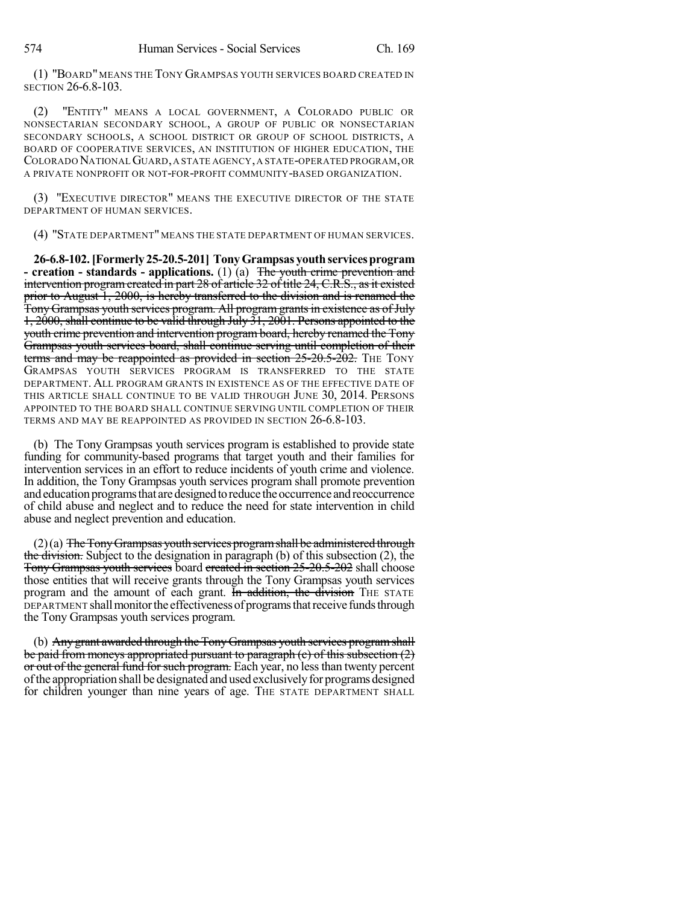(1) "BOARD" MEANS THE TONY GRAMPSAS YOUTH SERVICES BOARD CREATED IN SECTION 26-6.8-103.

(2) "ENTITY" MEANS A LOCAL GOVERNMENT, A COLORADO PUBLIC OR NONSECTARIAN SECONDARY SCHOOL, A GROUP OF PUBLIC OR NONSECTARIAN SECONDARY SCHOOLS, A SCHOOL DISTRICT OR GROUP OF SCHOOL DISTRICTS, A BOARD OF COOPERATIVE SERVICES, AN INSTITUTION OF HIGHER EDUCATION, THE COLORADO NATIONAL GUARD, A STATE AGENCY, A STATE-OPERATED PROGRAM, OR A PRIVATE NONPROFIT OR NOT-FOR-PROFIT COMMUNITY-BASED ORGANIZATION.

(3) "EXECUTIVE DIRECTOR" MEANS THE EXECUTIVE DIRECTOR OF THE STATE DEPARTMENT OF HUMAN SERVICES.

(4) "STATE DEPARTMENT" MEANS THE STATE DEPARTMENT OF HUMAN SERVICES.

**26-6.8-102. [Formerly 25-20.5-201] Tony Grampsas youth services program - creation - standards - applications.** (1) (a) ~~The youth crime prevention and intervention program created in part 28 of article 32 of title 24, C.R.S., as it existed prior to August 1, 2000, is hereby transferred to the division and is renamed the Tony Grampsas youth services program. All program grants in existence as of July 1, 2000, shall continue to be valid through July 31, 2001. Persons appointed to the youth crime prevention and intervention program board, hereby renamed the Tony Grampsas youth services board, shall continue serving until completion of their terms and may be reappointed as provided in section 25-20.5-202.~~ THE TONY GRAMPSAS YOUTH SERVICES PROGRAM IS TRANSFERRED TO THE STATE DEPARTMENT. ALL PROGRAM GRANTS IN EXISTENCE AS OF THE EFFECTIVE DATE OF THIS ARTICLE SHALL CONTINUE TO BE VALID THROUGH JUNE 30, 2014. PERSONS APPOINTED TO THE BOARD SHALL CONTINUE SERVING UNTIL COMPLETION OF THEIR TERMS AND MAY BE REAPPOINTED AS PROVIDED IN SECTION 26-6.8-103.

(b) The Tony Grampsas youth services program is established to provide state funding for community-based programs that target youth and their families for intervention services in an effort to reduce incidents of youth crime and violence. In addition, the Tony Grampsas youth services program shall promote prevention and education programs that are designed to reduce the occurrence and reoccurrence of child abuse and neglect and to reduce the need for state intervention in child abuse and neglect prevention and education.

(2) (a) ~~The Tony Grampsas youth services program shall be administered through the division.~~ Subject to the designation in paragraph (b) of this subsection (2), the ~~Tony Grampsas youth services~~ board ~~created in section 25-20.5-202~~ shall choose those entities that will receive grants through the Tony Grampsas youth services program and the amount of each grant. ~~In addition, the division~~ THE STATE DEPARTMENT shall monitor the effectiveness of programs that receive funds through the Tony Grampsas youth services program.

(b) ~~Any grant awarded through the Tony Grampsas youth services program shall be paid from moneys appropriated pursuant to paragraph (c) of this subsection (2) or out of the general fund for such program.~~ Each year, no less than twenty percent of the appropriation shall be designated and used exclusively for programs designed for children younger than nine years of age. THE STATE DEPARTMENT SHALL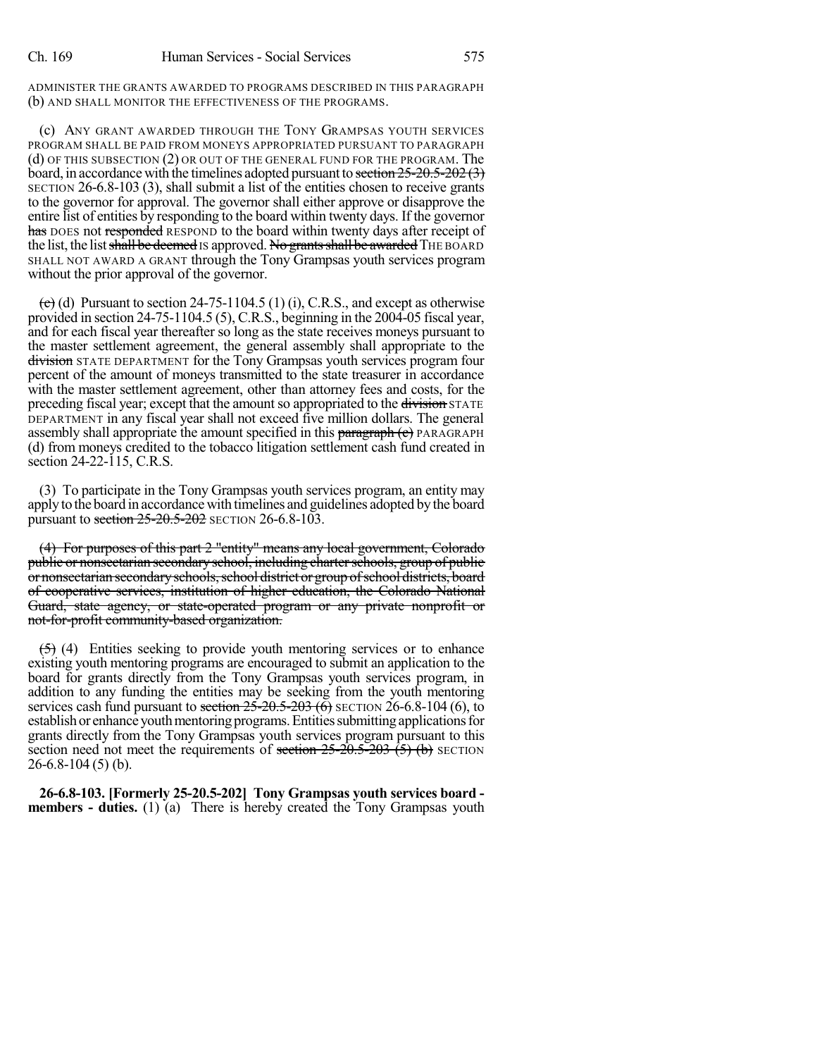ADMINISTER THE GRANTS AWARDED TO PROGRAMS DESCRIBED IN THIS PARAGRAPH (b) AND SHALL MONITOR THE EFFECTIVENESS OF THE PROGRAMS.

(c) ANY GRANT AWARDED THROUGH THE TONY GRAMPSAS YOUTH SERVICES PROGRAM SHALL BE PAID FROM MONEYS APPROPRIATED PURSUANT TO PARAGRAPH (d) OF THIS SUBSECTION (2) OR OUT OF THE GENERAL FUND FOR THE PROGRAM. The board, in accordance with the timelines adopted pursuant to section 25-20.5-202 (3) SECTION 26-6.8-103 (3), shall submit a list of the entities chosen to receive grants to the governor for approval. The governor shall either approve or disapprove the entire list of entities by responding to the board within twenty days. If the governor has DOES not responded RESPOND to the board within twenty days after receipt of the list, the list shall be deemed IS approved. No grants shall be awarded THE BOARD SHALL NOT AWARD A GRANT through the Tony Grampsas youth services program without the prior approval of the governor.

(c) (d) Pursuant to section 24-75-1104.5 (1) (i), C.R.S., and except as otherwise provided in section 24-75-1104.5 (5), C.R.S., beginning in the 2004-05 fiscal year, and for each fiscal year thereafter so long as the state receives moneys pursuant to the master settlement agreement, the general assembly shall appropriate to the division STATE DEPARTMENT for the Tony Grampsas youth services program four percent of the amount of moneys transmitted to the state treasurer in accordance with the master settlement agreement, other than attorney fees and costs, for the preceding fiscal year; except that the amount so appropriated to the division STATE DEPARTMENT in any fiscal year shall not exceed five million dollars. The general assembly shall appropriate the amount specified in this paragraph (c) PARAGRAPH (d) from moneys credited to the tobacco litigation settlement cash fund created in section 24-22-115, C.R.S.

(3) To participate in the Tony Grampsas youth services program, an entity may apply to the board in accordance with timelines and guidelines adopted by the board pursuant to section 25-20.5-202 SECTION 26-6.8-103.

~~(4) For purposes of this part 2 "entity" means any local government, Colorado public or nonsectarian secondary school, including charter schools, group of public or nonsectarian secondary schools, school district or group of school districts, board of cooperative services, institution of higher education, the Colorado National Guard, state agency, or state-operated program or any private nonprofit or not-for-profit community-based organization.~~

(5) (4) Entities seeking to provide youth mentoring services or to enhance existing youth mentoring programs are encouraged to submit an application to the board for grants directly from the Tony Grampsas youth services program, in addition to any funding the entities may be seeking from the youth mentoring services cash fund pursuant to section 25-20.5-203 (6) SECTION 26-6.8-104 (6), to establish or enhance youth mentoring programs. Entities submitting applications for grants directly from the Tony Grampsas youth services program pursuant to this section need not meet the requirements of section 25-20.5-203 (5) (b) SECTION 26-6.8-104 (5) (b).

**26-6.8-103. [Formerly 25-20.5-202] Tony Grampsas youth services board - members - duties.** (1) (a) There is hereby created the Tony Grampsas youth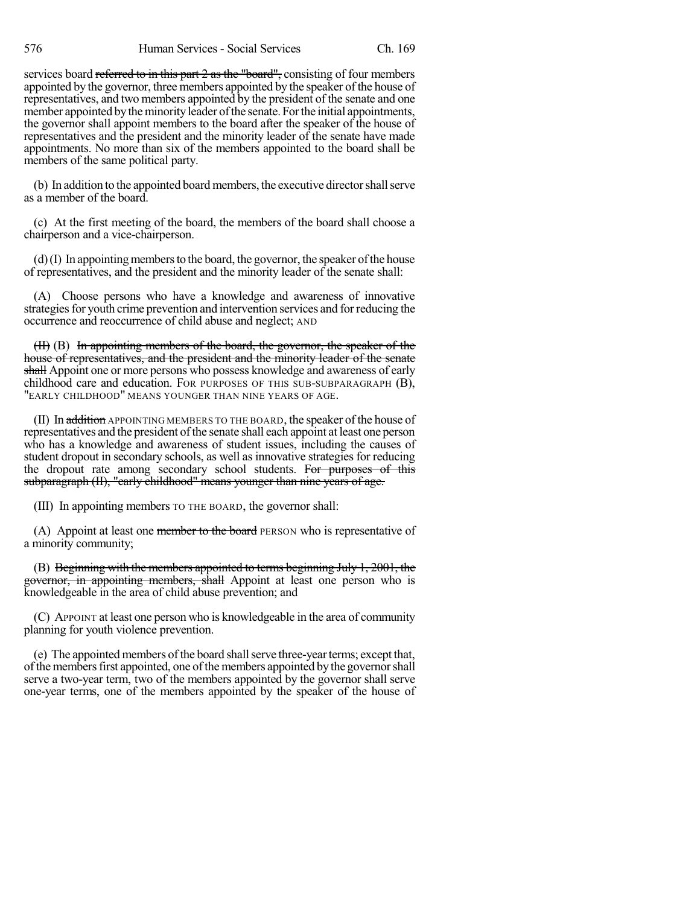services board ~~referred to in this part 2 as the "board",~~ consisting of four members appointed by the governor, three members appointed by the speaker of the house of representatives, and two members appointed by the president of the senate and one member appointed by the minority leader of the senate. For the initial appointments, the governor shall appoint members to the board after the speaker of the house of representatives and the president and the minority leader of the senate have made appointments. No more than six of the members appointed to the board shall be members of the same political party.

(b) In addition to the appointed board members, the executive director shall serve as a member of the board.

(c) At the first meeting of the board, the members of the board shall choose a chairperson and a vice-chairperson.

(d) (I) In appointing members to the board, the governor, the speaker of the house of representatives, and the president and the minority leader of the senate shall:

(A) Choose persons who have a knowledge and awareness of innovative strategies for youth crime prevention and intervention services and for reducing the occurrence and reoccurrence of child abuse and neglect; AND

~~(II)~~ (B) ~~In appointing members of the board, the governor, the speaker of the house of representatives, and the president and the minority leader of the senate shall~~ Appoint one or more persons who possess knowledge and awareness of early childhood care and education. FOR PURPOSES OF THIS SUB-SUBPARAGRAPH (B), "EARLY CHILDHOOD" MEANS YOUNGER THAN NINE YEARS OF AGE.

(II) In ~~addition~~ APPOINTING MEMBERS TO THE BOARD, the speaker of the house of representatives and the president of the senate shall each appoint at least one person who has a knowledge and awareness of student issues, including the causes of student dropout in secondary schools, as well as innovative strategies for reducing the dropout rate among secondary school students. ~~For purposes of this subparagraph (II), "early childhood" means younger than nine years of age.~~

(III) In appointing members TO THE BOARD, the governor shall:

(A) Appoint at least one ~~member to the board~~ PERSON who is representative of a minority community;

(B) ~~Beginning with the members appointed to terms beginning July 1, 2001, the governor, in appointing members, shall~~ Appoint at least one person who is knowledgeable in the area of child abuse prevention; and

(C) APPOINT at least one person who is knowledgeable in the area of community planning for youth violence prevention.

(e) The appointed members of the board shall serve three-year terms; except that, of the members first appointed, one of the members appointed by the governor shall serve a two-year term, two of the members appointed by the governor shall serve one-year terms, one of the members appointed by the speaker of the house of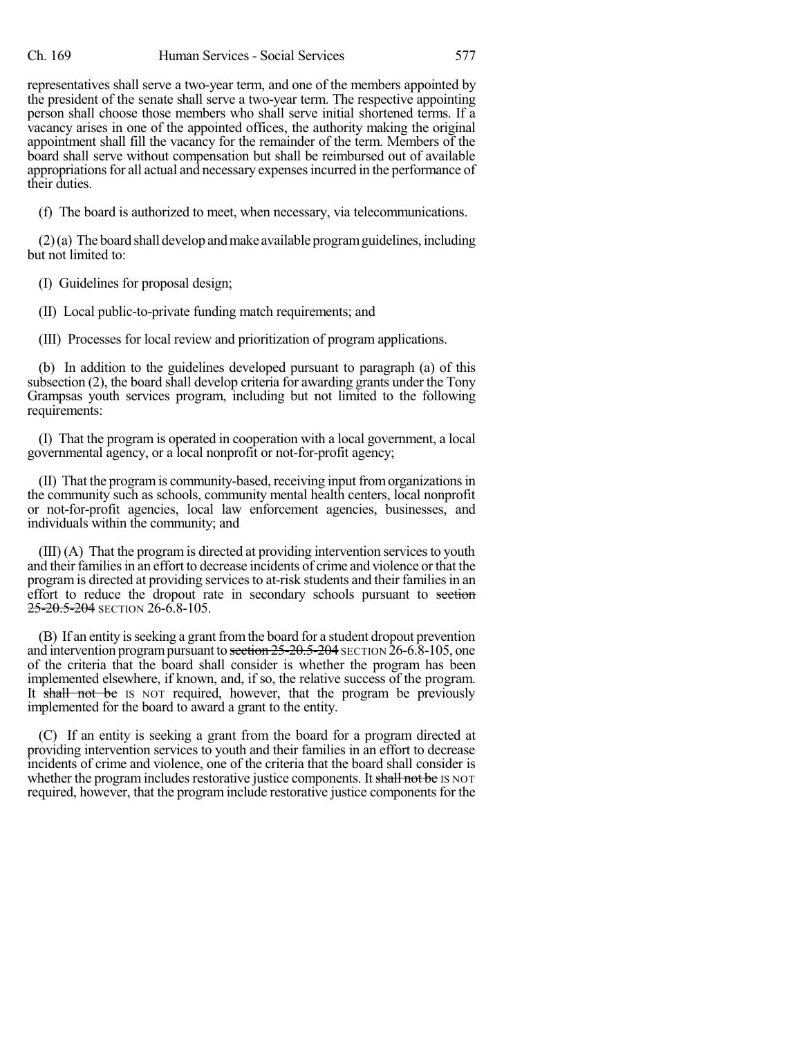representatives shall serve a two-year term, and one of the members appointed by the president of the senate shall serve a two-year term. The respective appointing person shall choose those members who shall serve initial shortened terms. If a vacancy arises in one of the appointed offices, the authority making the original appointment shall fill the vacancy for the remainder of the term. Members of the board shall serve without compensation but shall be reimbursed out of available appropriations for all actual and necessary expenses incurred in the performance of their duties.

(f) The board is authorized to meet, when necessary, via telecommunications.

(2) (a) The board shall develop and make available program guidelines, including but not limited to:

(I) Guidelines for proposal design;

(II) Local public-to-private funding match requirements; and

(III) Processes for local review and prioritization of program applications.

(b) In addition to the guidelines developed pursuant to paragraph (a) of this subsection (2), the board shall develop criteria for awarding grants under the Tony Grampsas youth services program, including but not limited to the following requirements:

(I) That the program is operated in cooperation with a local government, a local governmental agency, or a local nonprofit or not-for-profit agency;

(II) That the program is community-based, receiving input from organizations in the community such as schools, community mental health centers, local nonprofit or not-for-profit agencies, local law enforcement agencies, businesses, and individuals within the community; and

(III) (A) That the program is directed at providing intervention services to youth and their families in an effort to decrease incidents of crime and violence or that the program is directed at providing services to at-risk students and their families in an effort to reduce the dropout rate in secondary schools pursuant to ~~section 25-20.5-204~~ SECTION 26-6.8-105.

(B) If an entity is seeking a grant from the board for a student dropout prevention and intervention program pursuant to ~~section 25-20.5-204~~ SECTION 26-6.8-105, one of the criteria that the board shall consider is whether the program has been implemented elsewhere, if known, and, if so, the relative success of the program. It ~~shall not be~~ IS NOT required, however, that the program be previously implemented for the board to award a grant to the entity.

(C) If an entity is seeking a grant from the board for a program directed at providing intervention services to youth and their families in an effort to decrease incidents of crime and violence, one of the criteria that the board shall consider is whether the program includes restorative justice components. It ~~shall not be~~ IS NOT required, however, that the program include restorative justice components for the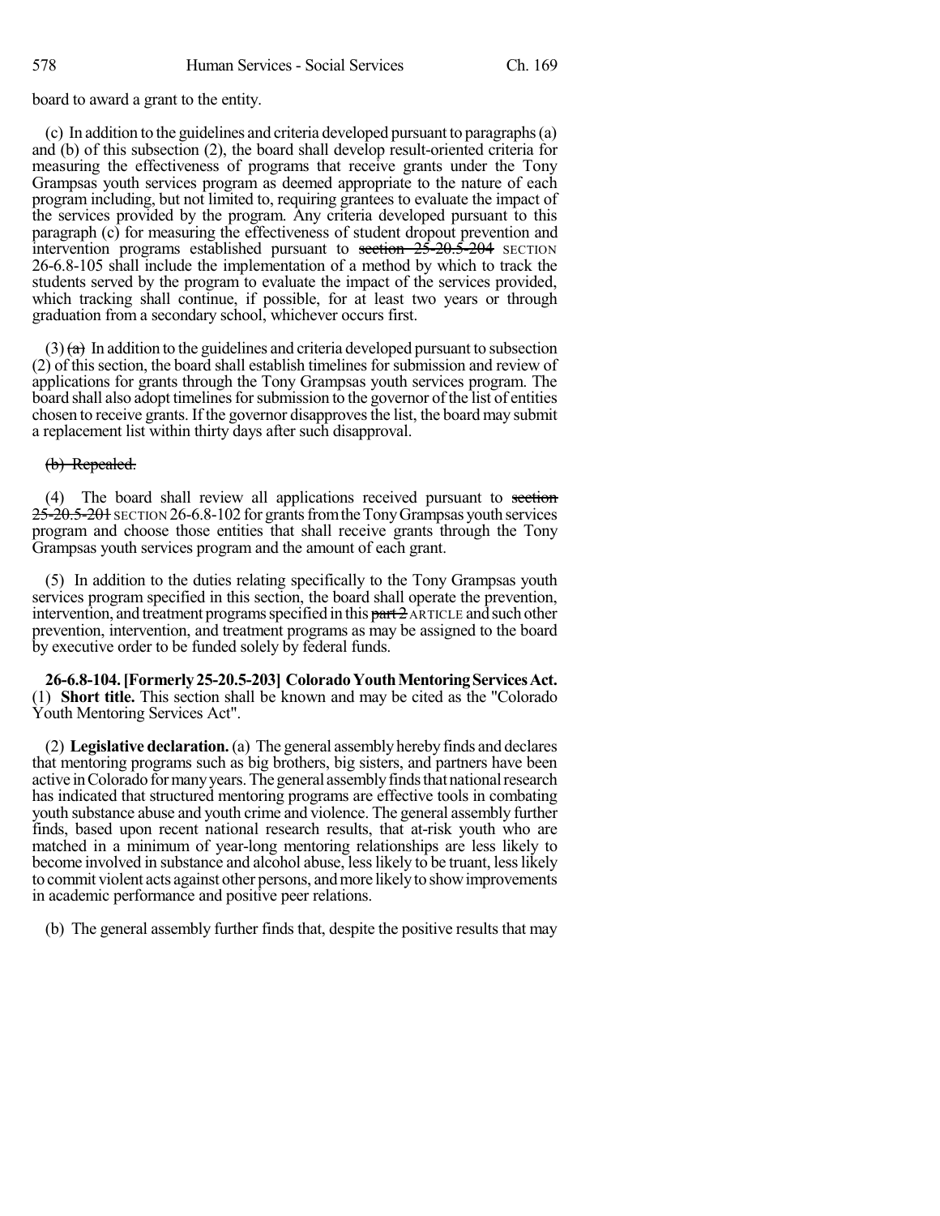board to award a grant to the entity.

(c) In addition to the guidelines and criteria developed pursuant to paragraphs (a) and (b) of this subsection (2), the board shall develop result-oriented criteria for measuring the effectiveness of programs that receive grants under the Tony Grampsas youth services program as deemed appropriate to the nature of each program including, but not limited to, requiring grantees to evaluate the impact of the services provided by the program. Any criteria developed pursuant to this paragraph (c) for measuring the effectiveness of student dropout prevention and intervention programs established pursuant to ~~section 25-20.5-204~~ SECTION 26-6.8-105 shall include the implementation of a method by which to track the students served by the program to evaluate the impact of the services provided, which tracking shall continue, if possible, for at least two years or through graduation from a secondary school, whichever occurs first.

(3) ~~(a)~~ In addition to the guidelines and criteria developed pursuant to subsection (2) of this section, the board shall establish timelines for submission and review of applications for grants through the Tony Grampsas youth services program. The board shall also adopt timelines for submission to the governor of the list of entities chosen to receive grants. If the governor disapproves the list, the board may submit a replacement list within thirty days after such disapproval.

~~(b) Repealed.~~

(4) The board shall review all applications received pursuant to ~~section 25-20.5-201~~ SECTION 26-6.8-102 for grants from the Tony Grampsas youth services program and choose those entities that shall receive grants through the Tony Grampsas youth services program and the amount of each grant.

(5) In addition to the duties relating specifically to the Tony Grampsas youth services program specified in this section, the board shall operate the prevention, intervention, and treatment programs specified in this ~~part 2~~ ARTICLE and such other prevention, intervention, and treatment programs as may be assigned to the board by executive order to be funded solely by federal funds.

**26-6.8-104. [Formerly 25-20.5-203] Colorado Youth Mentoring Services Act.** (1) **Short title.** This section shall be known and may be cited as the "Colorado Youth Mentoring Services Act".

(2) **Legislative declaration.** (a) The general assembly hereby finds and declares that mentoring programs such as big brothers, big sisters, and partners have been active in Colorado for many years. The general assembly finds that national research has indicated that structured mentoring programs are effective tools in combating youth substance abuse and youth crime and violence. The general assembly further finds, based upon recent national research results, that at-risk youth who are matched in a minimum of year-long mentoring relationships are less likely to become involved in substance and alcohol abuse, less likely to be truant, less likely to commit violent acts against other persons, and more likely to show improvements in academic performance and positive peer relations.

(b) The general assembly further finds that, despite the positive results that may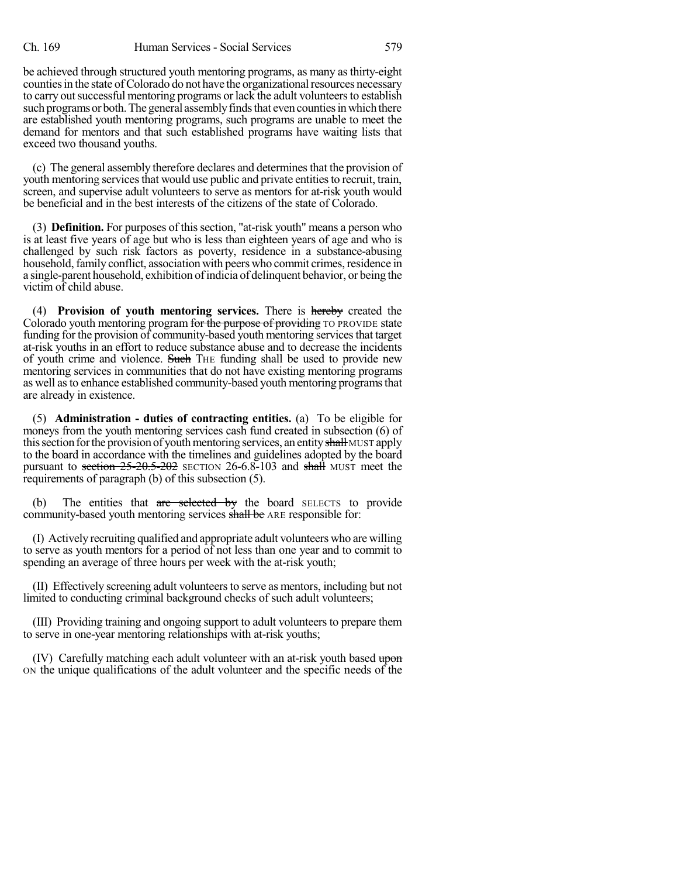be achieved through structured youth mentoring programs, as many as thirty-eight counties in the state of Colorado do not have the organizational resources necessary to carry out successful mentoring programs or lack the adult volunteers to establish such programs or both. The general assembly finds that even counties in which there are established youth mentoring programs, such programs are unable to meet the demand for mentors and that such established programs have waiting lists that exceed two thousand youths.

(c) The general assembly therefore declares and determines that the provision of youth mentoring services that would use public and private entities to recruit, train, screen, and supervise adult volunteers to serve as mentors for at-risk youth would be beneficial and in the best interests of the citizens of the state of Colorado.

(3) **Definition.** For purposes of this section, "at-risk youth" means a person who is at least five years of age but who is less than eighteen years of age and who is challenged by such risk factors as poverty, residence in a substance-abusing household, family conflict, association with peers who commit crimes, residence in a single-parent household, exhibition of indicia of delinquent behavior, or being the victim of child abuse.

(4) **Provision of youth mentoring services.** There is ~~hereby~~ created the Colorado youth mentoring program ~~for the purpose of providing~~ TO PROVIDE state funding for the provision of community-based youth mentoring services that target at-risk youths in an effort to reduce substance abuse and to decrease the incidents of youth crime and violence. ~~Such~~ THE funding shall be used to provide new mentoring services in communities that do not have existing mentoring programs as well as to enhance established community-based youth mentoring programs that are already in existence.

(5) **Administration - duties of contracting entities.** (a) To be eligible for moneys from the youth mentoring services cash fund created in subsection (6) of this section for the provision of youth mentoring services, an entity ~~shall~~ MUST apply to the board in accordance with the timelines and guidelines adopted by the board pursuant to ~~section 25-20.5-202~~ SECTION 26-6.8-103 and ~~shall~~ MUST meet the requirements of paragraph (b) of this subsection (5).

(b) The entities that ~~are selected by~~ the board SELECTS to provide community-based youth mentoring services ~~shall be~~ ARE responsible for:

(I) Actively recruiting qualified and appropriate adult volunteers who are willing to serve as youth mentors for a period of not less than one year and to commit to spending an average of three hours per week with the at-risk youth;

(II) Effectively screening adult volunteers to serve as mentors, including but not limited to conducting criminal background checks of such adult volunteers;

(III) Providing training and ongoing support to adult volunteers to prepare them to serve in one-year mentoring relationships with at-risk youths;

(IV) Carefully matching each adult volunteer with an at-risk youth based ~~upon~~ ON the unique qualifications of the adult volunteer and the specific needs of the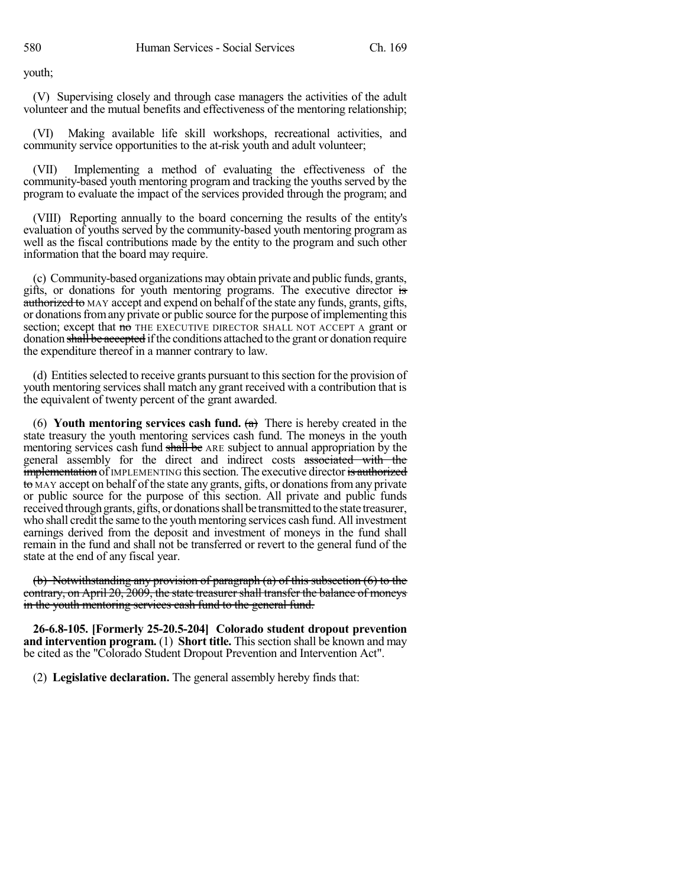youth;

(V) Supervising closely and through case managers the activities of the adult volunteer and the mutual benefits and effectiveness of the mentoring relationship;

(VI) Making available life skill workshops, recreational activities, and community service opportunities to the at-risk youth and adult volunteer;

(VII) Implementing a method of evaluating the effectiveness of the community-based youth mentoring program and tracking the youths served by the program to evaluate the impact of the services provided through the program; and

(VIII) Reporting annually to the board concerning the results of the entity's evaluation of youths served by the community-based youth mentoring program as well as the fiscal contributions made by the entity to the program and such other information that the board may require.

(c) Community-based organizations may obtain private and public funds, grants, gifts, or donations for youth mentoring programs. The executive director ~~is authorized to~~ MAY accept and expend on behalf of the state any funds, grants, gifts, or donations from any private or public source for the purpose of implementing this section; except that ~~no~~ THE EXECUTIVE DIRECTOR SHALL NOT ACCEPT A grant or donation ~~shall be accepted~~ if the conditions attached to the grant or donation require the expenditure thereof in a manner contrary to law.

(d) Entities selected to receive grants pursuant to this section for the provision of youth mentoring services shall match any grant received with a contribution that is the equivalent of twenty percent of the grant awarded.

(6) **Youth mentoring services cash fund.** ~~(a)~~ There is hereby created in the state treasury the youth mentoring services cash fund. The moneys in the youth mentoring services cash fund ~~shall be~~ ARE subject to annual appropriation by the general assembly for the direct and indirect costs ~~associated with the implementation~~ of IMPLEMENTING this section. The executive director ~~is authorized to~~ MAY accept on behalf of the state any grants, gifts, or donations from any private or public source for the purpose of this section. All private and public funds received through grants, gifts, or donations shall be transmitted to the state treasurer, who shall credit the same to the youth mentoring services cash fund. All investment earnings derived from the deposit and investment of moneys in the fund shall remain in the fund and shall not be transferred or revert to the general fund of the state at the end of any fiscal year.

~~(b) Notwithstanding any provision of paragraph (a) of this subsection (6) to the contrary, on April 20, 2009, the state treasurer shall transfer the balance of moneys in the youth mentoring services cash fund to the general fund.~~

**26-6.8-105. [Formerly 25-20.5-204] Colorado student dropout prevention and intervention program.** (1) **Short title.** This section shall be known and may be cited as the "Colorado Student Dropout Prevention and Intervention Act".

(2) **Legislative declaration.** The general assembly hereby finds that: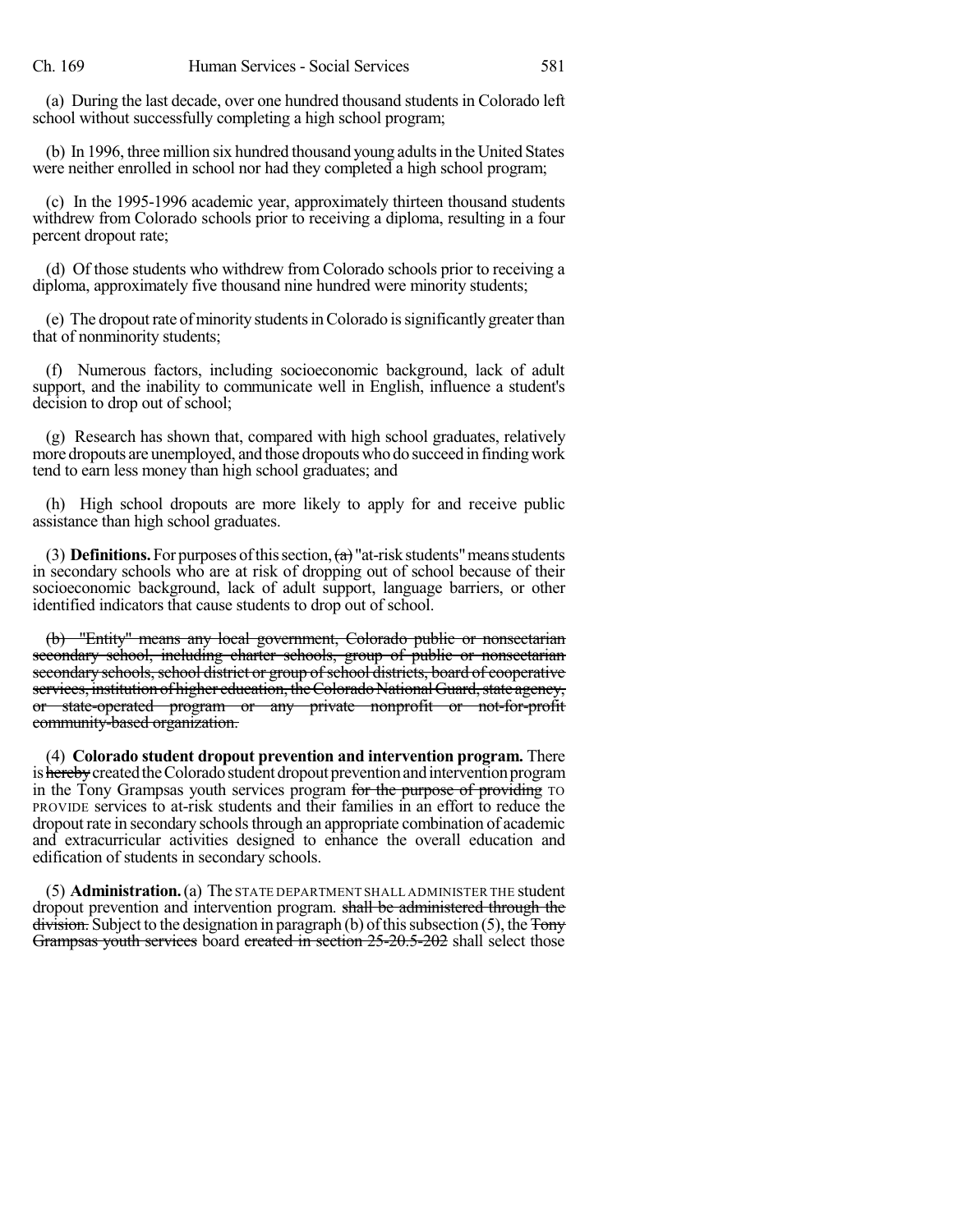(a) During the last decade, over one hundred thousand students in Colorado left school without successfully completing a high school program;

(b) In 1996, three million six hundred thousand young adults in the United States were neither enrolled in school nor had they completed a high school program;

(c) In the 1995-1996 academic year, approximately thirteen thousand students withdrew from Colorado schools prior to receiving a diploma, resulting in a four percent dropout rate;

(d) Of those students who withdrew from Colorado schools prior to receiving a diploma, approximately five thousand nine hundred were minority students;

(e) The dropout rate of minority students in Colorado is significantly greater than that of nonminority students;

(f) Numerous factors, including socioeconomic background, lack of adult support, and the inability to communicate well in English, influence a student's decision to drop out of school;

(g) Research has shown that, compared with high school graduates, relatively more dropouts are unemployed, and those dropouts who do succeed in finding work tend to earn less money than high school graduates; and

(h) High school dropouts are more likely to apply for and receive public assistance than high school graduates.

(3) **Definitions.** For purposes of this section, ~~(a)~~ "at-risk students" means students in secondary schools who are at risk of dropping out of school because of their socioeconomic background, lack of adult support, language barriers, or other identified indicators that cause students to drop out of school.

~~(b) "Entity" means any local government, Colorado public or nonsectarian secondary school, including charter schools, group of public or nonsectarian secondary schools, school district or group of school districts, board of cooperative services, institution of higher education, the Colorado National Guard, state agency, or state-operated program or any private nonprofit or not-for-profit community-based organization.~~

(4) **Colorado student dropout prevention and intervention program.** There is ~~hereby~~ created the Colorado student dropout prevention and intervention program in the Tony Grampsas youth services program ~~for the purpose of providing~~ TO PROVIDE services to at-risk students and their families in an effort to reduce the dropout rate in secondary schools through an appropriate combination of academic and extracurricular activities designed to enhance the overall education and edification of students in secondary schools.

(5) **Administration.** (a) The STATE DEPARTMENT SHALL ADMINISTER THE student dropout prevention and intervention program. ~~shall be administered through the division.~~ Subject to the designation in paragraph (b) of this subsection (5), the ~~Tony Grampsas youth services~~ board ~~created in section 25-20.5-202~~ shall select those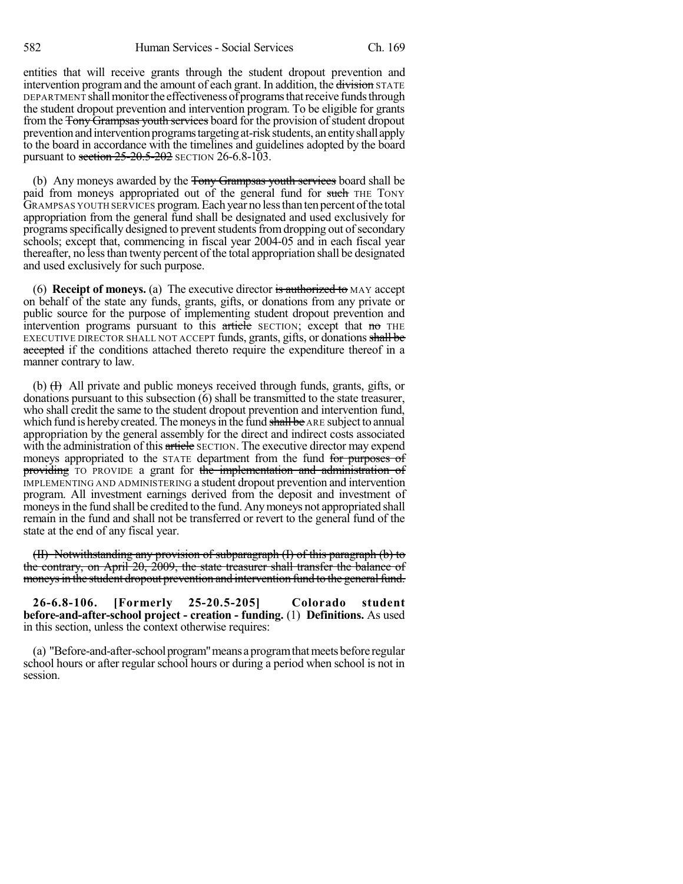entities that will receive grants through the student dropout prevention and intervention program and the amount of each grant. In addition, the ~~division~~ STATE DEPARTMENT shall monitor the effectiveness of programs that receive funds through the student dropout prevention and intervention program. To be eligible for grants from the ~~Tony Grampsas youth services~~ board for the provision of student dropout prevention and intervention programs targeting at-risk students, an entity shall apply to the board in accordance with the timelines and guidelines adopted by the board pursuant to ~~section 25-20.5-202~~ SECTION 26-6.8-103.

(b) Any moneys awarded by the ~~Tony Grampsas youth services~~ board shall be paid from moneys appropriated out of the general fund for ~~such~~ THE TONY GRAMPSAS YOUTH SERVICES program. Each year no less than ten percent of the total appropriation from the general fund shall be designated and used exclusively for programs specifically designed to prevent students from dropping out of secondary schools; except that, commencing in fiscal year 2004-05 and in each fiscal year thereafter, no less than twenty percent of the total appropriation shall be designated and used exclusively for such purpose.

(6) **Receipt of moneys.** (a) The executive director ~~is authorized to~~ MAY accept on behalf of the state any funds, grants, gifts, or donations from any private or public source for the purpose of implementing student dropout prevention and intervention programs pursuant to this ~~article~~ SECTION; except that ~~no~~ THE EXECUTIVE DIRECTOR SHALL NOT ACCEPT funds, grants, gifts, or donations ~~shall be accepted~~ if the conditions attached thereto require the expenditure thereof in a manner contrary to law.

(b) ~~(I)~~ All private and public moneys received through funds, grants, gifts, or donations pursuant to this subsection (6) shall be transmitted to the state treasurer, who shall credit the same to the student dropout prevention and intervention fund, which fund is hereby created. The moneys in the fund ~~shall be~~ ARE subject to annual appropriation by the general assembly for the direct and indirect costs associated with the administration of this ~~article~~ SECTION. The executive director may expend moneys appropriated to the STATE department from the fund ~~for purposes of providing~~ TO PROVIDE a grant for ~~the implementation and administration of~~ IMPLEMENTING AND ADMINISTERING a student dropout prevention and intervention program. All investment earnings derived from the deposit and investment of moneys in the fund shall be credited to the fund. Any moneys not appropriated shall remain in the fund and shall not be transferred or revert to the general fund of the state at the end of any fiscal year.

~~(II) Notwithstanding any provision of subparagraph (I) of this paragraph (b) to the contrary, on April 20, 2009, the state treasurer shall transfer the balance of moneys in the student dropout prevention and intervention fund to the general fund.~~

**26-6.8-106. [Formerly 25-20.5-205] Colorado student before-and-after-school project - creation - funding.** (1) **Definitions.** As used in this section, unless the context otherwise requires:

(a) "Before-and-after-school program" means a program that meets before regular school hours or after regular school hours or during a period when school is not in session.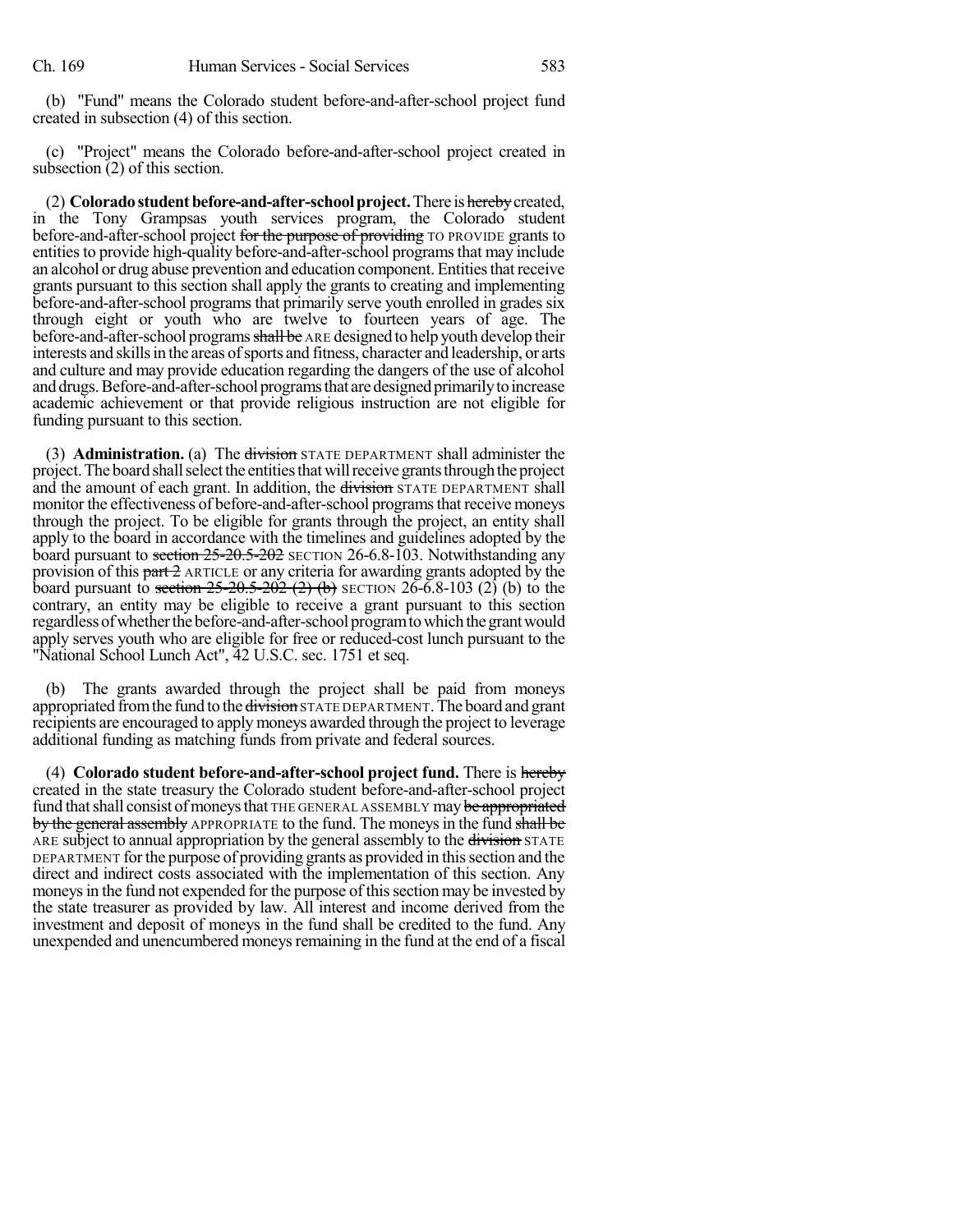(b) "Fund" means the Colorado student before-and-after-school project fund created in subsection (4) of this section.

(c) "Project" means the Colorado before-and-after-school project created in subsection (2) of this section.

(2) **Colorado student before-and-after-school project.** There is hereby created, in the Tony Grampsas youth services program, the Colorado student before-and-after-school project for the purpose of providing TO PROVIDE grants to entities to provide high-quality before-and-after-school programs that may include an alcohol or drug abuse prevention and education component. Entities that receive grants pursuant to this section shall apply the grants to creating and implementing before-and-after-school programs that primarily serve youth enrolled in grades six through eight or youth who are twelve to fourteen years of age. The before-and-after-school programs shall be ARE designed to help youth develop their interests and skills in the areas of sports and fitness, character and leadership, or arts and culture and may provide education regarding the dangers of the use of alcohol and drugs. Before-and-after-school programs that are designed primarily to increase academic achievement or that provide religious instruction are not eligible for funding pursuant to this section.

(3) **Administration.** (a) The division STATE DEPARTMENT shall administer the project. The board shall select the entities that will receive grants through the project and the amount of each grant. In addition, the division STATE DEPARTMENT shall monitor the effectiveness of before-and-after-school programs that receive moneys through the project. To be eligible for grants through the project, an entity shall apply to the board in accordance with the timelines and guidelines adopted by the board pursuant to section 25-20.5-202 SECTION 26-6.8-103. Notwithstanding any provision of this part 2 ARTICLE or any criteria for awarding grants adopted by the board pursuant to section 25-20.5-202 (2) (b) SECTION 26-6.8-103 (2) (b) to the contrary, an entity may be eligible to receive a grant pursuant to this section regardless of whether the before-and-after-school program to which the grant would apply serves youth who are eligible for free or reduced-cost lunch pursuant to the "National School Lunch Act", 42 U.S.C. sec. 1751 et seq.

(b) The grants awarded through the project shall be paid from moneys appropriated from the fund to the division STATE DEPARTMENT. The board and grant recipients are encouraged to apply moneys awarded through the project to leverage additional funding as matching funds from private and federal sources.

(4) **Colorado student before-and-after-school project fund.** There is hereby created in the state treasury the Colorado student before-and-after-school project fund that shall consist of moneys that THE GENERAL ASSEMBLY may be appropriated by the general assembly APPROPRIATE to the fund. The moneys in the fund shall be ARE subject to annual appropriation by the general assembly to the division STATE DEPARTMENT for the purpose of providing grants as provided in this section and the direct and indirect costs associated with the implementation of this section. Any moneys in the fund not expended for the purpose of this section may be invested by the state treasurer as provided by law. All interest and income derived from the investment and deposit of moneys in the fund shall be credited to the fund. Any unexpended and unencumbered moneys remaining in the fund at the end of a fiscal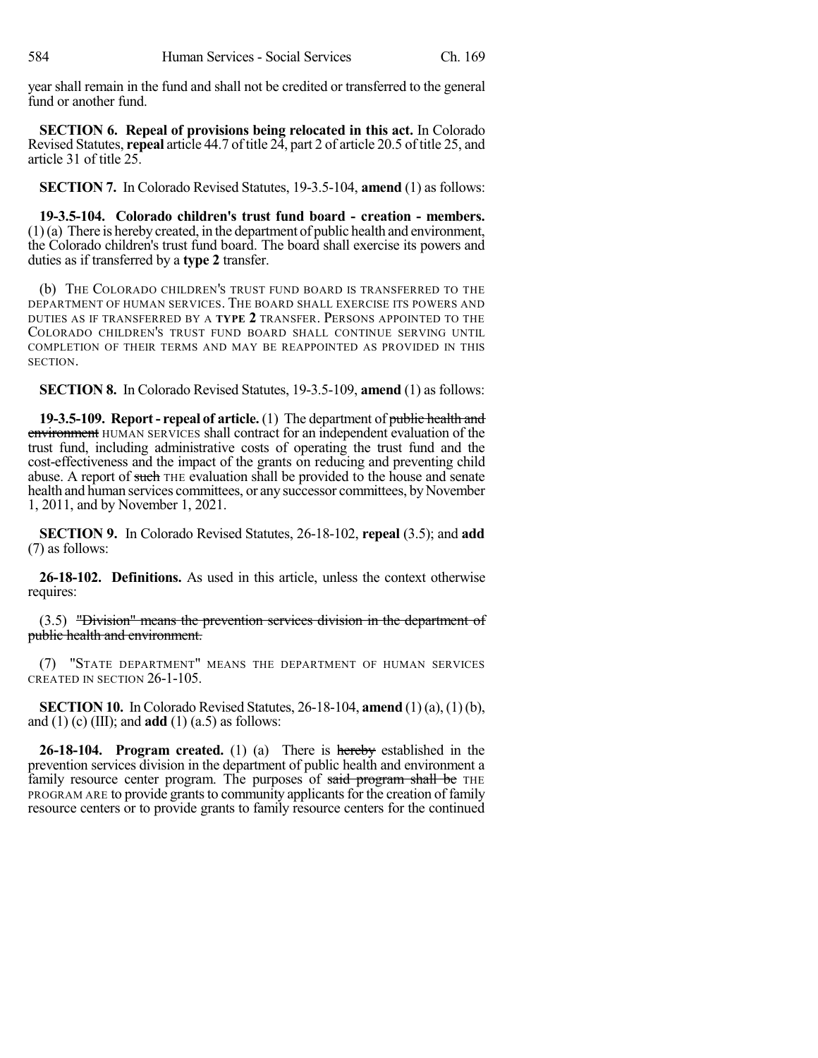year shall remain in the fund and shall not be credited or transferred to the general fund or another fund.

**SECTION 6. Repeal of provisions being relocated in this act.** In Colorado Revised Statutes, **repeal** article 44.7 of title 24, part 2 of article 20.5 of title 25, and article 31 of title 25.

**SECTION 7.** In Colorado Revised Statutes, 19-3.5-104, **amend** (1) as follows:

**19-3.5-104. Colorado children's trust fund board - creation - members.** (1) (a) There is hereby created, in the department of public health and environment, the Colorado children's trust fund board. The board shall exercise its powers and duties as if transferred by a **type 2** transfer.

(b) THE COLORADO CHILDREN'S TRUST FUND BOARD IS TRANSFERRED TO THE DEPARTMENT OF HUMAN SERVICES. THE BOARD SHALL EXERCISE ITS POWERS AND DUTIES AS IF TRANSFERRED BY A **TYPE 2** TRANSFER. PERSONS APPOINTED TO THE COLORADO CHILDREN'S TRUST FUND BOARD SHALL CONTINUE SERVING UNTIL COMPLETION OF THEIR TERMS AND MAY BE REAPPOINTED AS PROVIDED IN THIS SECTION.

**SECTION 8.** In Colorado Revised Statutes, 19-3.5-109, **amend** (1) as follows:

**19-3.5-109. Report - repeal of article.** (1) The department of ~~public health and environment~~ HUMAN SERVICES shall contract for an independent evaluation of the trust fund, including administrative costs of operating the trust fund and the cost-effectiveness and the impact of the grants on reducing and preventing child abuse. A report of ~~such~~ THE evaluation shall be provided to the house and senate health and human services committees, or any successor committees, by November 1, 2011, and by November 1, 2021.

**SECTION 9.** In Colorado Revised Statutes, 26-18-102, **repeal** (3.5); and **add** (7) as follows:

**26-18-102. Definitions.** As used in this article, unless the context otherwise requires:

(3.5) ~~"Division" means the prevention services division in the department of public health and environment.~~

(7) "STATE DEPARTMENT" MEANS THE DEPARTMENT OF HUMAN SERVICES CREATED IN SECTION 26-1-105.

**SECTION 10.** In Colorado Revised Statutes, 26-18-104, **amend** (1) (a), (1) (b), and (1) (c) (III); and **add** (1) (a.5) as follows:

**26-18-104. Program created.** (1) (a) There is ~~hereby~~ established in the prevention services division in the department of public health and environment a family resource center program. The purposes of ~~said program shall be~~ THE PROGRAM ARE to provide grants to community applicants for the creation of family resource centers or to provide grants to family resource centers for the continued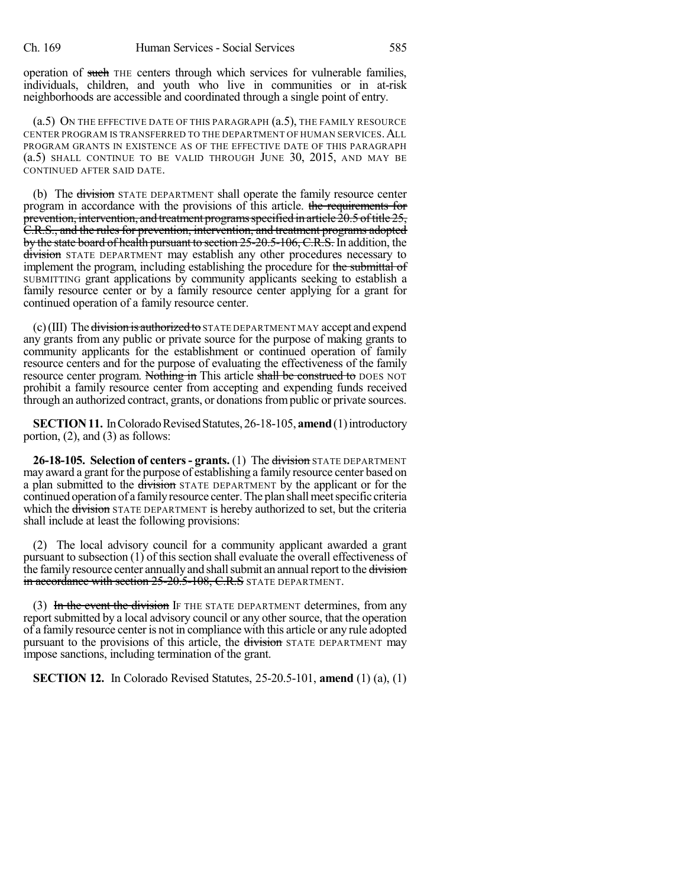operation of ~~such~~ THE centers through which services for vulnerable families, individuals, children, and youth who live in communities or in at-risk neighborhoods are accessible and coordinated through a single point of entry.

(a.5) ON THE EFFECTIVE DATE OF THIS PARAGRAPH (a.5), THE FAMILY RESOURCE CENTER PROGRAM IS TRANSFERRED TO THE DEPARTMENT OF HUMAN SERVICES. ALL PROGRAM GRANTS IN EXISTENCE AS OF THE EFFECTIVE DATE OF THIS PARAGRAPH (a.5) SHALL CONTINUE TO BE VALID THROUGH JUNE 30, 2015, AND MAY BE CONTINUED AFTER SAID DATE.

(b) The ~~division~~ STATE DEPARTMENT shall operate the family resource center program in accordance with the provisions of this article. ~~the requirements for prevention, intervention, and treatment programs specified in article 20.5 of title 25, C.R.S., and the rules for prevention, intervention, and treatment programs adopted by the state board of health pursuant to section 25-20.5-106, C.R.S.~~ In addition, the ~~division~~ STATE DEPARTMENT may establish any other procedures necessary to implement the program, including establishing the procedure for ~~the submittal of~~ SUBMITTING grant applications by community applicants seeking to establish a family resource center or by a family resource center applying for a grant for continued operation of a family resource center.

(c) (III) The ~~division is authorized to~~ STATE DEPARTMENT MAY accept and expend any grants from any public or private source for the purpose of making grants to community applicants for the establishment or continued operation of family resource centers and for the purpose of evaluating the effectiveness of the family resource center program. ~~Nothing in~~ This article ~~shall be construed to~~ DOES NOT prohibit a family resource center from accepting and expending funds received through an authorized contract, grants, or donations from public or private sources.

**SECTION 11.** In Colorado Revised Statutes, 26-18-105, **amend** (1) introductory portion, (2), and (3) as follows:

**26-18-105. Selection of centers - grants.** (1) The ~~division~~ STATE DEPARTMENT may award a grant for the purpose of establishing a family resource center based on a plan submitted to the ~~division~~ STATE DEPARTMENT by the applicant or for the continued operation of a family resource center. The plan shall meet specific criteria which the ~~division~~ STATE DEPARTMENT is hereby authorized to set, but the criteria shall include at least the following provisions:

(2) The local advisory council for a community applicant awarded a grant pursuant to subsection (1) of this section shall evaluate the overall effectiveness of the family resource center annually and shall submit an annual report to the ~~division in accordance with section 25-20.5-108, C.R.S~~ STATE DEPARTMENT.

(3) ~~In the event the division~~ IF THE STATE DEPARTMENT determines, from any report submitted by a local advisory council or any other source, that the operation of a family resource center is not in compliance with this article or any rule adopted pursuant to the provisions of this article, the ~~division~~ STATE DEPARTMENT may impose sanctions, including termination of the grant.

**SECTION 12.** In Colorado Revised Statutes, 25-20.5-101, **amend** (1) (a), (1)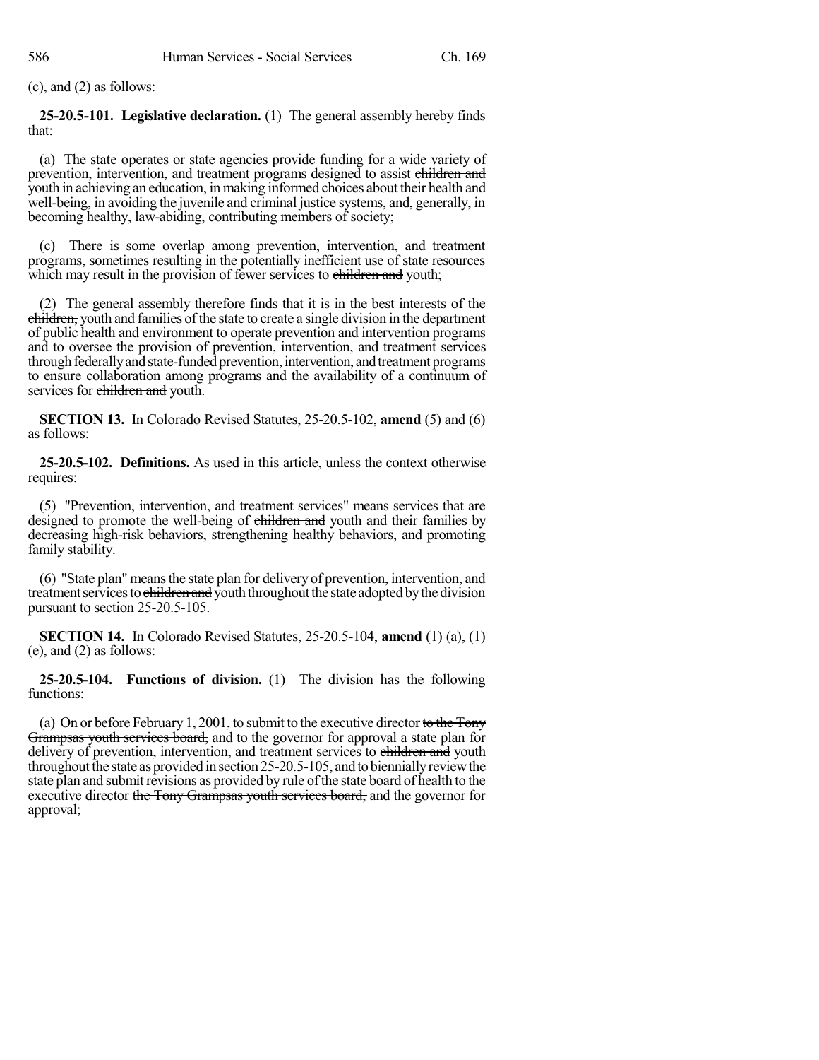(c), and (2) as follows:

**25-20.5-101. Legislative declaration.** (1) The general assembly hereby finds that:

(a) The state operates or state agencies provide funding for a wide variety of prevention, intervention, and treatment programs designed to assist ~~children and~~ youth in achieving an education, in making informed choices about their health and well-being, in avoiding the juvenile and criminal justice systems, and, generally, in becoming healthy, law-abiding, contributing members of society;

(c) There is some overlap among prevention, intervention, and treatment programs, sometimes resulting in the potentially inefficient use of state resources which may result in the provision of fewer services to ~~children and~~ youth;

(2) The general assembly therefore finds that it is in the best interests of the ~~children,~~ youth and families of the state to create a single division in the department of public health and environment to operate prevention and intervention programs and to oversee the provision of prevention, intervention, and treatment services through federally and state-funded prevention, intervention, and treatment programs to ensure collaboration among programs and the availability of a continuum of services for ~~children and~~ youth.

**SECTION 13.** In Colorado Revised Statutes, 25-20.5-102, **amend** (5) and (6) as follows:

**25-20.5-102. Definitions.** As used in this article, unless the context otherwise requires:

(5) "Prevention, intervention, and treatment services" means services that are designed to promote the well-being of ~~children and~~ youth and their families by decreasing high-risk behaviors, strengthening healthy behaviors, and promoting family stability.

(6) "State plan" means the state plan for delivery of prevention, intervention, and treatment services to ~~children and~~ youth throughout the state adopted by the division pursuant to section 25-20.5-105.

**SECTION 14.** In Colorado Revised Statutes, 25-20.5-104, **amend** (1) (a), (1) (e), and (2) as follows:

**25-20.5-104. Functions of division.** (1) The division has the following functions:

(a) On or before February 1, 2001, to submit to the executive director ~~to the Tony Grampsas youth services board,~~ and to the governor for approval a state plan for delivery of prevention, intervention, and treatment services to ~~children and~~ youth throughout the state as provided in section 25-20.5-105, and to biennially review the state plan and submit revisions as provided by rule of the state board of health to the executive director ~~the Tony Grampsas youth services board,~~ and the governor for approval;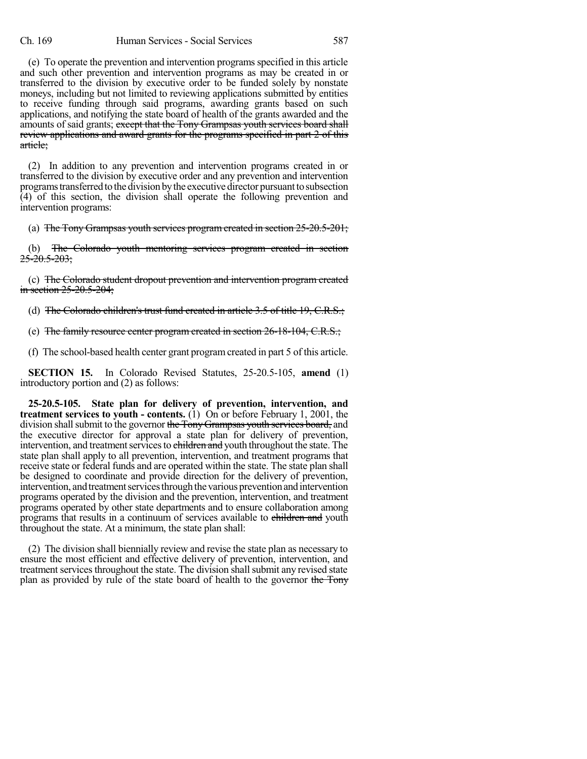(e) To operate the prevention and intervention programs specified in this article and such other prevention and intervention programs as may be created in or transferred to the division by executive order to be funded solely by nonstate moneys, including but not limited to reviewing applications submitted by entities to receive funding through said programs, awarding grants based on such applications, and notifying the state board of health of the grants awarded and the amounts of said grants; ~~except that the Tony Grampsas youth services board shall review applications and award grants for the programs specified in part 2 of this article;~~

(2) In addition to any prevention and intervention programs created in or transferred to the division by executive order and any prevention and intervention programs transferred to the division by the executive director pursuant to subsection (4) of this section, the division shall operate the following prevention and intervention programs:

(a) ~~The Tony Grampsas youth services program created in section 25-20.5-201;~~

(b) ~~The Colorado youth mentoring services program created in section 25-20.5-203;~~

(c) ~~The Colorado student dropout prevention and intervention program created in section 25-20.5-204;~~

(d) ~~The Colorado children's trust fund created in article 3.5 of title 19, C.R.S.;~~

(e) ~~The family resource center program created in section 26-18-104, C.R.S.;~~

(f) The school-based health center grant program created in part 5 of this article.

**SECTION 15.** In Colorado Revised Statutes, 25-20.5-105, **amend** (1) introductory portion and (2) as follows:

**25-20.5-105. State plan for delivery of prevention, intervention, and treatment services to youth - contents.** (1) On or before February 1, 2001, the division shall submit to the governor ~~the Tony Grampsas youth services board,~~ and the executive director for approval a state plan for delivery of prevention, intervention, and treatment services to ~~children and~~ youth throughout the state. The state plan shall apply to all prevention, intervention, and treatment programs that receive state or federal funds and are operated within the state. The state plan shall be designed to coordinate and provide direction for the delivery of prevention, intervention, and treatment services through the various prevention and intervention programs operated by the division and the prevention, intervention, and treatment programs operated by other state departments and to ensure collaboration among programs that results in a continuum of services available to ~~children and~~ youth throughout the state. At a minimum, the state plan shall:

(2) The division shall biennially review and revise the state plan as necessary to ensure the most efficient and effective delivery of prevention, intervention, and treatment services throughout the state. The division shall submit any revised state plan as provided by rule of the state board of health to the governor ~~the Tony~~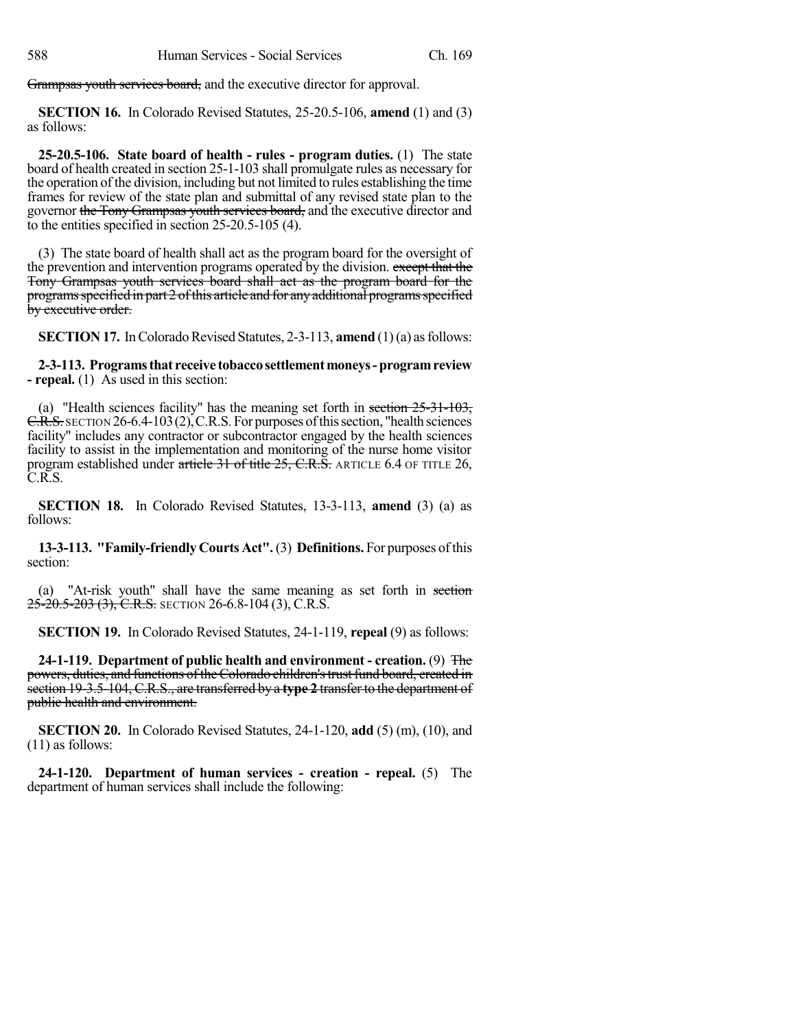Grampsas youth services board, and the executive director for approval.

**SECTION 16.** In Colorado Revised Statutes, 25-20.5-106, **amend** (1) and (3) as follows:

**25-20.5-106. State board of health - rules - program duties.** (1) The state board of health created in section 25-1-103 shall promulgate rules as necessary for the operation of the division, including but not limited to rules establishing the time frames for review of the state plan and submittal of any revised state plan to the governor the Tony Grampsas youth services board, and the executive director and to the entities specified in section 25-20.5-105 (4).

(3) The state board of health shall act as the program board for the oversight of the prevention and intervention programs operated by the division. except that the Tony Grampsas youth services board shall act as the program board for the programs specified in part 2 of this article and for any additional programs specified by executive order.

**SECTION 17.** In Colorado Revised Statutes, 2-3-113, **amend** (1) (a) as follows:

**2-3-113. Programs that receive tobacco settlement moneys - program review - repeal.** (1) As used in this section:

(a) "Health sciences facility" has the meaning set forth in section 25-31-103, C.R.S. SECTION 26-6.4-103 (2), C.R.S. For purposes of this section, "health sciences facility" includes any contractor or subcontractor engaged by the health sciences facility to assist in the implementation and monitoring of the nurse home visitor program established under article 31 of title 25, C.R.S. ARTICLE 6.4 OF TITLE 26, C.R.S.

**SECTION 18.** In Colorado Revised Statutes, 13-3-113, **amend** (3) (a) as follows:

**13-3-113. "Family-friendly Courts Act".** (3) **Definitions.** For purposes of this section:

(a) "At-risk youth" shall have the same meaning as set forth in section 25-20.5-203 (3), C.R.S. SECTION 26-6.8-104 (3), C.R.S.

**SECTION 19.** In Colorado Revised Statutes, 24-1-119, **repeal** (9) as follows:

**24-1-119. Department of public health and environment - creation.** (9) The powers, duties, and functions of the Colorado children's trust fund board, created in section 19-3.5-104, C.R.S., are transferred by a **type 2** transfer to the department of public health and environment.

**SECTION 20.** In Colorado Revised Statutes, 24-1-120, **add** (5) (m), (10), and (11) as follows:

**24-1-120. Department of human services - creation - repeal.** (5) The department of human services shall include the following: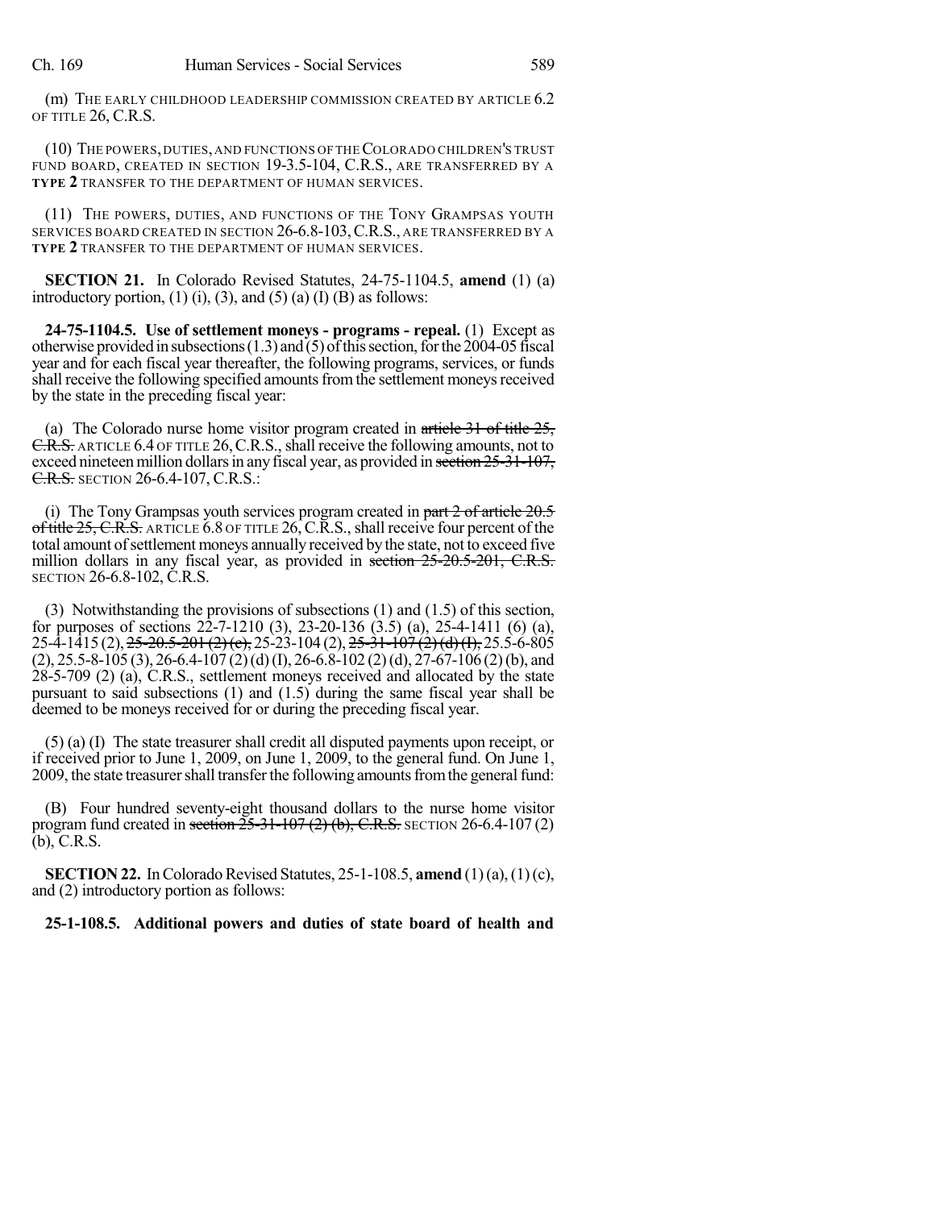(m) THE EARLY CHILDHOOD LEADERSHIP COMMISSION CREATED BY ARTICLE 6.2 OF TITLE 26, C.R.S.

(10) THE POWERS, DUTIES, AND FUNCTIONS OF THE COLORADO CHILDREN'S TRUST FUND BOARD, CREATED IN SECTION 19-3.5-104, C.R.S., ARE TRANSFERRED BY A **TYPE 2** TRANSFER TO THE DEPARTMENT OF HUMAN SERVICES.

(11) THE POWERS, DUTIES, AND FUNCTIONS OF THE TONY GRAMPSAS YOUTH SERVICES BOARD CREATED IN SECTION 26-6.8-103, C.R.S., ARE TRANSFERRED BY A **TYPE 2** TRANSFER TO THE DEPARTMENT OF HUMAN SERVICES.

**SECTION 21.** In Colorado Revised Statutes, 24-75-1104.5, **amend** (1) (a) introductory portion, (1) (i), (3), and (5) (a) (I) (B) as follows:

**24-75-1104.5. Use of settlement moneys - programs - repeal.** (1) Except as otherwise provided in subsections (1.3) and (5) of this section, for the 2004-05 fiscal year and for each fiscal year thereafter, the following programs, services, or funds shall receive the following specified amounts from the settlement moneys received by the state in the preceding fiscal year:

(a) The Colorado nurse home visitor program created in ~~article 31 of title 25, C.R.S.~~ ARTICLE 6.4 OF TITLE 26, C.R.S., shall receive the following amounts, not to exceed nineteen million dollars in any fiscal year, as provided in ~~section 25-31-107, C.R.S.~~ SECTION 26-6.4-107, C.R.S.:

(i) The Tony Grampsas youth services program created in ~~part 2 of article 20.5 of title 25, C.R.S.~~ ARTICLE 6.8 OF TITLE 26, C.R.S., shall receive four percent of the total amount of settlement moneys annually received by the state, not to exceed five million dollars in any fiscal year, as provided in ~~section 25-20.5-201, C.R.S.~~ SECTION 26-6.8-102, C.R.S.

(3) Notwithstanding the provisions of subsections (1) and (1.5) of this section, for purposes of sections 22-7-1210 (3), 23-20-136 (3.5) (a), 25-4-1411 (6) (a), 25-4-1415 (2), ~~25-20.5-201 (2) (c),~~ 25-23-104 (2), ~~25-31-107 (2) (d) (I),~~ 25.5-6-805 (2), 25.5-8-105 (3), 26-6.4-107 (2) (d) (I), 26-6.8-102 (2) (d), 27-67-106 (2) (b), and 28-5-709 (2) (a), C.R.S., settlement moneys received and allocated by the state pursuant to said subsections (1) and (1.5) during the same fiscal year shall be deemed to be moneys received for or during the preceding fiscal year.

(5) (a) (I) The state treasurer shall credit all disputed payments upon receipt, or if received prior to June 1, 2009, on June 1, 2009, to the general fund. On June 1, 2009, the state treasurer shall transfer the following amounts from the general fund:

(B) Four hundred seventy-eight thousand dollars to the nurse home visitor program fund created in ~~section 25-31-107 (2) (b), C.R.S.~~ SECTION 26-6.4-107 (2) (b), C.R.S.

**SECTION 22.** In Colorado Revised Statutes, 25-1-108.5, **amend** (1) (a), (1) (c), and (2) introductory portion as follows:

**25-1-108.5. Additional powers and duties of state board of health and**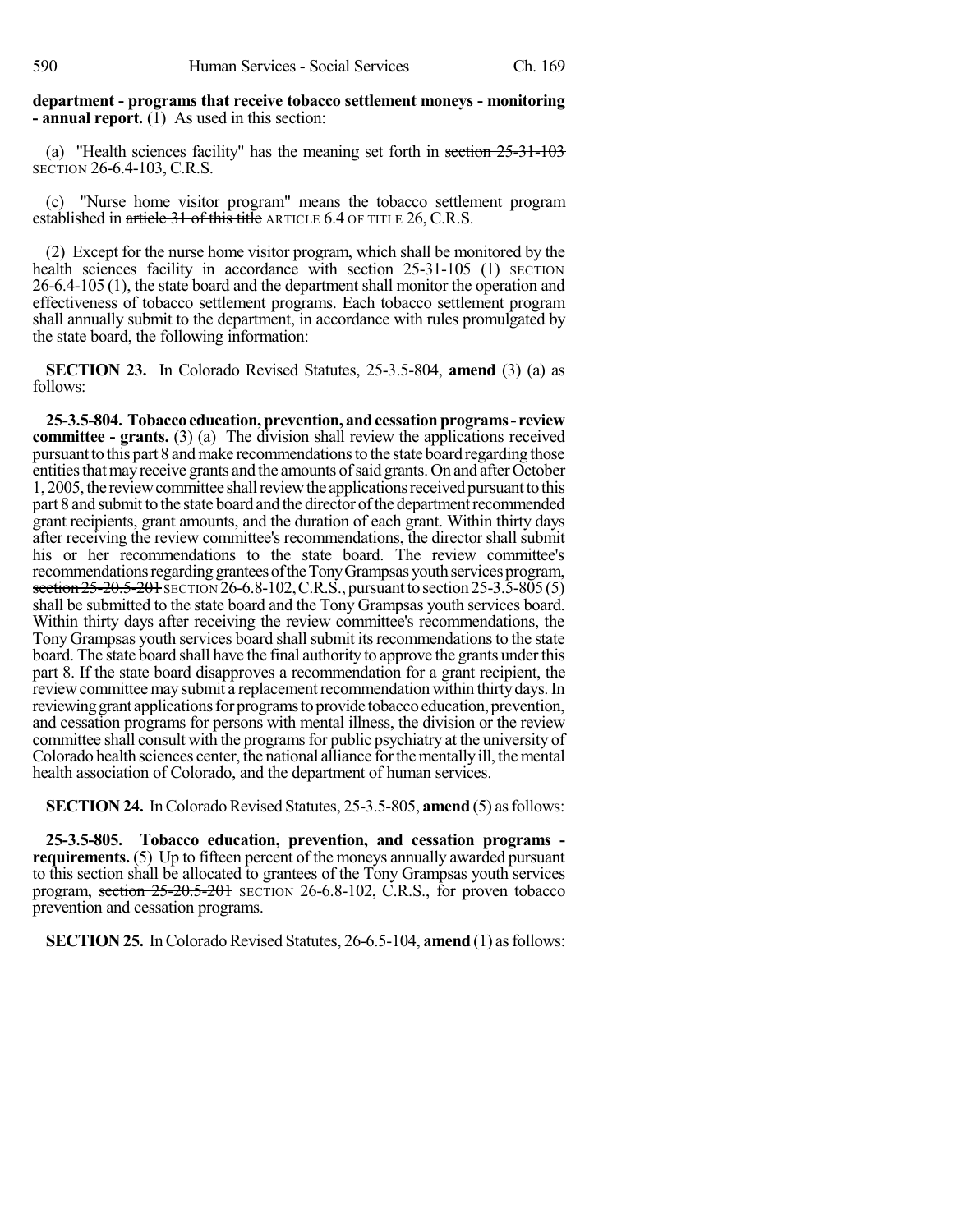**department - programs that receive tobacco settlement moneys - monitoring - annual report.** (1) As used in this section:

(a) "Health sciences facility" has the meaning set forth in ~~section 25-31-103~~ SECTION 26-6.4-103, C.R.S.

(c) "Nurse home visitor program" means the tobacco settlement program established in ~~article 31 of this title~~ ARTICLE 6.4 OF TITLE 26, C.R.S.

(2) Except for the nurse home visitor program, which shall be monitored by the health sciences facility in accordance with ~~section 25-31-105 (1)~~ SECTION 26-6.4-105 (1), the state board and the department shall monitor the operation and effectiveness of tobacco settlement programs. Each tobacco settlement program shall annually submit to the department, in accordance with rules promulgated by the state board, the following information:

**SECTION 23.** In Colorado Revised Statutes, 25-3.5-804, **amend** (3) (a) as follows:

**25-3.5-804. Tobacco education, prevention, and cessation programs - review committee - grants.** (3) (a) The division shall review the applications received pursuant to this part 8 and make recommendations to the state board regarding those entities that may receive grants and the amounts of said grants. On and after October 1, 2005, the review committee shall review the applications received pursuant to this part 8 and submit to the state board and the director of the department recommended grant recipients, grant amounts, and the duration of each grant. Within thirty days after receiving the review committee's recommendations, the director shall submit his or her recommendations to the state board. The review committee's recommendations regarding grantees of the Tony Grampsas youth services program, ~~section 25-20.5-201~~ SECTION 26-6.8-102, C.R.S., pursuant to section 25-3.5-805 (5) shall be submitted to the state board and the Tony Grampsas youth services board. Within thirty days after receiving the review committee's recommendations, the Tony Grampsas youth services board shall submit its recommendations to the state board. The state board shall have the final authority to approve the grants under this part 8. If the state board disapproves a recommendation for a grant recipient, the review committee may submit a replacement recommendation within thirty days. In reviewing grant applications for programs to provide tobacco education, prevention, and cessation programs for persons with mental illness, the division or the review committee shall consult with the programs for public psychiatry at the university of Colorado health sciences center, the national alliance for the mentally ill, the mental health association of Colorado, and the department of human services.

**SECTION 24.** In Colorado Revised Statutes, 25-3.5-805, **amend** (5) as follows:

**25-3.5-805. Tobacco education, prevention, and cessation programs - requirements.** (5) Up to fifteen percent of the moneys annually awarded pursuant to this section shall be allocated to grantees of the Tony Grampsas youth services program, ~~section 25-20.5-201~~ SECTION 26-6.8-102, C.R.S., for proven tobacco prevention and cessation programs.

**SECTION 25.** In Colorado Revised Statutes, 26-6.5-104, **amend** (1) as follows: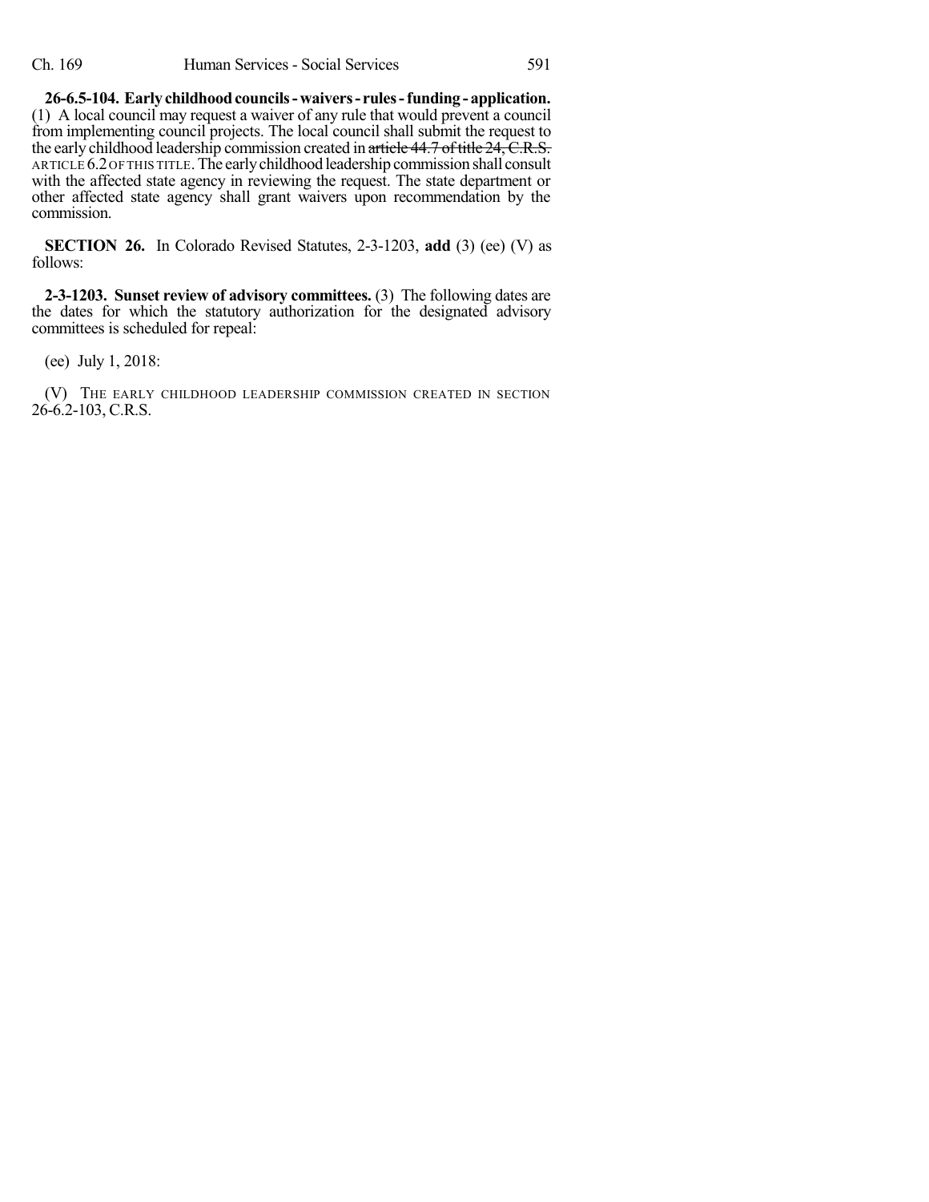**26-6.5-104. Early childhood councils - waivers - rules - funding - application.** (1) A local council may request a waiver of any rule that would prevent a council from implementing council projects. The local council shall submit the request to the early childhood leadership commission created in ~~article 44.7 of title 24, C.R.S.~~ ARTICLE 6.2 OF THIS TITLE. The early childhood leadership commission shall consult with the affected state agency in reviewing the request. The state department or other affected state agency shall grant waivers upon recommendation by the commission.

**SECTION 26.** In Colorado Revised Statutes, 2-3-1203, **add** (3) (ee) (V) as follows:

**2-3-1203. Sunset review of advisory committees.** (3) The following dates are the dates for which the statutory authorization for the designated advisory committees is scheduled for repeal:

(ee) July 1, 2018:

(V) THE EARLY CHILDHOOD LEADERSHIP COMMISSION CREATED IN SECTION 26-6.2-103, C.R.S.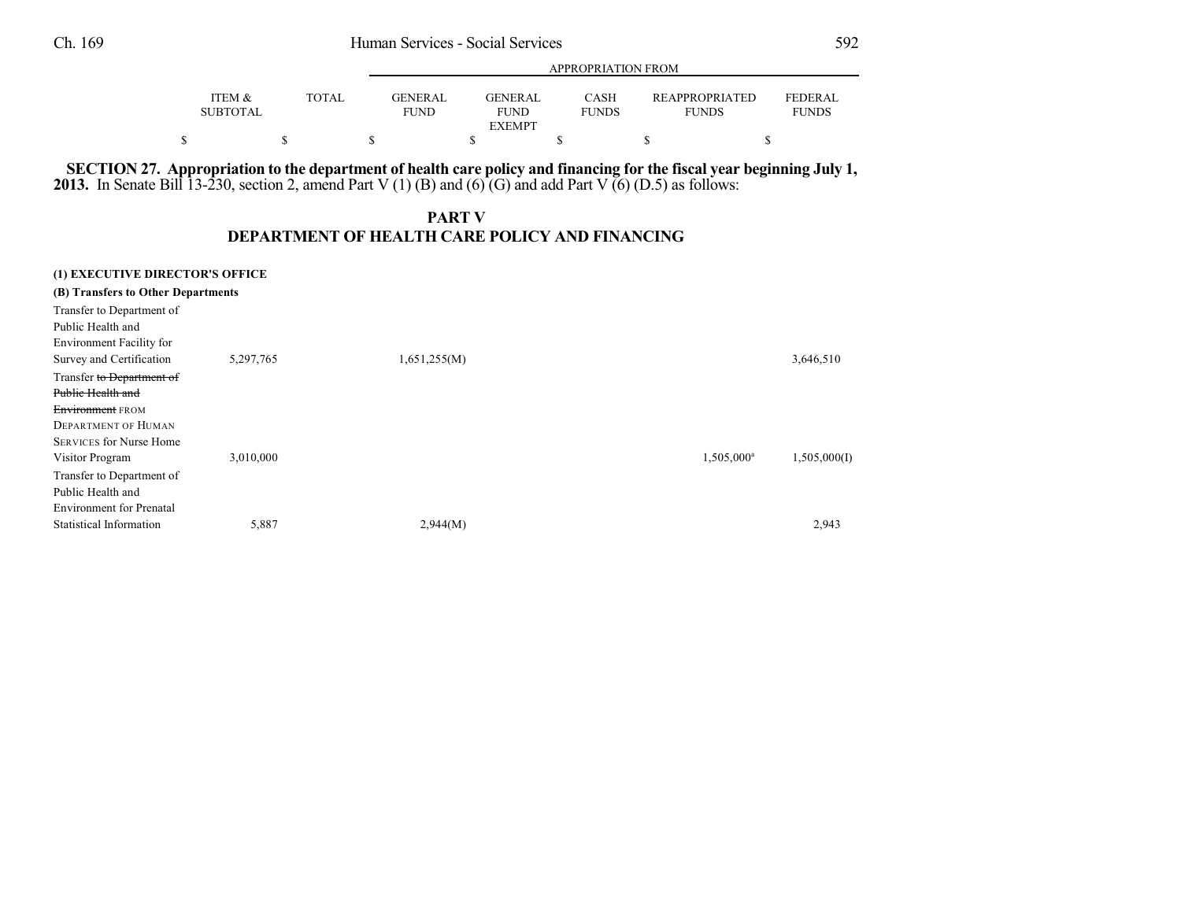| | ITEM & SUBTOTAL | TOTAL | APPROPRIATION FROM GENERAL FUND | GENERAL FUND EXEMPT | CASH FUNDS | REAPPROPRIATED FUNDS | FEDERAL FUNDS |
|---|---|---|---|---|---|---|---|
| | $ | $ | $ | $ | $ | $ | $ |

**SECTION 27. Appropriation to the department of health care policy and financing for the fiscal year beginning July 1, 2013.** In Senate Bill 13-230, section 2, amend Part V (1) (B) and (6) (G) and add Part V (6) (D.5) as follows:

## PART V
## DEPARTMENT OF HEALTH CARE POLICY AND FINANCING

| | ITEM & SUBTOTAL | TOTAL | GENERAL FUND | GENERAL FUND EXEMPT | CASH FUNDS | REAPPROPRIATED FUNDS | FEDERAL FUNDS |
|---|---|---|---|---|---|---|---|
| **(1) EXECUTIVE DIRECTOR'S OFFICE** | | | | | | | |
| **(B) Transfers to Other Departments** | | | | | | | |
| Transfer to Department of Public Health and Environment Facility for Survey and Certification | 5,297,765 | | 1,651,255(M) | | | | 3,646,510 |
| Transfer ~~to Department of Public Health and Environment~~ FROM DEPARTMENT OF HUMAN SERVICES for Nurse Home Visitor Program | 3,010,000 | | | | | 1,505,000[a] | 1,505,000(I) |
| Transfer to Department of Public Health and Environment for Prenatal Statistical Information | 5,887 | | 2,944(M) | | | | 2,943 |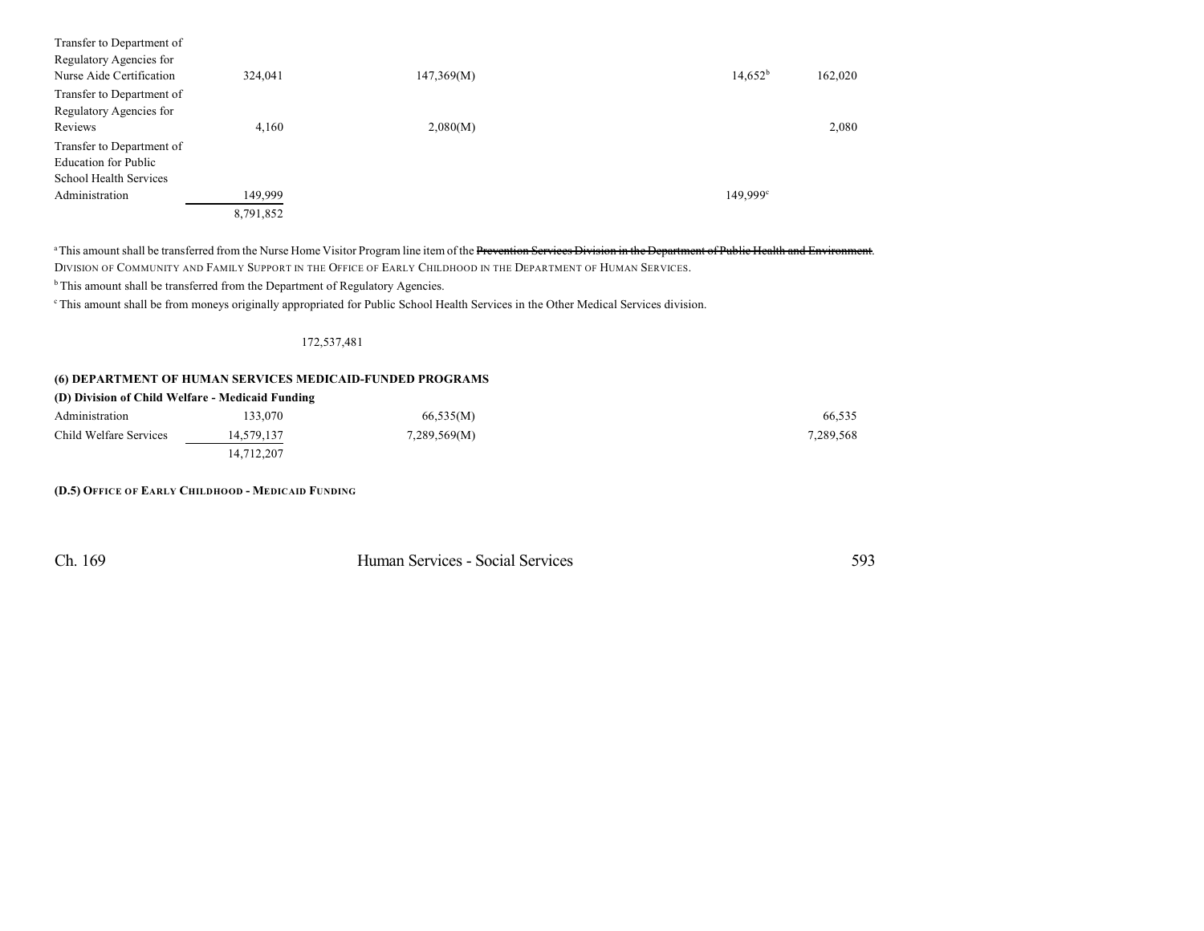| | | | | | |
|---|---|---|---|---|---|
| Transfer to Department of Regulatory Agencies for Nurse Aide Certification | 324,041 | 147,369(M) | | 14,652[b] | 162,020 |
| Transfer to Department of Regulatory Agencies for Reviews | 4,160 | 2,080(M) | | | 2,080 |
| Transfer to Department of Education for Public School Health Services Administration | 149,999 | | | 149,999[c] | |
| | 8,791,852 | | | | |

[a] This amount shall be transferred from the Nurse Home Visitor Program line item of the ~~Prevention Services Division in the Department of Public Health and Environment~~. DIVISION OF COMMUNITY AND FAMILY SUPPORT IN THE OFFICE OF EARLY CHILDHOOD IN THE DEPARTMENT OF HUMAN SERVICES.

[b] This amount shall be transferred from the Department of Regulatory Agencies.

[c] This amount shall be from moneys originally appropriated for Public School Health Services in the Other Medical Services division.

172,537,481

**(6) DEPARTMENT OF HUMAN SERVICES MEDICAID-FUNDED PROGRAMS**

**(D) Division of Child Welfare - Medicaid Funding**

| | | | |
|---|---|---|---|
| Administration | 133,070 | 66,535(M) | 66,535 |
| Child Welfare Services | 14,579,137 | 7,289,569(M) | 7,289,568 |
| | 14,712,207 | | |

**(D.5) OFFICE OF EARLY CHILDHOOD - MEDICAID FUNDING**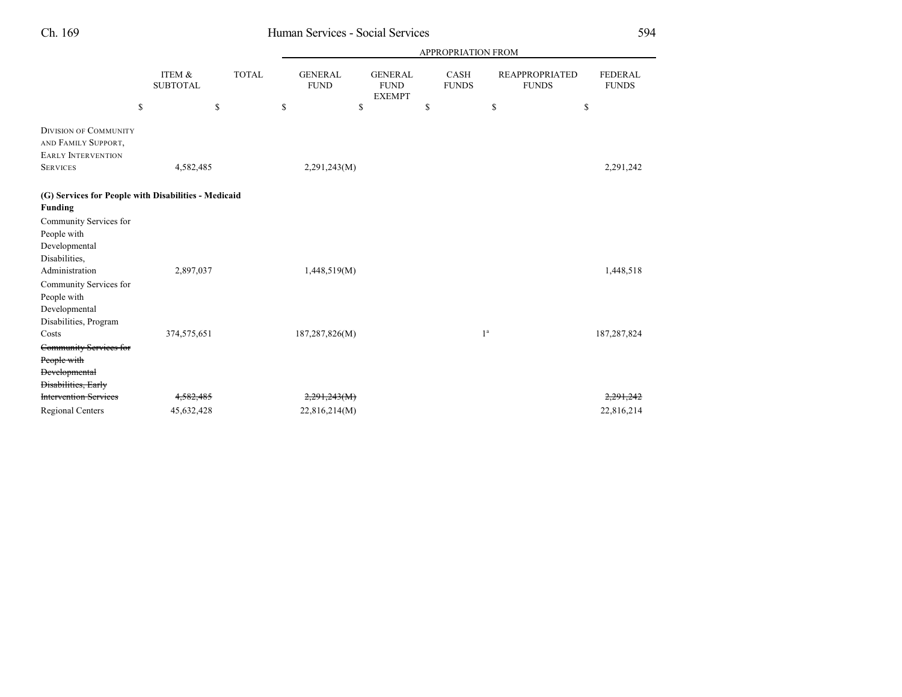| | ITEM & SUBTOTAL | TOTAL | GENERAL FUND | GENERAL FUND EXEMPT | CASH FUNDS | REAPPROPRIATED FUNDS | FEDERAL FUNDS |
|---|---|---|---|---|---|---|---|
| | | | APPROPRIATION FROM | | | | |
| | $ | $ | $ | $ | $ | $ | $ |
| DIVISION OF COMMUNITY AND FAMILY SUPPORT, EARLY INTERVENTION SERVICES | 4,582,485 | | 2,291,243(M) | | | | 2,291,242 |
| **(G) Services for People with Disabilities - Medicaid Funding** | | | | | | | |
| Community Services for People with Developmental Disabilities, Administration | 2,897,037 | | 1,448,519(M) | | | | 1,448,518 |
| Community Services for People with Developmental Disabilities, Program Costs | 374,575,651 | | 187,287,826(M) | | | 1[a] | 187,287,824 |
| ~~Community Services for People with Developmental Disabilities, Early Intervention Services~~ | ~~4,582,485~~ | | ~~2,291,243(M)~~ | | | | ~~2,291,242~~ |
| Regional Centers | 45,632,428 | | 22,816,214(M) | | | | 22,816,214 |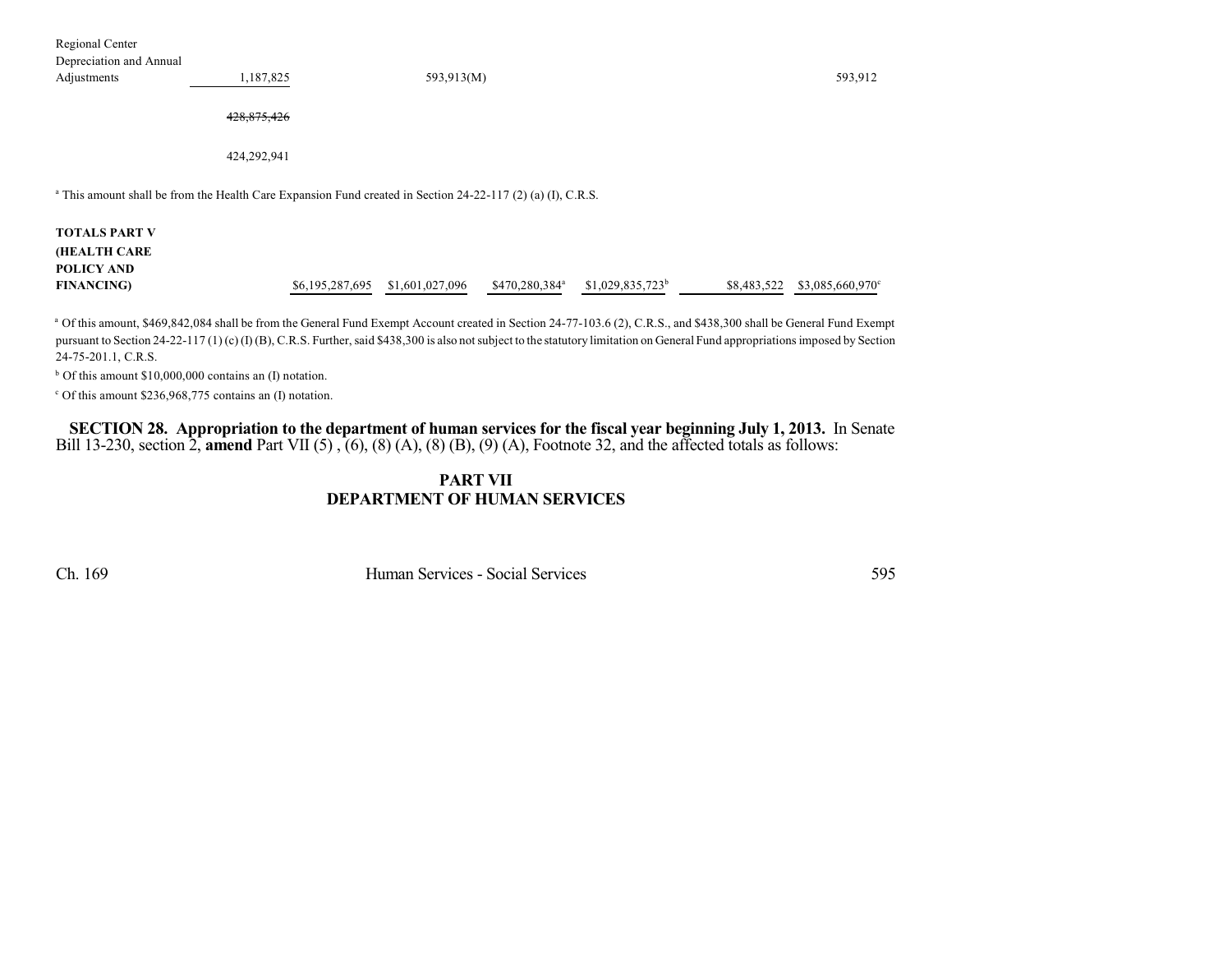| | | | | | | |
|---|---|---|---|---|---|---|
| Regional Center Depreciation and Annual Adjustments | 1,187,825 | | 593,913(M) | | | 593,912 |
| | ~~428,875,426~~ | | | | | |
| | 424,292,941 | | | | | |

[a] This amount shall be from the Health Care Expansion Fund created in Section 24-22-117 (2) (a) (I), C.R.S.

| | | | | | | |
|---|---|---|---|---|---|---|
| **TOTALS PART V (HEALTH CARE POLICY AND FINANCING)** | $6,195,287,695 | $1,601,027,096 | $470,280,384[a] | $1,029,835,723[b] | $8,483,522 | $3,085,660,970[c] |

[a] Of this amount, $469,842,084 shall be from the General Fund Exempt Account created in Section 24-77-103.6 (2), C.R.S., and $438,300 shall be General Fund Exempt pursuant to Section 24-22-117 (1) (c) (I) (B), C.R.S. Further, said $438,300 is also not subject to the statutory limitation on General Fund appropriations imposed by Section 24-75-201.1, C.R.S.

[b] Of this amount $10,000,000 contains an (I) notation.

[c] Of this amount $236,968,775 contains an (I) notation.

**SECTION 28. Appropriation to the department of human services for the fiscal year beginning July 1, 2013.** In Senate Bill 13-230, section 2, **amend** Part VII (5) , (6), (8) (A), (8) (B), (9) (A), Footnote 32, and the affected totals as follows:

## PART VII
## DEPARTMENT OF HUMAN SERVICES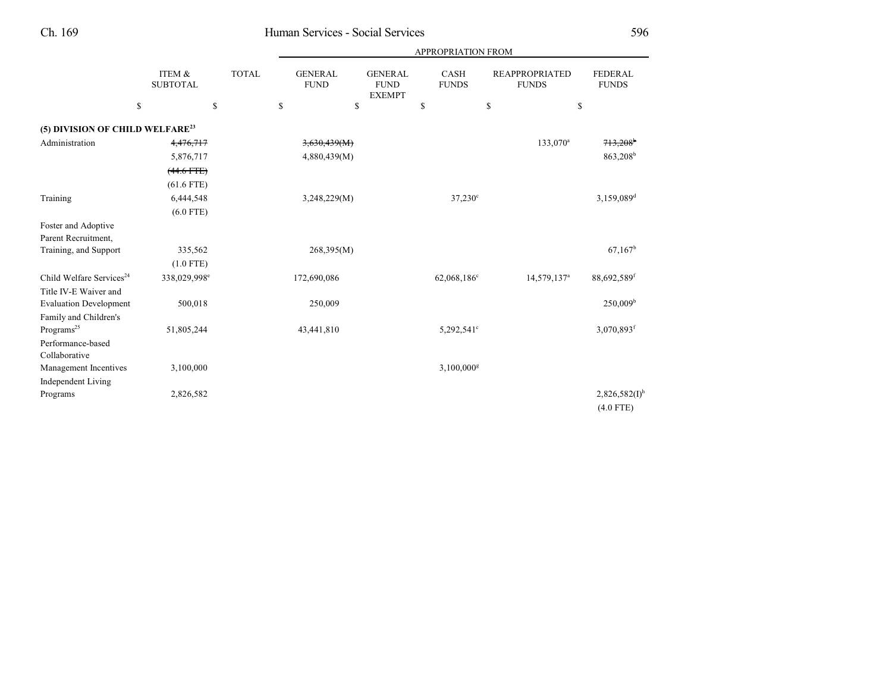| | ITEM & SUBTOTAL | TOTAL | APPROPRIATION FROM | | | | |
|---|---|---|---|---|---|---|---|
| | | | GENERAL FUND | GENERAL FUND EXEMPT | CASH FUNDS | REAPPROPRIATED FUNDS | FEDERAL FUNDS |
| | $ | $ | $ | $ | $ | $ | $ |
| **(5) DIVISION OF CHILD WELFARE[23]** | | | | | | | |
| Administration | ~~4,476,717~~ | | ~~3,630,439(M)~~ | | | 133,070[a] | ~~713,208[b]~~ |
| | 5,876,717 | | 4,880,439(M) | | | | 863,208[b] |
| | ~~(44.6 FTE)~~ | | | | | | |
| | (61.6 FTE) | | | | | | |
| Training | 6,444,548 | | 3,248,229(M) | | 37,230[c] | | 3,159,089[d] |
| | (6.0 FTE) | | | | | | |
| Foster and Adoptive Parent Recruitment, Training, and Support | 335,562 | | 268,395(M) | | | | 67,167[b] |
| | (1.0 FTE) | | | | | | |
| Child Welfare Services[24] | 338,029,998[e] | | 172,690,086 | | 62,068,186[c] | 14,579,137[a] | 88,692,589[f] |
| Title IV-E Waiver and Evaluation Development | 500,018 | | 250,009 | | | | 250,009[b] |
| Family and Children's Programs[25] | 51,805,244 | | 43,441,810 | | 5,292,541[c] | | 3,070,893[f] |
| Performance-based Collaborative Management Incentives | 3,100,000 | | | | 3,100,000[g] | | |
| Independent Living Programs | 2,826,582 | | | | | | 2,826,582(I)[h] |
| | | | | | | | (4.0 FTE) |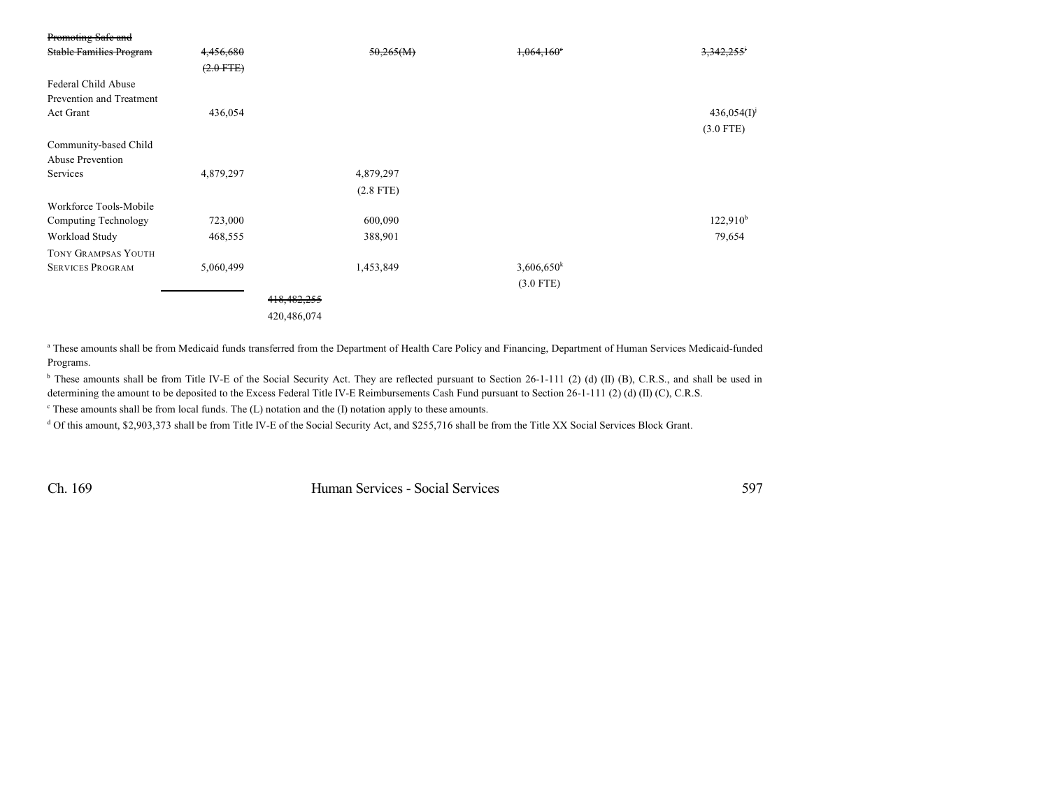| Item | Total | General Fund | Cash Funds | Reappropriated Funds | Federal Funds |
|---|---|---|---|---|---|
| ~~Promoting Safe and Stable Families Program~~ | ~~4,456,680~~ | | ~~50,265(M)~~ | ~~1,064,160~~[e] | ~~3,342,255~~[f] |
| | ~~(2.0 FTE)~~ | | | | |
| Federal Child Abuse Prevention and Treatment Act Grant | 436,054 | | | | 436,054(I)[j] |
| | | | | | (3.0 FTE) |
| Community-based Child Abuse Prevention Services | 4,879,297 | | 4,879,297 | | |
| | | | (2.8 FTE) | | |
| Workforce Tools-Mobile Computing Technology | 723,000 | | 600,090 | | 122,910[b] |
| Workload Study | 468,555 | | 388,901 | | 79,654 |
| TONY GRAMPSAS YOUTH SERVICES PROGRAM | 5,060,499 | | 1,453,849 | 3,606,650[k] | |
| | | | | (3.0 FTE) | |
| | | ~~418,482,255~~ | | | |
| | | 420,486,074 | | | |

[a] These amounts shall be from Medicaid funds transferred from the Department of Health Care Policy and Financing, Department of Human Services Medicaid-funded Programs.

[b] These amounts shall be from Title IV-E of the Social Security Act. They are reflected pursuant to Section 26-1-111 (2) (d) (II) (B), C.R.S., and shall be used in determining the amount to be deposited to the Excess Federal Title IV-E Reimbursements Cash Fund pursuant to Section 26-1-111 (2) (d) (II) (C), C.R.S.

[c] These amounts shall be from local funds. The (L) notation and the (I) notation apply to these amounts.

[d] Of this amount, $2,903,373 shall be from Title IV-E of the Social Security Act, and $255,716 shall be from the Title XX Social Services Block Grant.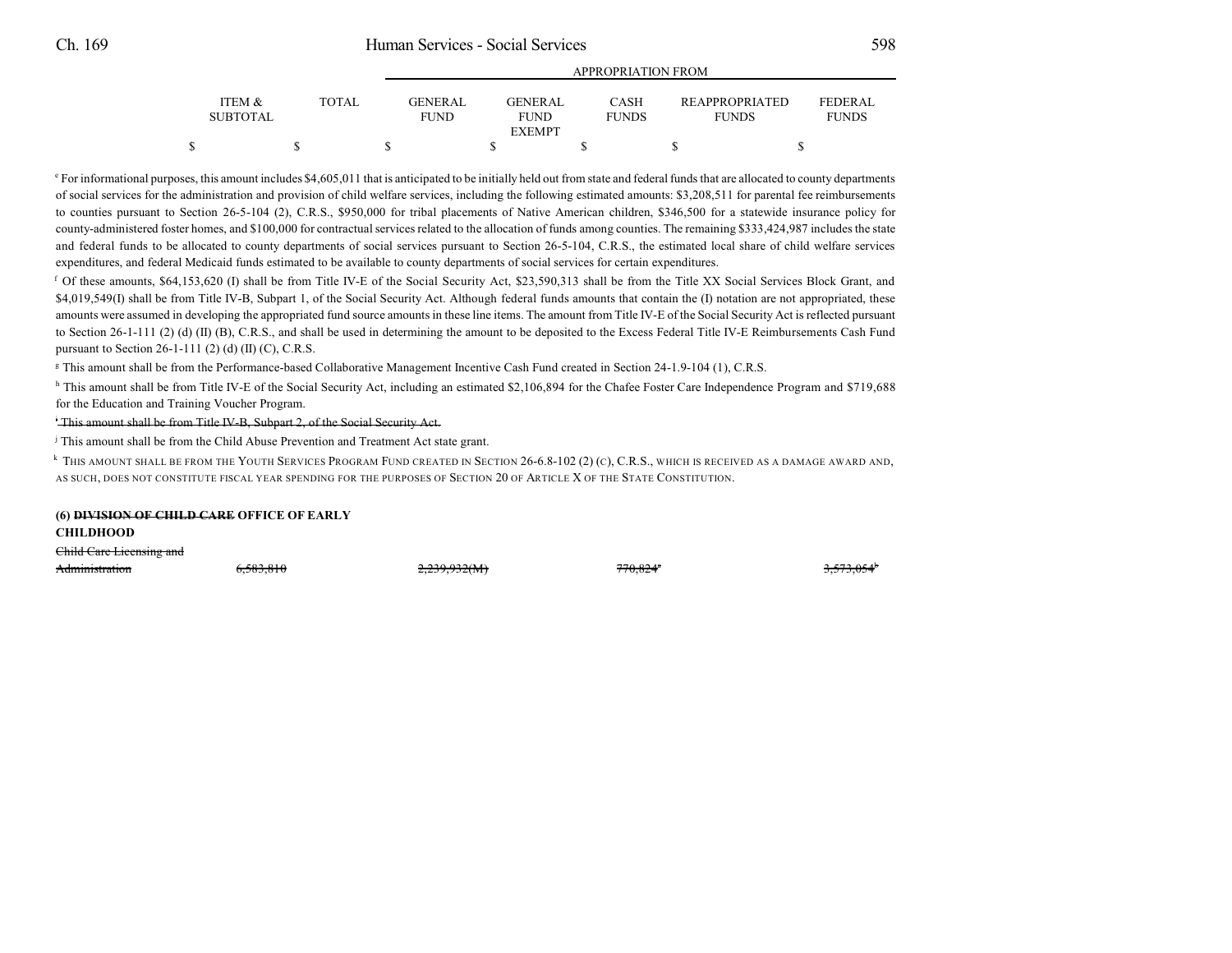| ITEM & SUBTOTAL | TOTAL | GENERAL FUND | GENERAL FUND EXEMPT | CASH FUNDS | REAPPROPRIATED FUNDS | FEDERAL FUNDS |
|---|---|---|---|---|---|---|
| $ | $ | $ | $ | $ | $ | $ |

[e] For informational purposes, this amount includes $4,605,011 that is anticipated to be initially held out from state and federal funds that are allocated to county departments of social services for the administration and provision of child welfare services, including the following estimated amounts: $3,208,511 for parental fee reimbursements to counties pursuant to Section 26-5-104 (2), C.R.S., $950,000 for tribal placements of Native American children, $346,500 for a statewide insurance policy for county-administered foster homes, and $100,000 for contractual services related to the allocation of funds among counties. The remaining $333,424,987 includes the state and federal funds to be allocated to county departments of social services pursuant to Section 26-5-104, C.R.S., the estimated local share of child welfare services expenditures, and federal Medicaid funds estimated to be available to county departments of social services for certain expenditures.

[f] Of these amounts, $64,153,620 (I) shall be from Title IV-E of the Social Security Act, $23,590,313 shall be from the Title XX Social Services Block Grant, and $4,019,549(I) shall be from Title IV-B, Subpart 1, of the Social Security Act. Although federal funds amounts that contain the (I) notation are not appropriated, these amounts were assumed in developing the appropriated fund source amounts in these line items. The amount from Title IV-E of the Social Security Act is reflected pursuant to Section 26-1-111 (2) (d) (II) (B), C.R.S., and shall be used in determining the amount to be deposited to the Excess Federal Title IV-E Reimbursements Cash Fund pursuant to Section 26-1-111 (2) (d) (II) (C), C.R.S.

[g] This amount shall be from the Performance-based Collaborative Management Incentive Cash Fund created in Section 24-1.9-104 (1), C.R.S.

[h] This amount shall be from Title IV-E of the Social Security Act, including an estimated $2,106,894 for the Chafee Foster Care Independence Program and $719,688 for the Education and Training Voucher Program.

~~[i] This amount shall be from Title IV-B, Subpart 2, of the Social Security Act.~~

[j] This amount shall be from the Child Abuse Prevention and Treatment Act state grant.

[k] THIS AMOUNT SHALL BE FROM THE YOUTH SERVICES PROGRAM FUND CREATED IN SECTION 26-6.8-102 (2) (C), C.R.S., WHICH IS RECEIVED AS A DAMAGE AWARD AND, AS SUCH, DOES NOT CONSTITUTE FISCAL YEAR SPENDING FOR THE PURPOSES OF SECTION 20 OF ARTICLE X OF THE STATE CONSTITUTION.

**(6) ~~DIVISION OF CHILD CARE~~ OFFICE OF EARLY CHILDHOOD**

| | ITEM & SUBTOTAL | TOTAL | GENERAL FUND | GENERAL FUND EXEMPT | CASH FUNDS | REAPPROPRIATED FUNDS | FEDERAL FUNDS |
|---|---|---|---|---|---|---|---|
| ~~Child Care Licensing and Administration~~ | ~~6,583,810~~ | | ~~2,239,932(M)~~ | | ~~770,824[a]~~ | | ~~3,573,054[b]~~ |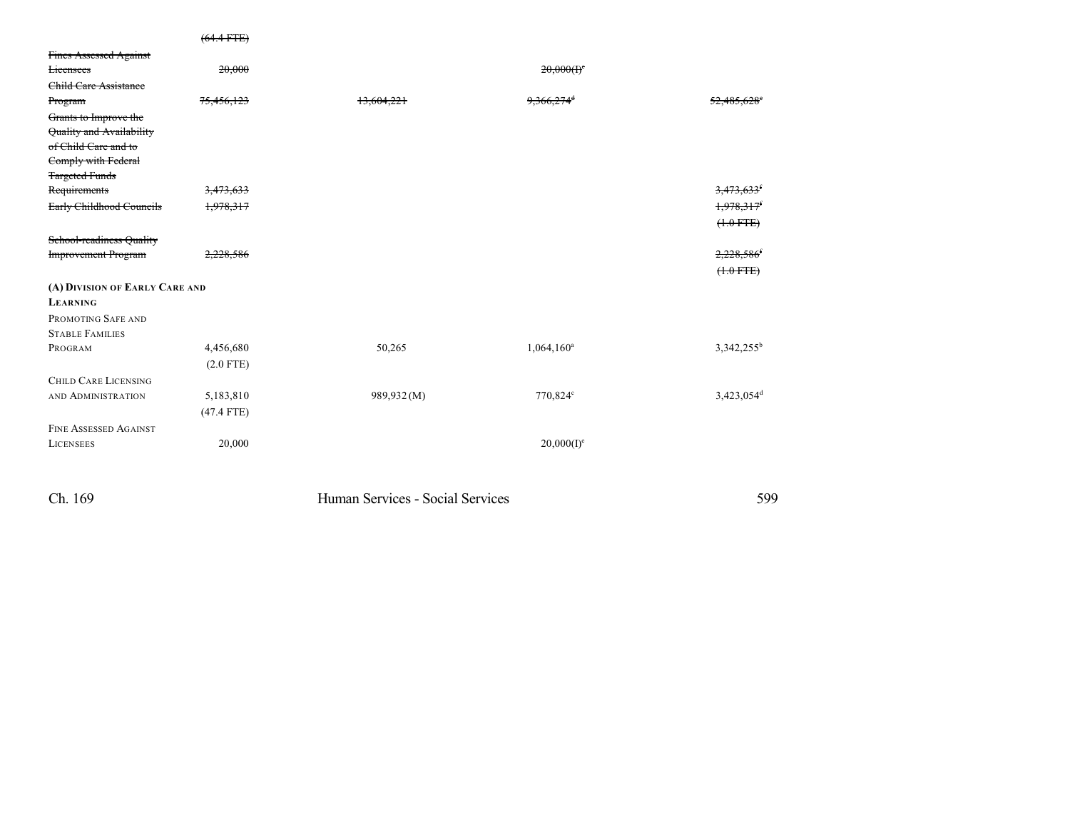| | | | | |
|---|---|---|---|---|
| | ~~(64.4 FTE)~~ | | | |
| ~~Fines Assessed Against Licensees~~ | ~~20,000~~ | | ~~20,000(I)[e]~~ | |
| ~~Child Care Assistance Program~~ | ~~75,456,123~~ | ~~13,604,221~~ | ~~9,366,274[d]~~ | ~~52,485,628[e]~~ |
| ~~Grants to Improve the Quality and Availability of Child Care and to Comply with Federal Targeted Funds Requirements~~ | ~~3,473,633~~ | | | ~~3,473,633[f]~~ |
| ~~Early Childhood Councils~~ | ~~1,978,317~~ | | | ~~1,978,317[f]~~ |
| | | | | ~~(1.0 FTE)~~ |
| ~~School-readiness Quality Improvement Program~~ | ~~2,228,586~~ | | | ~~2,228,586[f]~~ |
| | | | | ~~(1.0 FTE)~~ |
| **(A) DIVISION OF EARLY CARE AND LEARNING** | | | | |
| PROMOTING SAFE AND STABLE FAMILIES PROGRAM | 4,456,680 | 50,265 | 1,064,160[a] | 3,342,255[b] |
| | (2.0 FTE) | | | |
| CHILD CARE LICENSING AND ADMINISTRATION | 5,183,810 | 989,932 (M) | 770,824[c] | 3,423,054[d] |
| | (47.4 FTE) | | | |
| FINE ASSESSED AGAINST LICENSEES | 20,000 | | 20,000(I)[e] | |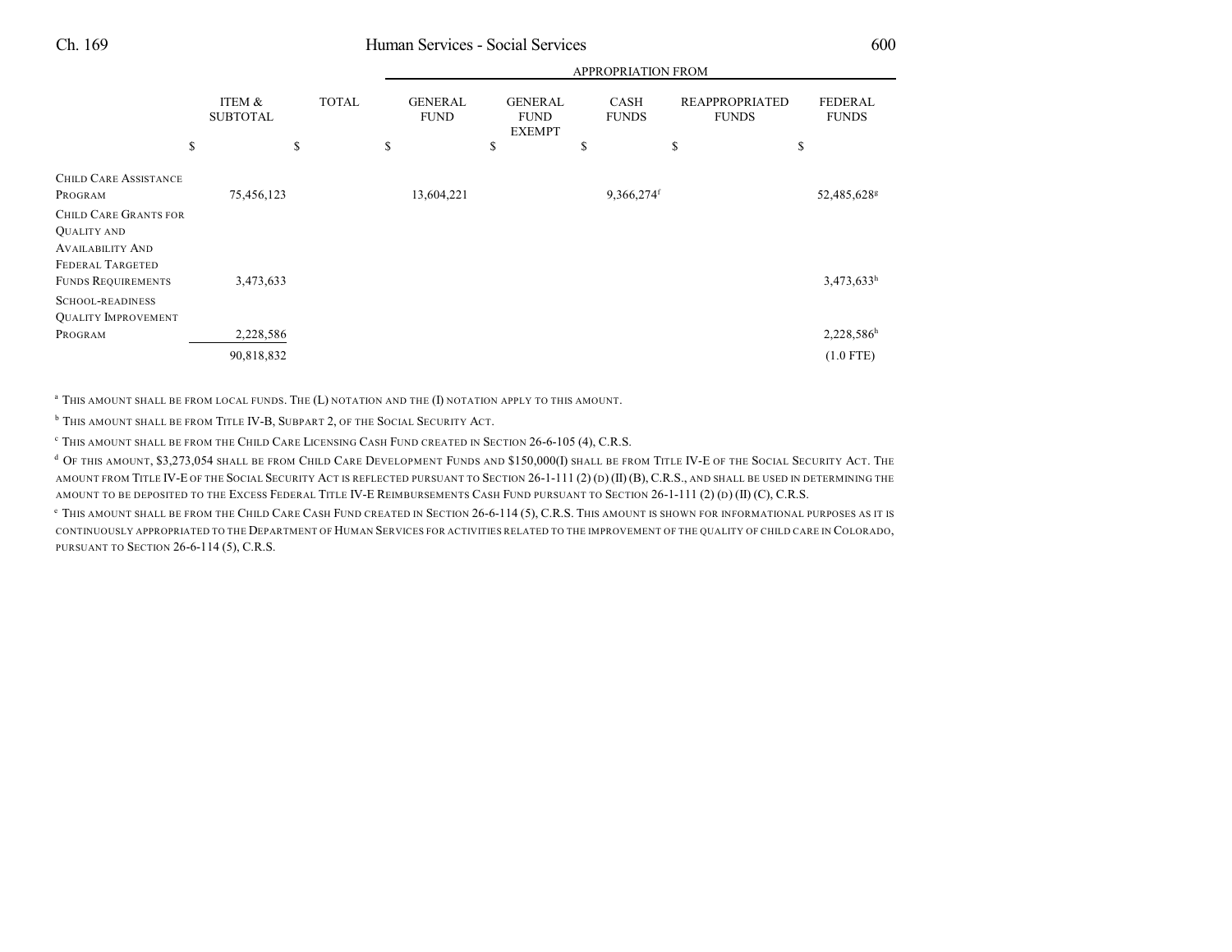| | ITEM & SUBTOTAL | TOTAL | GENERAL FUND | GENERAL FUND EXEMPT | CASH FUNDS | REAPPROPRIATED FUNDS | FEDERAL FUNDS |
|---|---|---|---|---|---|---|---|
| | | | APPROPRIATION FROM | | | | |
| | $ | $ | $ | $ | $ | $ | $ |
| Child Care Assistance Program | 75,456,123 | | 13,604,221 | | 9,366,274[f] | | 52,485,628[g] |
| Child Care Grants for Quality and Availability And Federal Targeted Funds Requirements | 3,473,633 | | | | | | 3,473,633[h] |
| School-readiness Quality Improvement Program | 2,228,586 | | | | | | 2,228,586[h] |
| | 90,818,832 | | | | | | (1.0 FTE) |

[a] This amount shall be from local funds. The (L) notation and the (I) notation apply to this amount.

[b] This amount shall be from Title IV-B, Subpart 2, of the Social Security Act.

[c] This amount shall be from the Child Care Licensing Cash Fund created in Section 26-6-105 (4), C.R.S.

[d] Of this amount, $3,273,054 shall be from Child Care Development Funds and $150,000(I) shall be from Title IV-E of the Social Security Act. The amount from Title IV-E of the Social Security Act is reflected pursuant to Section 26-1-111 (2) (d) (II) (B), C.R.S., and shall be used in determining the amount to be deposited to the Excess Federal Title IV-E Reimbursements Cash Fund pursuant to Section 26-1-111 (2) (d) (II) (C), C.R.S.

[e] This amount shall be from the Child Care Cash Fund created in Section 26-6-114 (5), C.R.S. This amount is shown for informational purposes as it is continuously appropriated to the Department of Human Services for activities related to the improvement of the quality of child care in Colorado, pursuant to Section 26-6-114 (5), C.R.S.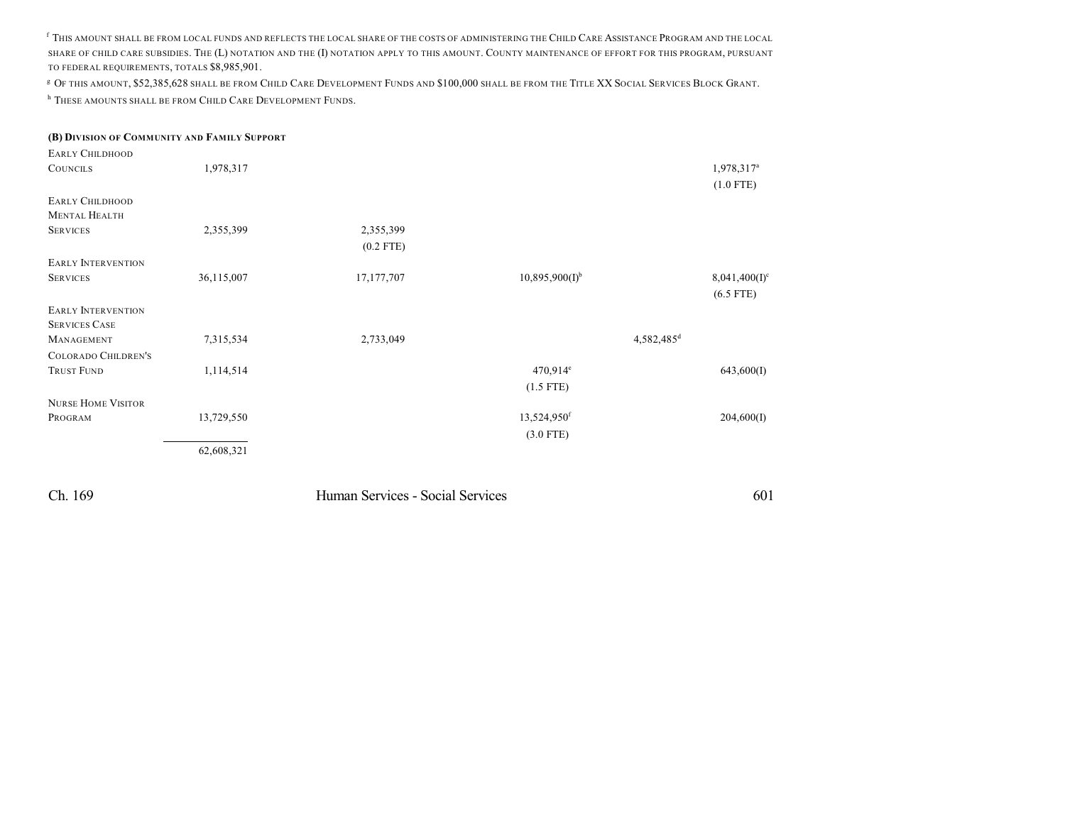[f] THIS AMOUNT SHALL BE FROM LOCAL FUNDS AND REFLECTS THE LOCAL SHARE OF THE COSTS OF ADMINISTERING THE CHILD CARE ASSISTANCE PROGRAM AND THE LOCAL SHARE OF CHILD CARE SUBSIDIES. THE (L) NOTATION AND THE (I) NOTATION APPLY TO THIS AMOUNT. COUNTY MAINTENANCE OF EFFORT FOR THIS PROGRAM, PURSUANT TO FEDERAL REQUIREMENTS, TOTALS $8,985,901.

[g] OF THIS AMOUNT, $52,385,628 SHALL BE FROM CHILD CARE DEVELOPMENT FUNDS AND $100,000 SHALL BE FROM THE TITLE XX SOCIAL SERVICES BLOCK GRANT.

[h] THESE AMOUNTS SHALL BE FROM CHILD CARE DEVELOPMENT FUNDS.

**(B) DIVISION OF COMMUNITY AND FAMILY SUPPORT**

| | | | | | |
|---|---|---|---|---|---|
| EARLY CHILDHOOD COUNCILS | 1,978,317 | | | | 1,978,317[a] (1.0 FTE) |
| EARLY CHILDHOOD MENTAL HEALTH SERVICES | 2,355,399 | 2,355,399 (0.2 FTE) | | | |
| EARLY INTERVENTION SERVICES | 36,115,007 | 17,177,707 | 10,895,900(I)[b] | | 8,041,400(I)[c] (6.5 FTE) |
| EARLY INTERVENTION SERVICES CASE MANAGEMENT | 7,315,534 | 2,733,049 | | 4,582,485[d] | |
| COLORADO CHILDREN'S TRUST FUND | 1,114,514 | | 470,914[e] (1.5 FTE) | | 643,600(I) |
| NURSE HOME VISITOR PROGRAM | 13,729,550 | | 13,524,950[f] (3.0 FTE) | | 204,600(I) |
| | 62,608,321 | | | | |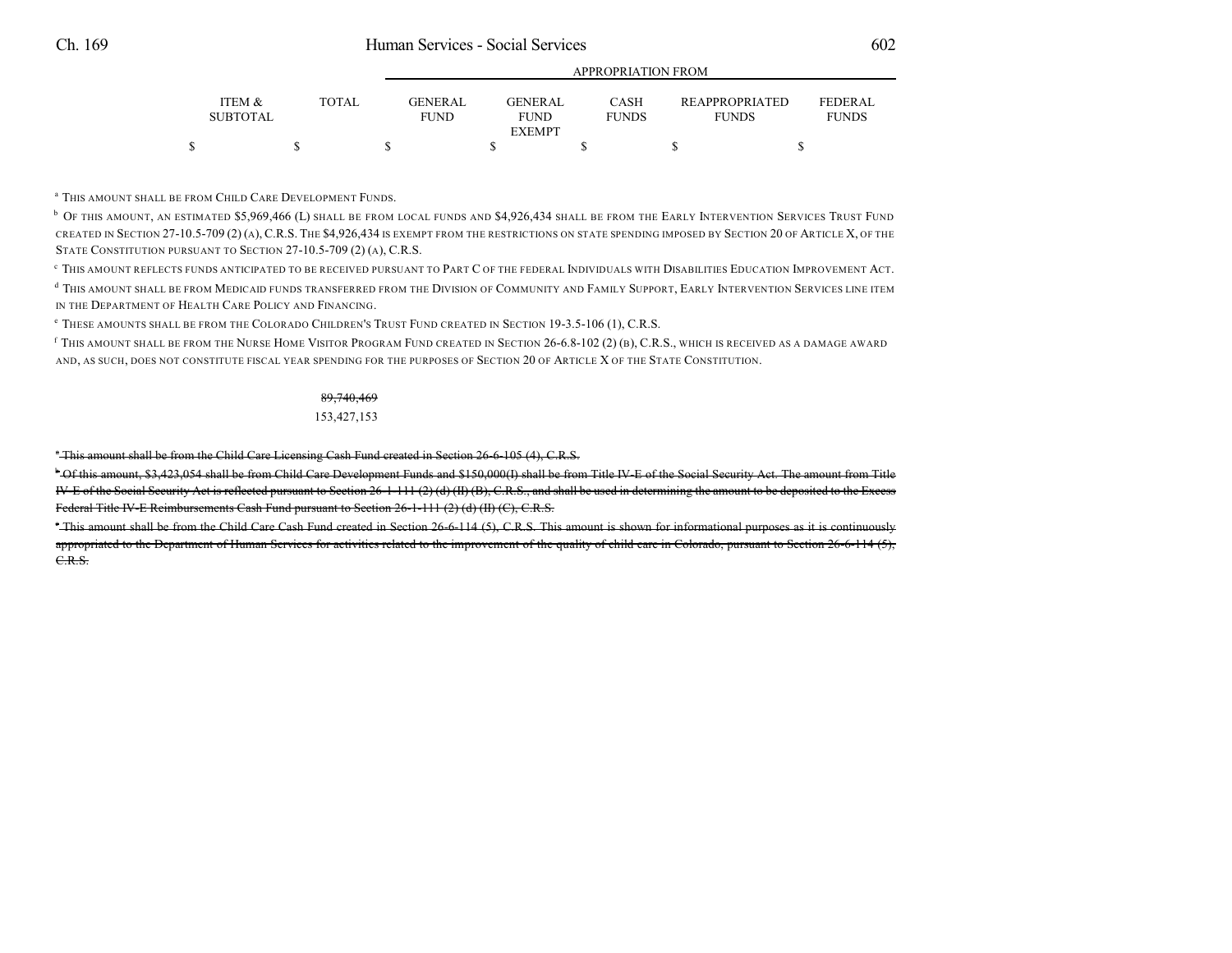| ITEM & SUBTOTAL | TOTAL | GENERAL FUND | GENERAL FUND EXEMPT | CASH FUNDS | REAPPROPRIATED FUNDS | FEDERAL FUNDS |
|---|---|---|---|---|---|---|
| | | | APPROPRIATION FROM | | | |
| $ | $ | $ | $ | $ | $ | $ |

[a] THIS AMOUNT SHALL BE FROM CHILD CARE DEVELOPMENT FUNDS.

[b] OF THIS AMOUNT, AN ESTIMATED $5,969,466 (L) SHALL BE FROM LOCAL FUNDS AND $4,926,434 SHALL BE FROM THE EARLY INTERVENTION SERVICES TRUST FUND CREATED IN SECTION 27-10.5-709 (2) (A), C.R.S. THE $4,926,434 IS EXEMPT FROM THE RESTRICTIONS ON STATE SPENDING IMPOSED BY SECTION 20 OF ARTICLE X, OF THE STATE CONSTITUTION PURSUANT TO SECTION 27-10.5-709 (2) (A), C.R.S.

[c] THIS AMOUNT REFLECTS FUNDS ANTICIPATED TO BE RECEIVED PURSUANT TO PART C OF THE FEDERAL INDIVIDUALS WITH DISABILITIES EDUCATION IMPROVEMENT ACT.

[d] THIS AMOUNT SHALL BE FROM MEDICAID FUNDS TRANSFERRED FROM THE DIVISION OF COMMUNITY AND FAMILY SUPPORT, EARLY INTERVENTION SERVICES LINE ITEM IN THE DEPARTMENT OF HEALTH CARE POLICY AND FINANCING.

[e] THESE AMOUNTS SHALL BE FROM THE COLORADO CHILDREN'S TRUST FUND CREATED IN SECTION 19-3.5-106 (1), C.R.S.

[f] THIS AMOUNT SHALL BE FROM THE NURSE HOME VISITOR PROGRAM FUND CREATED IN SECTION 26-6.8-102 (2) (B), C.R.S., WHICH IS RECEIVED AS A DAMAGE AWARD AND, AS SUCH, DOES NOT CONSTITUTE FISCAL YEAR SPENDING FOR THE PURPOSES OF SECTION 20 OF ARTICLE X OF THE STATE CONSTITUTION.

| ITEM & SUBTOTAL | TOTAL | GENERAL FUND | GENERAL FUND EXEMPT | CASH FUNDS | REAPPROPRIATED FUNDS | FEDERAL FUNDS |
|---|---|---|---|---|---|---|
| | ~~89,740,469~~ 153,427,153 | | | | | |

~~[a] This amount shall be from the Child Care Licensing Cash Fund created in Section 26-6-105 (4), C.R.S.~~

~~[b] Of this amount, $3,423,054 shall be from Child Care Development Funds and $150,000(I) shall be from Title IV-E of the Social Security Act. The amount from Title IV-E of the Social Security Act is reflected pursuant to Section 26-1-111 (2) (d) (II) (B), C.R.S., and shall be used in determining the amount to be deposited to the Excess Federal Title IV-E Reimbursements Cash Fund pursuant to Section 26-1-111 (2) (d) (II) (C), C.R.S.~~

~~[c] This amount shall be from the Child Care Cash Fund created in Section 26-6-114 (5), C.R.S. This amount is shown for informational purposes as it is continuously appropriated to the Department of Human Services for activities related to the improvement of the quality of child care in Colorado, pursuant to Section 26-6-114 (5), C.R.S.~~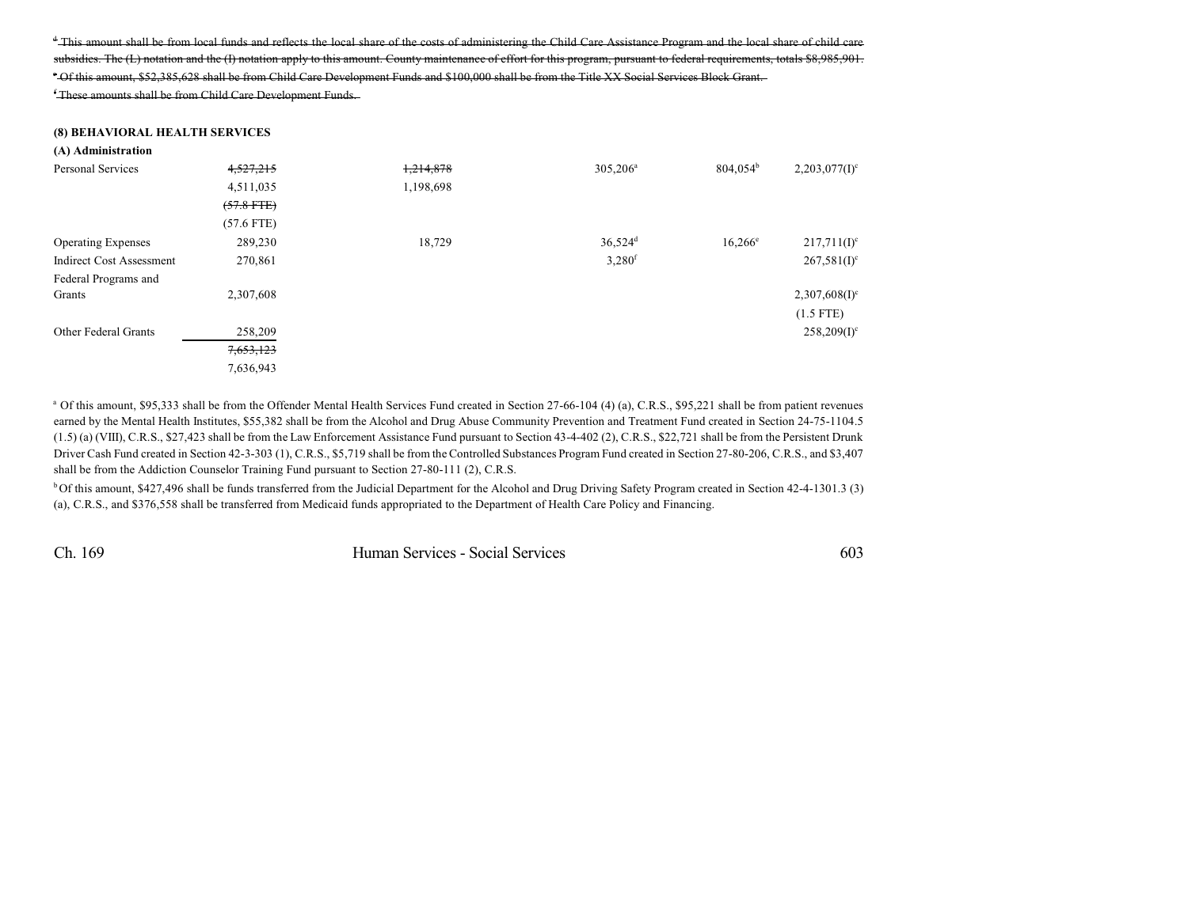~~[d] This amount shall be from local funds and reflects the local share of the costs of administering the Child Care Assistance Program and the local share of child care subsidies. The (L) notation and the (I) notation apply to this amount. County maintenance of effort for this program, pursuant to federal requirements, totals $8,985,901.~~

~~[e] Of this amount, $52,385,628 shall be from Child Care Development Funds and $100,000 shall be from the Title XX Social Services Block Grant.~~

~~[f] These amounts shall be from Child Care Development Funds.~~

**(8) BEHAVIORAL HEALTH SERVICES**

**(A) Administration**

| | | | | | |
|---|---|---|---|---|---|
| Personal Services | ~~4,527,215~~ | ~~1,214,878~~ | 305,206[a] | 804,054[b] | 2,203,077(I)[c] |
| | 4,511,035 | 1,198,698 | | | |
| | ~~(57.8 FTE)~~ | | | | |
| | (57.6 FTE) | | | | |
| Operating Expenses | 289,230 | 18,729 | 36,524[d] | 16,266[e] | 217,711(I)[c] |
| Indirect Cost Assessment | 270,861 | | 3,280[f] | | 267,581(I)[c] |
| Federal Programs and Grants | 2,307,608 | | | | 2,307,608(I)[c] |
| | | | | | (1.5 FTE) |
| Other Federal Grants | 258,209 | | | | 258,209(I)[c] |
| | ~~7,653,123~~ | | | | |
| | 7,636,943 | | | | |

[a] Of this amount, $95,333 shall be from the Offender Mental Health Services Fund created in Section 27-66-104 (4) (a), C.R.S., $95,221 shall be from patient revenues earned by the Mental Health Institutes, $55,382 shall be from the Alcohol and Drug Abuse Community Prevention and Treatment Fund created in Section 24-75-1104.5 (1.5) (a) (VIII), C.R.S., $27,423 shall be from the Law Enforcement Assistance Fund pursuant to Section 43-4-402 (2), C.R.S., $22,721 shall be from the Persistent Drunk Driver Cash Fund created in Section 42-3-303 (1), C.R.S., $5,719 shall be from the Controlled Substances Program Fund created in Section 27-80-206, C.R.S., and $3,407 shall be from the Addiction Counselor Training Fund pursuant to Section 27-80-111 (2), C.R.S.

[b] Of this amount, $427,496 shall be funds transferred from the Judicial Department for the Alcohol and Drug Driving Safety Program created in Section 42-4-1301.3 (3) (a), C.R.S., and $376,558 shall be transferred from Medicaid funds appropriated to the Department of Health Care Policy and Financing.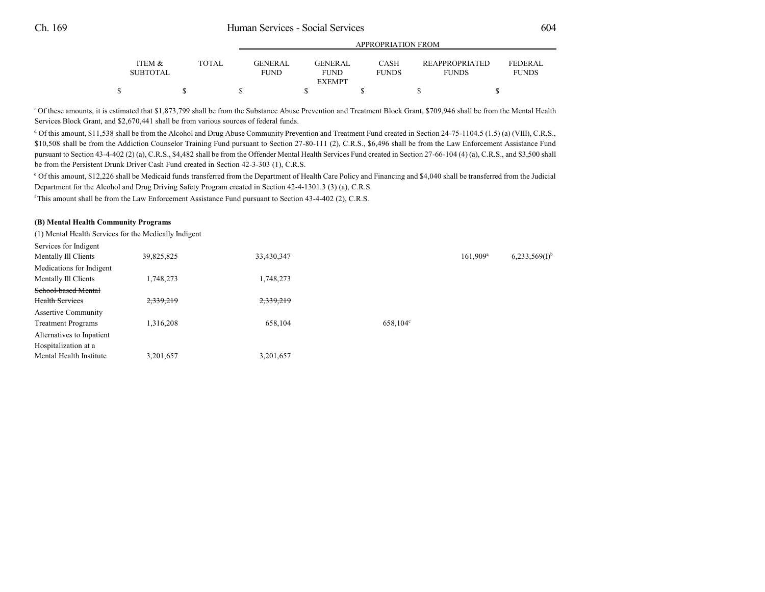| | ITEM & SUBTOTAL | TOTAL | GENERAL FUND | GENERAL FUND EXEMPT | CASH FUNDS | REAPPROPRIATED FUNDS | FEDERAL FUNDS |
|---|---|---|---|---|---|---|---|
| | $ | $ | $ | $ | $ | $ | $ |

[c] Of these amounts, it is estimated that $1,873,799 shall be from the Substance Abuse Prevention and Treatment Block Grant, $709,946 shall be from the Mental Health Services Block Grant, and $2,670,441 shall be from various sources of federal funds.

[d] Of this amount, $11,538 shall be from the Alcohol and Drug Abuse Community Prevention and Treatment Fund created in Section 24-75-1104.5 (1.5) (a) (VIII), C.R.S., $10,508 shall be from the Addiction Counselor Training Fund pursuant to Section 27-80-111 (2), C.R.S., $6,496 shall be from the Law Enforcement Assistance Fund pursuant to Section 43-4-402 (2) (a), C.R.S., $4,482 shall be from the Offender Mental Health Services Fund created in Section 27-66-104 (4) (a), C.R.S., and $3,500 shall be from the Persistent Drunk Driver Cash Fund created in Section 42-3-303 (1), C.R.S.

[e] Of this amount, $12,226 shall be Medicaid funds transferred from the Department of Health Care Policy and Financing and $4,040 shall be transferred from the Judicial Department for the Alcohol and Drug Driving Safety Program created in Section 42-4-1301.3 (3) (a), C.R.S.

[f] This amount shall be from the Law Enforcement Assistance Fund pursuant to Section 43-4-402 (2), C.R.S.

**(B) Mental Health Community Programs**

(1) Mental Health Services for the Medically Indigent

| | ITEM & SUBTOTAL | TOTAL | GENERAL FUND | GENERAL FUND EXEMPT | CASH FUNDS | REAPPROPRIATED FUNDS | FEDERAL FUNDS |
|---|---|---|---|---|---|---|---|
| Services for Indigent Mentally Ill Clients | 39,825,825 | | 33,430,347 | | | 161,909[a] | 6,233,569(I)[b] |
| Medications for Indigent Mentally Ill Clients | 1,748,273 | | 1,748,273 | | | | |
| ~~School-based Mental Health Services~~ | ~~2,339,219~~ | | ~~2,339,219~~ | | | | |
| Assertive Community Treatment Programs | 1,316,208 | | 658,104 | | 658,104[c] | | |
| Alternatives to Inpatient Hospitalization at a Mental Health Institute | 3,201,657 | | 3,201,657 | | | | |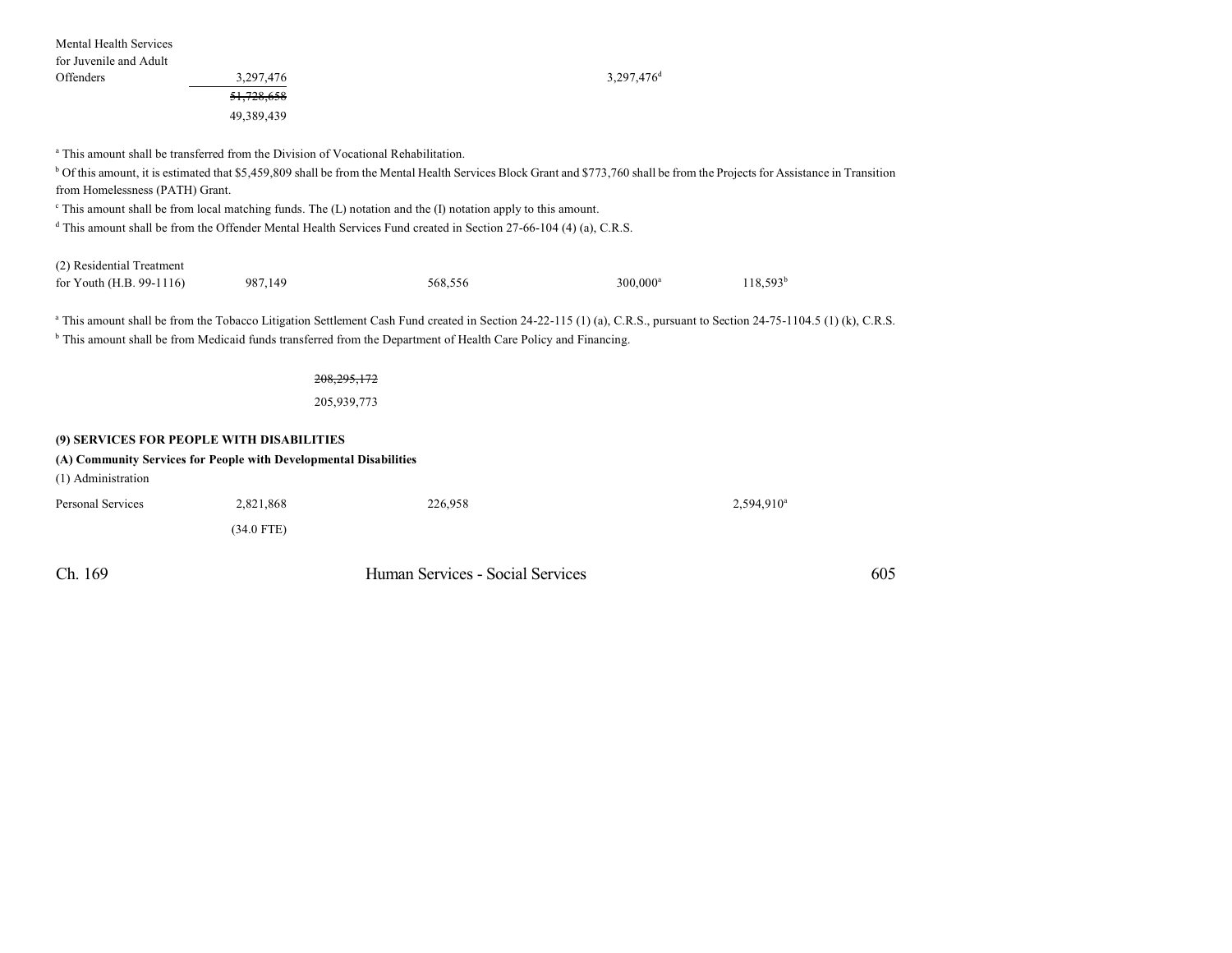| | | | | | |
|---|---|---|---|---|---|
| Mental Health Services for Juvenile and Adult Offenders | 3,297,476 | | 3,297,476[d] | | |
| | ~~51,728,658~~ | | | | |
| | 49,389,439 | | | | |

[a] This amount shall be transferred from the Division of Vocational Rehabilitation.

[b] Of this amount, it is estimated that $5,459,809 shall be from the Mental Health Services Block Grant and $773,760 shall be from the Projects for Assistance in Transition from Homelessness (PATH) Grant.

[c] This amount shall be from local matching funds. The (L) notation and the (I) notation apply to this amount.

[d] This amount shall be from the Offender Mental Health Services Fund created in Section 27-66-104 (4) (a), C.R.S.

| | | | | | |
|---|---|---|---|---|---|
| (2) Residential Treatment for Youth (H.B. 99-1116) | 987,149 | 568,556 | 300,000[a] | 118,593[b] | |

[a] This amount shall be from the Tobacco Litigation Settlement Cash Fund created in Section 24-22-115 (1) (a), C.R.S., pursuant to Section 24-75-1104.5 (1) (k), C.R.S.

[b] This amount shall be from Medicaid funds transferred from the Department of Health Care Policy and Financing.

~~208,295,172~~

205,939,773

**(9) SERVICES FOR PEOPLE WITH DISABILITIES**

**(A) Community Services for People with Developmental Disabilities**

(1) Administration

| | | | | | |
|---|---|---|---|---|---|
| Personal Services | 2,821,868 | 226,958 | | 2,594,910[a] | |
| | (34.0 FTE) | | | | |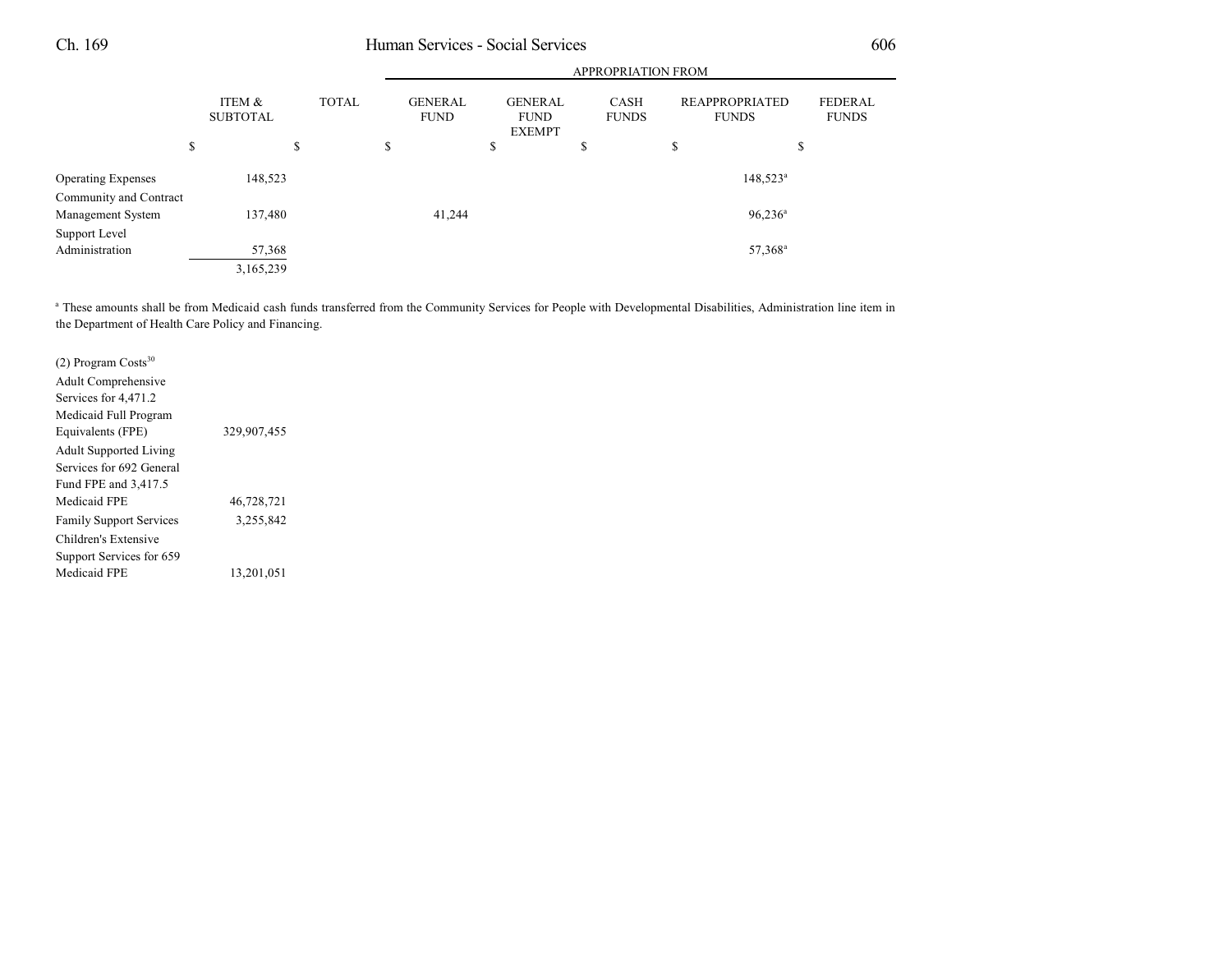| | ITEM & SUBTOTAL | TOTAL | APPROPRIATION FROM | | | | |
|---|---|---|---|---|---|---|---|
| | | | GENERAL FUND | GENERAL FUND EXEMPT | CASH FUNDS | REAPPROPRIATED FUNDS | FEDERAL FUNDS |
| | $ | $ | $ | $ | $ | $ | $ |
| Operating Expenses | 148,523 | | | | | 148,523[a] | |
| Community and Contract Management System | 137,480 | | 41,244 | | | 96,236[a] | |
| Support Level Administration | 57,368 | | | | | 57,368[a] | |
| | 3,165,239 | | | | | | |

[a] These amounts shall be from Medicaid cash funds transferred from the Community Services for People with Developmental Disabilities, Administration line item in the Department of Health Care Policy and Financing.

| | ITEM & SUBTOTAL | TOTAL | GENERAL FUND | GENERAL FUND EXEMPT | CASH FUNDS | REAPPROPRIATED FUNDS | FEDERAL FUNDS |
|---|---|---|---|---|---|---|---|
| (2) Program Costs[30] | | | | | | | |
| Adult Comprehensive Services for 4,471.2 Medicaid Full Program Equivalents (FPE) | 329,907,455 | | | | | | |
| Adult Supported Living Services for 692 General Fund FPE and 3,417.5 Medicaid FPE | 46,728,721 | | | | | | |
| Family Support Services | 3,255,842 | | | | | | |
| Children's Extensive Support Services for 659 Medicaid FPE | 13,201,051 | | | | | | |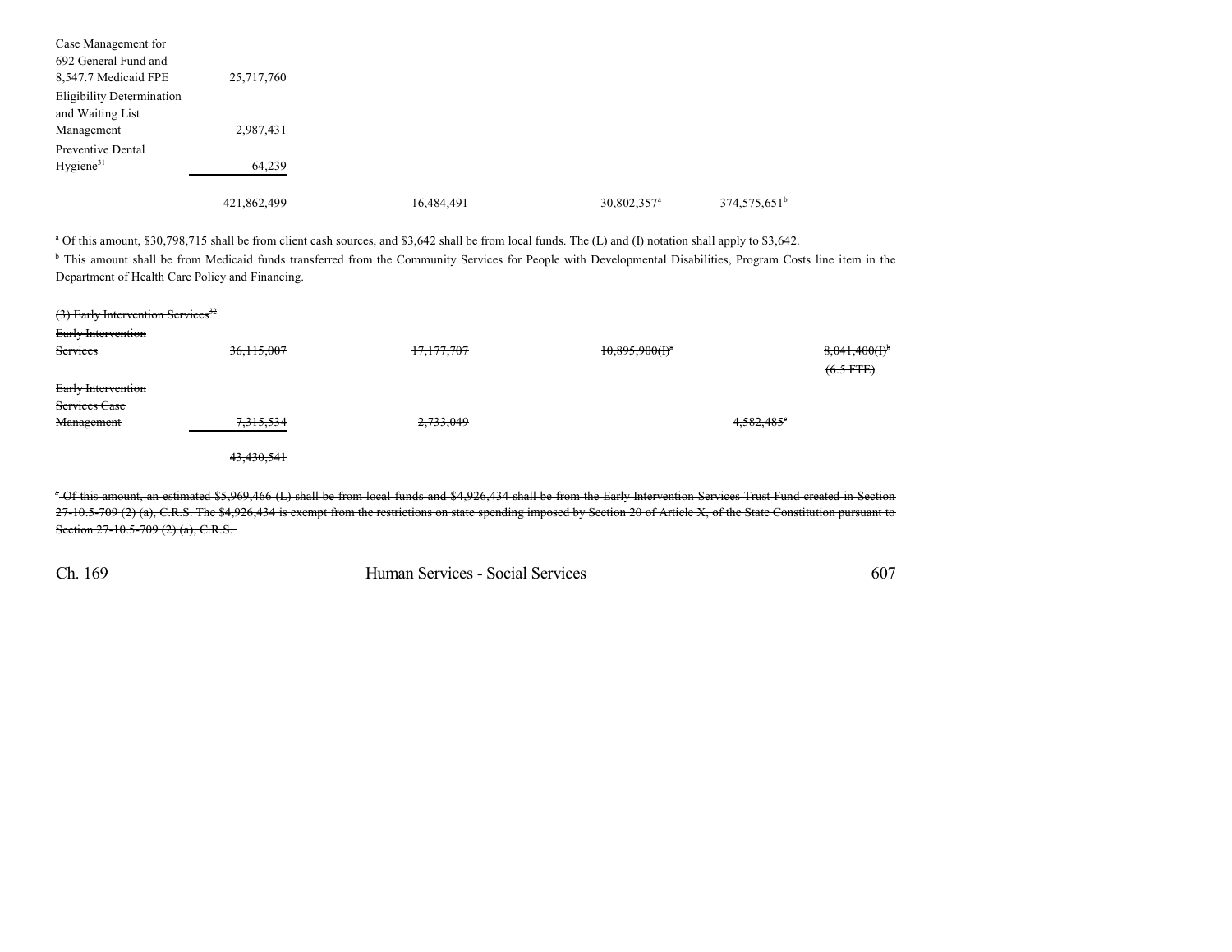| | | | | | |
|---|---|---|---|---|---|
| Case Management for 692 General Fund and 8,547.7 Medicaid FPE | 25,717,760 | | | | |
| Eligibility Determination and Waiting List Management | 2,987,431 | | | | |
| Preventive Dental Hygiene[31] | 64,239 | | | | |
| | 421,862,499 | 16,484,491 | 30,802,357[a] | 374,575,651[b] | |

[a] Of this amount, $30,798,715 shall be from client cash sources, and $3,642 shall be from local funds. The (L) and (I) notation shall apply to $3,642.

[b] This amount shall be from Medicaid funds transferred from the Community Services for People with Developmental Disabilities, Program Costs line item in the Department of Health Care Policy and Financing.

~~(3) Early Intervention Services[32]~~

| | | | | | |
|---|---|---|---|---|---|
| ~~Early Intervention Services~~ | ~~36,115,007~~ | ~~17,177,707~~ | ~~10,895,900(I)[a]~~ | | ~~8,041,400(I)[b]~~ ~~(6.5 FTE)~~ |
| ~~Early Intervention Services Case Management~~ | ~~7,315,534~~ | ~~2,733,049~~ | | ~~4,582,485[c]~~ | |
| | ~~43,430,541~~ | | | | |

~~[a] Of this amount, an estimated $5,969,466 (L) shall be from local funds and $4,926,434 shall be from the Early Intervention Services Trust Fund created in Section 27-10.5-709 (2) (a), C.R.S. The $4,926,434 is exempt from the restrictions on state spending imposed by Section 20 of Article X, of the State Constitution pursuant to Section 27-10.5-709 (2) (a), C.R.S.~~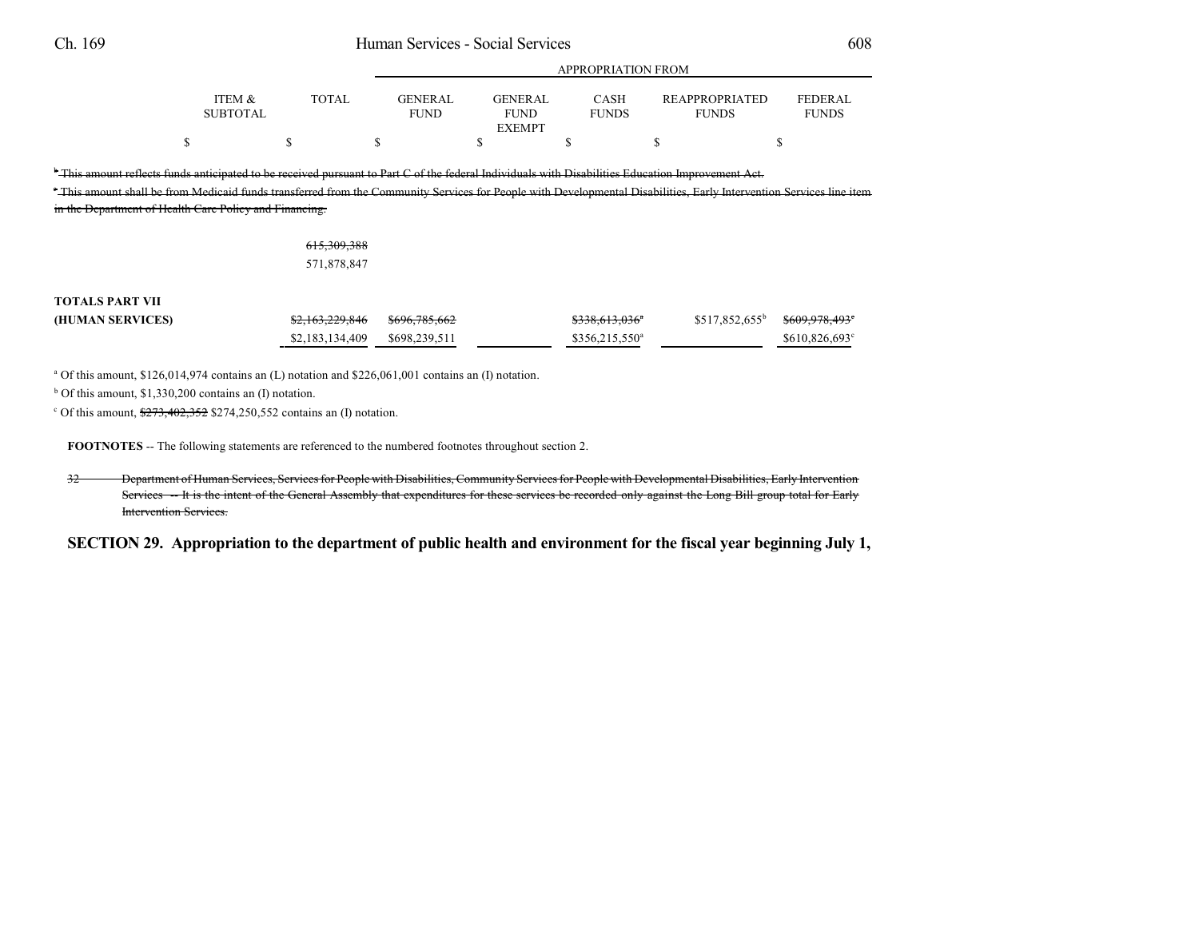| | ITEM & SUBTOTAL | TOTAL | GENERAL FUND | GENERAL FUND EXEMPT | CASH FUNDS | REAPPROPRIATED FUNDS | FEDERAL FUNDS |
|---|---|---|---|---|---|---|---|
| | | | APPROPRIATION FROM | | | | |
| | $ | $ | $ | $ | $ | $ | $ |

~~[b] This amount reflects funds anticipated to be received pursuant to Part C of the federal Individuals with Disabilities Education Improvement Act.~~

~~[c] This amount shall be from Medicaid funds transferred from the Community Services for People with Developmental Disabilities, Early Intervention Services line item in the Department of Health Care Policy and Financing.~~

| | ITEM & SUBTOTAL | TOTAL | GENERAL FUND | GENERAL FUND EXEMPT | CASH FUNDS | REAPPROPRIATED FUNDS | FEDERAL FUNDS |
|---|---|---|---|---|---|---|---|
| | | ~~615,309,388~~ 571,878,847 | | | | | |
| **TOTALS PART VII (HUMAN SERVICES)** | | ~~$2,163,229,846~~ $2,183,134,409 | ~~$696,785,662~~ $698,239,511 | | ~~$338,613,036[a]~~ $356,215,550[a] | $517,852,655[b] | ~~$609,978,493[c]~~ $610,826,693[c] |

[a] Of this amount, $126,014,974 contains an (L) notation and $226,061,001 contains an (I) notation.

[b] Of this amount, $1,330,200 contains an (I) notation.

[c] Of this amount, ~~$273,402,352~~ $274,250,552 contains an (I) notation.

**FOOTNOTES** -- The following statements are referenced to the numbered footnotes throughout section 2.

~~32 Department of Human Services, Services for People with Disabilities, Community Services for People with Developmental Disabilities, Early Intervention Services -- It is the intent of the General Assembly that expenditures for these services be recorded only against the Long Bill group total for Early Intervention Services.~~

**SECTION 29. Appropriation to the department of public health and environment for the fiscal year beginning July 1,**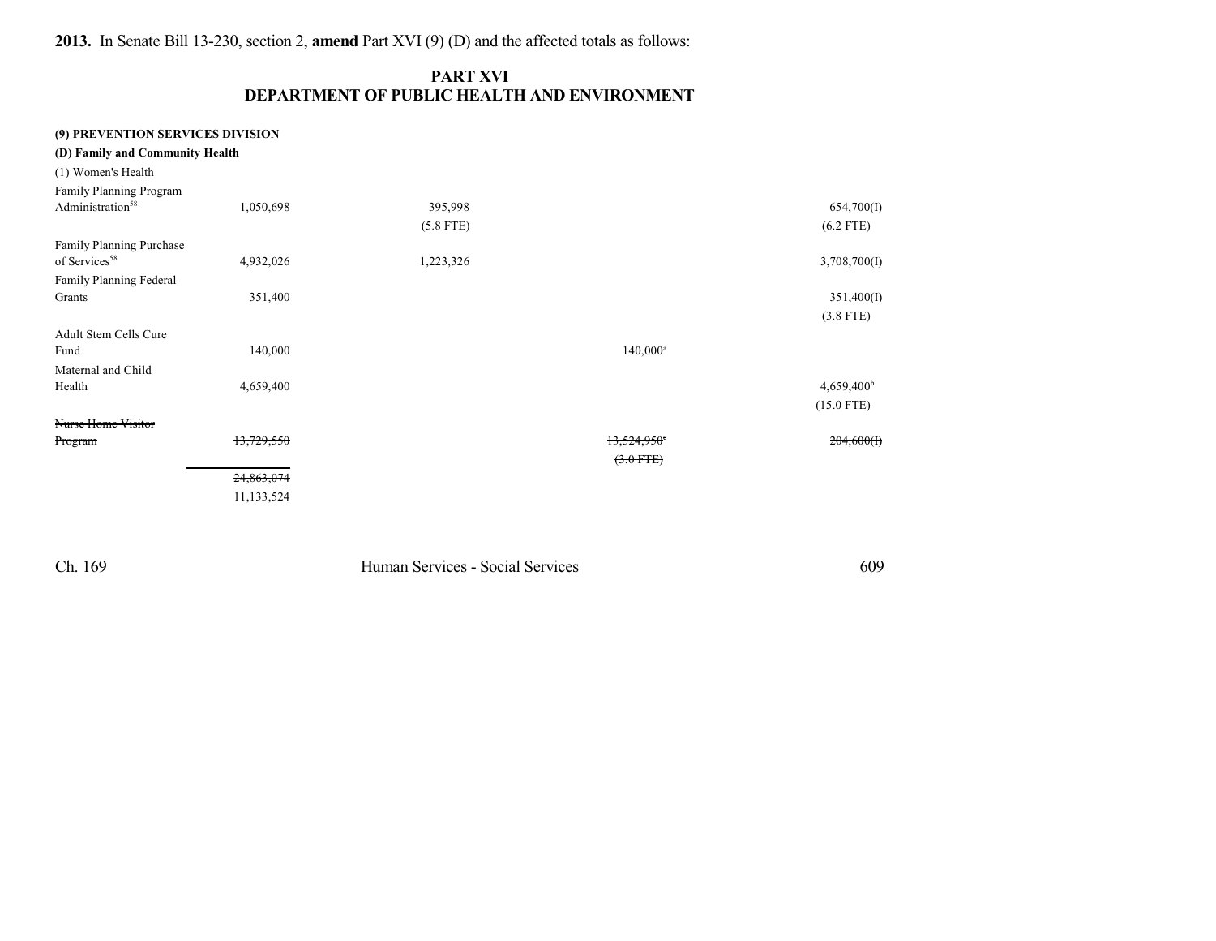**2013.** In Senate Bill 13-230, section 2, **amend** Part XVI (9) (D) and the affected totals as follows:

## PART XVI
## DEPARTMENT OF PUBLIC HEALTH AND ENVIRONMENT

| | | | | |
|---|---|---|---|---|
| **(9) PREVENTION SERVICES DIVISION** | | | | |
| **(D) Family and Community Health** | | | | |
| (1) Women's Health | | | | |
| Family Planning Program Administration[58] | 1,050,698 | 395,998 (5.8 FTE) | | 654,700(I) (6.2 FTE) |
| Family Planning Purchase of Services[58] | 4,932,026 | 1,223,326 | | 3,708,700(I) |
| Family Planning Federal Grants | 351,400 | | | 351,400(I) (3.8 FTE) |
| Adult Stem Cells Cure Fund | 140,000 | | 140,000[a] | |
| Maternal and Child Health | 4,659,400 | | | 4,659,400[b] (15.0 FTE) |
| ~~Nurse Home Visitor Program~~ | ~~13,729,550~~ | | ~~13,524,950~~[c] ~~(3.0 FTE)~~ | ~~204,600(I)~~ |
| | ~~24,863,074~~ 11,133,524 | | | |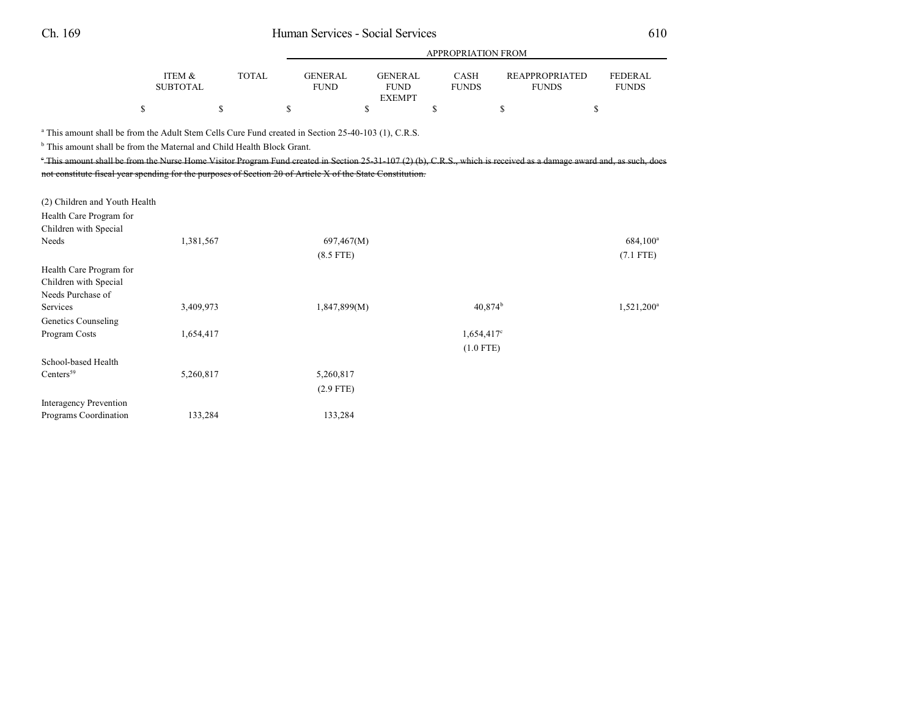| | ITEM & SUBTOTAL | TOTAL | APPROPRIATION FROM GENERAL FUND | GENERAL FUND EXEMPT | CASH FUNDS | REAPPROPRIATED FUNDS | FEDERAL FUNDS |
|---|---|---|---|---|---|---|---|
| | $ | $ | $ | $ | $ | $ | $ |

[a] This amount shall be from the Adult Stem Cells Cure Fund created in Section 25-40-103 (1), C.R.S.

[b] This amount shall be from the Maternal and Child Health Block Grant.

~~[c] This amount shall be from the Nurse Home Visitor Program Fund created in Section 25-31-107 (2) (b), C.R.S., which is received as a damage award and, as such, does not constitute fiscal year spending for the purposes of Section 20 of Article X of the State Constitution.~~

| | ITEM & SUBTOTAL | TOTAL | GENERAL FUND | GENERAL FUND EXEMPT | CASH FUNDS | REAPPROPRIATED FUNDS | FEDERAL FUNDS |
|---|---|---|---|---|---|---|---|
| (2) Children and Youth Health | | | | | | | |
| Health Care Program for Children with Special Needs | 1,381,567 | | 697,467(M) (8.5 FTE) | | | | 684,100[a] (7.1 FTE) |
| Health Care Program for Children with Special Needs Purchase of Services | 3,409,973 | | 1,847,899(M) | | 40,874[b] | | 1,521,200[a] |
| Genetics Counseling Program Costs | 1,654,417 | | | | 1,654,417[c] (1.0 FTE) | | |
| School-based Health Centers[59] | 5,260,817 | | 5,260,817 (2.9 FTE) | | | | |
| Interagency Prevention Programs Coordination | 133,284 | | 133,284 | | | | |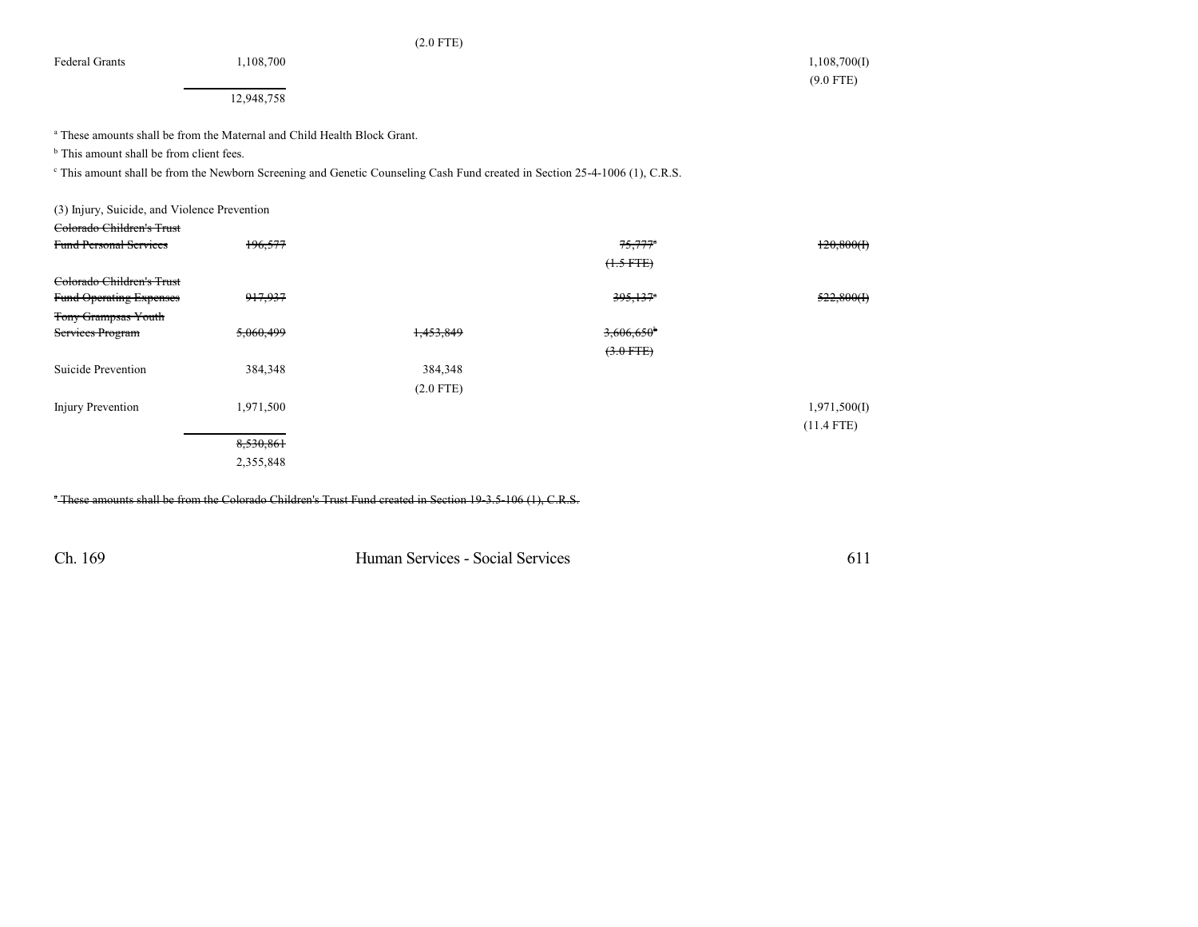| | | | | |
|---|---|---|---|---|
| | | (2.0 FTE) | | |
| Federal Grants | 1,108,700 | | | 1,108,700(I) |
| | | | | (9.0 FTE) |
| | 12,948,758 | | | |

[a] These amounts shall be from the Maternal and Child Health Block Grant.

[b] This amount shall be from client fees.

[c] This amount shall be from the Newborn Screening and Genetic Counseling Cash Fund created in Section 25-4-1006 (1), C.R.S.

(3) Injury, Suicide, and Violence Prevention

| | | | | |
|---|---|---|---|---|
| ~~Colorado Children's Trust Fund Personal Services~~ | ~~196,577~~ | | ~~75,777~~[a] | ~~120,800(I)~~ |
| | | | ~~(1.5 FTE)~~ | |
| ~~Colorado Children's Trust Fund Operating Expenses~~ | ~~917,937~~ | | ~~395,137~~[a] | ~~522,800(I)~~ |
| ~~Tony Grampsas Youth Services Program~~ | ~~5,060,499~~ | ~~1,453,849~~ | ~~3,606,650~~[b] | |
| | | | ~~(3.0 FTE)~~ | |
| Suicide Prevention | 384,348 | 384,348 | | |
| | | (2.0 FTE) | | |
| Injury Prevention | 1,971,500 | | | 1,971,500(I) |
| | | | | (11.4 FTE) |
| | ~~8,530,861~~ | | | |
| | 2,355,848 | | | |

~~[a] These amounts shall be from the Colorado Children's Trust Fund created in Section 19-3.5-106 (1), C.R.S.~~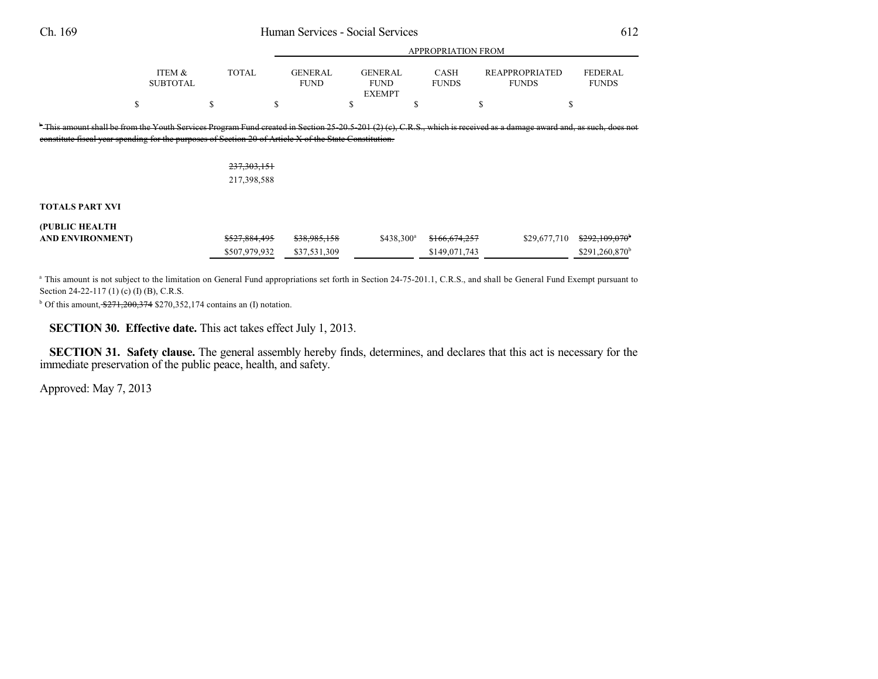| | ITEM & SUBTOTAL | TOTAL | APPROPRIATION FROM GENERAL FUND | GENERAL FUND EXEMPT | CASH FUNDS | REAPPROPRIATED FUNDS | FEDERAL FUNDS |
|---|---|---|---|---|---|---|---|
| | $ | $ | $ | $ | $ | $ | $ |

~~[b] This amount shall be from the Youth Services Program Fund created in Section 25-20.5-201 (2) (c), C.R.S., which is received as a damage award and, as such, does not constitute fiscal year spending for the purposes of Section 20 of Article X of the State Constitution.~~

| | | | | | | | |
|---|---|---|---|---|---|---|---|
| | | ~~237,303,151~~ 217,398,588 | | | | | |
| **TOTALS PART XVI** | | | | | | | |
| **(PUBLIC HEALTH AND ENVIRONMENT)** | | ~~$527,884,495~~ $507,979,932 | ~~$38,985,158~~ $37,531,309 | $438,300[a] | ~~$166,674,257~~ $149,071,743 | $29,677,710 | ~~$292,109,070[b]~~ $291,260,870[b] |

[a] This amount is not subject to the limitation on General Fund appropriations set forth in Section 24-75-201.1, C.R.S., and shall be General Fund Exempt pursuant to Section 24-22-117 (1) (c) (I) (B), C.R.S.

[b] Of this amount, ~~$271,200,374~~ $270,352,174 contains an (I) notation.

**SECTION 30. Effective date.** This act takes effect July 1, 2013.

**SECTION 31. Safety clause.** The general assembly hereby finds, determines, and declares that this act is necessary for the immediate preservation of the public peace, health, and safety.

Approved: May 7, 2013